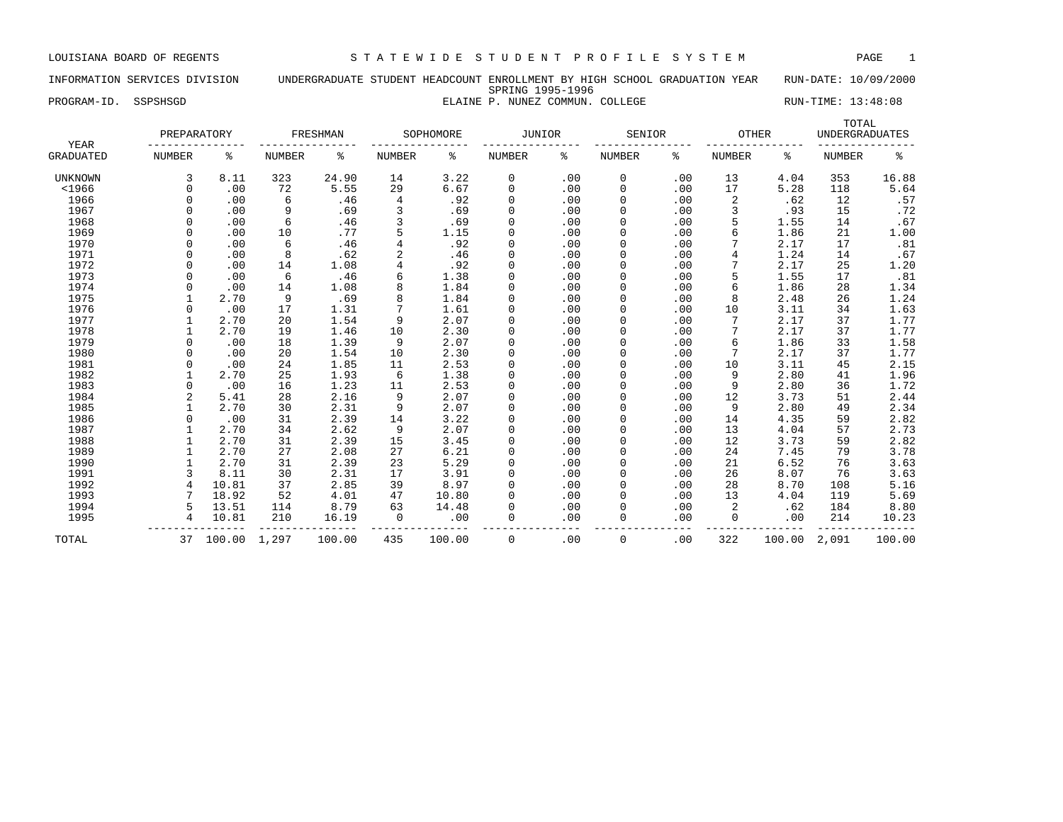LOUISIANA BOARD OF REGENTS — STATEWIDE STUDENT PROFILE SYSTEM

INFORMATION SERVICES DIVISION — UNDERGRADUATE STUDENT HEADCOUNT ENROLLMENT BY HIGH SCHOOL GRADUATION YEAR — RUN-DATE: 10/09/2000

SPRING 1995-1996

PROGRAM-ID. SSPSHSGD — ELAINE P. NUNEZ COMMUN. COLLEGE — RUN-TIME: 13:48:08

| YEAR | PREPARATORY | | FRESHMAN | | SOPHOMORE | | JUNIOR | | SENIOR | | OTHER | | TOTAL UNDERGRADUATES | |
|---|---|---|---|---|---|---|---|---|---|---|---|---|---|---|
| GRADUATED | NUMBER | % | NUMBER | % | NUMBER | % | NUMBER | % | NUMBER | % | NUMBER | % | NUMBER | % |
| UNKNOWN | 3 | 8.11 | 323 | 24.90 | 14 | 3.22 | 0 | .00 | 0 | .00 | 13 | 4.04 | 353 | 16.88 |
| <1966 | 0 | .00 | 72 | 5.55 | 29 | 6.67 | 0 | .00 | 0 | .00 | 17 | 5.28 | 118 | 5.64 |
| 1966 | 0 | .00 | 6 | .46 | 4 | .92 | 0 | .00 | 0 | .00 | 2 | .62 | 12 | .57 |
| 1967 | 0 | .00 | 9 | .69 | 3 | .69 | 0 | .00 | 0 | .00 | 3 | .93 | 15 | .72 |
| 1968 | 0 | .00 | 6 | .46 | 3 | .69 | 0 | .00 | 0 | .00 | 5 | 1.55 | 14 | .67 |
| 1969 | 0 | .00 | 10 | .77 | 5 | 1.15 | 0 | .00 | 0 | .00 | 6 | 1.86 | 21 | 1.00 |
| 1970 | 0 | .00 | 6 | .46 | 4 | .92 | 0 | .00 | 0 | .00 | 7 | 2.17 | 17 | .81 |
| 1971 | 0 | .00 | 8 | .62 | 2 | .46 | 0 | .00 | 0 | .00 | 4 | 1.24 | 14 | .67 |
| 1972 | 0 | .00 | 14 | 1.08 | 4 | .92 | 0 | .00 | 0 | .00 | 7 | 2.17 | 25 | 1.20 |
| 1973 | 0 | .00 | 6 | .46 | 6 | 1.38 | 0 | .00 | 0 | .00 | 5 | 1.55 | 17 | .81 |
| 1974 | 0 | .00 | 14 | 1.08 | 8 | 1.84 | 0 | .00 | 0 | .00 | 6 | 1.86 | 28 | 1.34 |
| 1975 | 1 | 2.70 | 9 | .69 | 8 | 1.84 | 0 | .00 | 0 | .00 | 8 | 2.48 | 26 | 1.24 |
| 1976 | 0 | .00 | 17 | 1.31 | 7 | 1.61 | 0 | .00 | 0 | .00 | 10 | 3.11 | 34 | 1.63 |
| 1977 | 1 | 2.70 | 20 | 1.54 | 9 | 2.07 | 0 | .00 | 0 | .00 | 7 | 2.17 | 37 | 1.77 |
| 1978 | 1 | 2.70 | 19 | 1.46 | 10 | 2.30 | 0 | .00 | 0 | .00 | 7 | 2.17 | 37 | 1.77 |
| 1979 | 0 | .00 | 18 | 1.39 | 9 | 2.07 | 0 | .00 | 0 | .00 | 6 | 1.86 | 33 | 1.58 |
| 1980 | 0 | .00 | 20 | 1.54 | 10 | 2.30 | 0 | .00 | 0 | .00 | 7 | 2.17 | 37 | 1.77 |
| 1981 | 0 | .00 | 24 | 1.85 | 11 | 2.53 | 0 | .00 | 0 | .00 | 10 | 3.11 | 45 | 2.15 |
| 1982 | 1 | 2.70 | 25 | 1.93 | 6 | 1.38 | 0 | .00 | 0 | .00 | 9 | 2.80 | 41 | 1.96 |
| 1983 | 0 | .00 | 16 | 1.23 | 11 | 2.53 | 0 | .00 | 0 | .00 | 9 | 2.80 | 36 | 1.72 |
| 1984 | 2 | 5.41 | 28 | 2.16 | 9 | 2.07 | 0 | .00 | 0 | .00 | 12 | 3.73 | 51 | 2.44 |
| 1985 | 1 | 2.70 | 30 | 2.31 | 9 | 2.07 | 0 | .00 | 0 | .00 | 9 | 2.80 | 49 | 2.34 |
| 1986 | 0 | .00 | 31 | 2.39 | 14 | 3.22 | 0 | .00 | 0 | .00 | 14 | 4.35 | 59 | 2.82 |
| 1987 | 1 | 2.70 | 34 | 2.62 | 9 | 2.07 | 0 | .00 | 0 | .00 | 13 | 4.04 | 57 | 2.73 |
| 1988 | 1 | 2.70 | 31 | 2.39 | 15 | 3.45 | 0 | .00 | 0 | .00 | 12 | 3.73 | 59 | 2.82 |
| 1989 | 1 | 2.70 | 27 | 2.08 | 27 | 6.21 | 0 | .00 | 0 | .00 | 24 | 7.45 | 79 | 3.78 |
| 1990 | 1 | 2.70 | 31 | 2.39 | 23 | 5.29 | 0 | .00 | 0 | .00 | 21 | 6.52 | 76 | 3.63 |
| 1991 | 3 | 8.11 | 30 | 2.31 | 17 | 3.91 | 0 | .00 | 0 | .00 | 26 | 8.07 | 76 | 3.63 |
| 1992 | 4 | 10.81 | 37 | 2.85 | 39 | 8.97 | 0 | .00 | 0 | .00 | 28 | 8.70 | 108 | 5.16 |
| 1993 | 7 | 18.92 | 52 | 4.01 | 47 | 10.80 | 0 | .00 | 0 | .00 | 13 | 4.04 | 119 | 5.69 |
| 1994 | 5 | 13.51 | 114 | 8.79 | 63 | 14.48 | 0 | .00 | 0 | .00 | 2 | .62 | 184 | 8.80 |
| 1995 | 4 | 10.81 | 210 | 16.19 | 0 | .00 | 0 | .00 | 0 | .00 | 0 | .00 | 214 | 10.23 |
| TOTAL | 37 | 100.00 | 1,297 | 100.00 | 435 | 100.00 | 0 | .00 | 0 | .00 | 322 | 100.00 | 2,091 | 100.00 |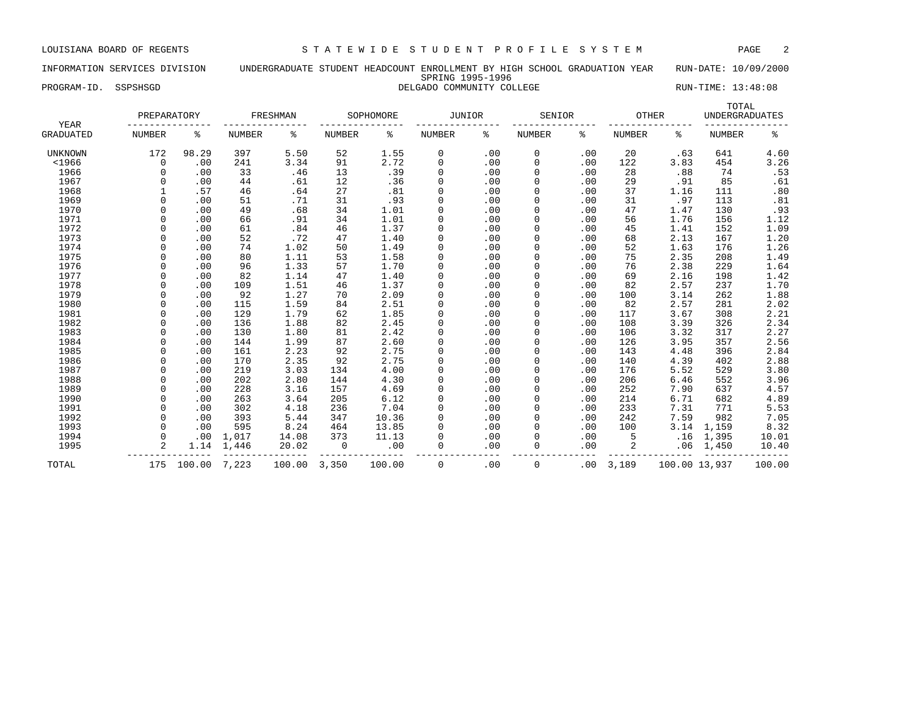LOUISIANA BOARD OF REGENTS — STATEWIDE STUDENT PROFILE SYSTEM

INFORMATION SERVICES DIVISION — UNDERGRADUATE STUDENT HEADCOUNT ENROLLMENT BY HIGH SCHOOL GRADUATION YEAR — RUN-DATE: 10/09/2000

SPRING 1995-1996

PROGRAM-ID. SSPSHSGD — DELGADO COMMUNITY COLLEGE — RUN-TIME: 13:48:08

| YEAR | PREPARATORY | | FRESHMAN | | SOPHOMORE | | JUNIOR | | SENIOR | | OTHER | | TOTAL UNDERGRADUATES | |
|---|---|---|---|---|---|---|---|---|---|---|---|---|---|---|
| GRADUATED | NUMBER | % | NUMBER | % | NUMBER | % | NUMBER | % | NUMBER | % | NUMBER | % | NUMBER | % |
| UNKNOWN | 172 | 98.29 | 397 | 5.50 | 52 | 1.55 | 0 | .00 | 0 | .00 | 20 | .63 | 641 | 4.60 |
| <1966 | 0 | .00 | 241 | 3.34 | 91 | 2.72 | 0 | .00 | 0 | .00 | 122 | 3.83 | 454 | 3.26 |
| 1966 | 0 | .00 | 33 | .46 | 13 | .39 | 0 | .00 | 0 | .00 | 28 | .88 | 74 | .53 |
| 1967 | 0 | .00 | 44 | .61 | 12 | .36 | 0 | .00 | 0 | .00 | 29 | .91 | 85 | .61 |
| 1968 | 1 | .57 | 46 | .64 | 27 | .81 | 0 | .00 | 0 | .00 | 37 | 1.16 | 111 | .80 |
| 1969 | 0 | .00 | 51 | .71 | 31 | .93 | 0 | .00 | 0 | .00 | 31 | .97 | 113 | .81 |
| 1970 | 0 | .00 | 49 | .68 | 34 | 1.01 | 0 | .00 | 0 | .00 | 47 | 1.47 | 130 | .93 |
| 1971 | 0 | .00 | 66 | .91 | 34 | 1.01 | 0 | .00 | 0 | .00 | 56 | 1.76 | 156 | 1.12 |
| 1972 | 0 | .00 | 61 | .84 | 46 | 1.37 | 0 | .00 | 0 | .00 | 45 | 1.41 | 152 | 1.09 |
| 1973 | 0 | .00 | 52 | .72 | 47 | 1.40 | 0 | .00 | 0 | .00 | 68 | 2.13 | 167 | 1.20 |
| 1974 | 0 | .00 | 74 | 1.02 | 50 | 1.49 | 0 | .00 | 0 | .00 | 52 | 1.63 | 176 | 1.26 |
| 1975 | 0 | .00 | 80 | 1.11 | 53 | 1.58 | 0 | .00 | 0 | .00 | 75 | 2.35 | 208 | 1.49 |
| 1976 | 0 | .00 | 96 | 1.33 | 57 | 1.70 | 0 | .00 | 0 | .00 | 76 | 2.38 | 229 | 1.64 |
| 1977 | 0 | .00 | 82 | 1.14 | 47 | 1.40 | 0 | .00 | 0 | .00 | 69 | 2.16 | 198 | 1.42 |
| 1978 | 0 | .00 | 109 | 1.51 | 46 | 1.37 | 0 | .00 | 0 | .00 | 82 | 2.57 | 237 | 1.70 |
| 1979 | 0 | .00 | 92 | 1.27 | 70 | 2.09 | 0 | .00 | 0 | .00 | 100 | 3.14 | 262 | 1.88 |
| 1980 | 0 | .00 | 115 | 1.59 | 84 | 2.51 | 0 | .00 | 0 | .00 | 82 | 2.57 | 281 | 2.02 |
| 1981 | 0 | .00 | 129 | 1.79 | 62 | 1.85 | 0 | .00 | 0 | .00 | 117 | 3.67 | 308 | 2.21 |
| 1982 | 0 | .00 | 136 | 1.88 | 82 | 2.45 | 0 | .00 | 0 | .00 | 108 | 3.39 | 326 | 2.34 |
| 1983 | 0 | .00 | 130 | 1.80 | 81 | 2.42 | 0 | .00 | 0 | .00 | 106 | 3.32 | 317 | 2.27 |
| 1984 | 0 | .00 | 144 | 1.99 | 87 | 2.60 | 0 | .00 | 0 | .00 | 126 | 3.95 | 357 | 2.56 |
| 1985 | 0 | .00 | 161 | 2.23 | 92 | 2.75 | 0 | .00 | 0 | .00 | 143 | 4.48 | 396 | 2.84 |
| 1986 | 0 | .00 | 170 | 2.35 | 92 | 2.75 | 0 | .00 | 0 | .00 | 140 | 4.39 | 402 | 2.88 |
| 1987 | 0 | .00 | 219 | 3.03 | 134 | 4.00 | 0 | .00 | 0 | .00 | 176 | 5.52 | 529 | 3.80 |
| 1988 | 0 | .00 | 202 | 2.80 | 144 | 4.30 | 0 | .00 | 0 | .00 | 206 | 6.46 | 552 | 3.96 |
| 1989 | 0 | .00 | 228 | 3.16 | 157 | 4.69 | 0 | .00 | 0 | .00 | 252 | 7.90 | 637 | 4.57 |
| 1990 | 0 | .00 | 263 | 3.64 | 205 | 6.12 | 0 | .00 | 0 | .00 | 214 | 6.71 | 682 | 4.89 |
| 1991 | 0 | .00 | 302 | 4.18 | 236 | 7.04 | 0 | .00 | 0 | .00 | 233 | 7.31 | 771 | 5.53 |
| 1992 | 0 | .00 | 393 | 5.44 | 347 | 10.36 | 0 | .00 | 0 | .00 | 242 | 7.59 | 982 | 7.05 |
| 1993 | 0 | .00 | 595 | 8.24 | 464 | 13.85 | 0 | .00 | 0 | .00 | 100 | 3.14 | 1,159 | 8.32 |
| 1994 | 0 | .00 | 1,017 | 14.08 | 373 | 11.13 | 0 | .00 | 0 | .00 | 5 | .16 | 1,395 | 10.01 |
| 1995 | 2 | 1.14 | 1,446 | 20.02 | 0 | .00 | 0 | .00 | 0 | .00 | 2 | .06 | 1,450 | 10.40 |
| TOTAL | 175 | 100.00 | 7,223 | 100.00 | 3,350 | 100.00 | 0 | .00 | 0 | .00 | 3,189 | 100.00 | 13,937 | 100.00 |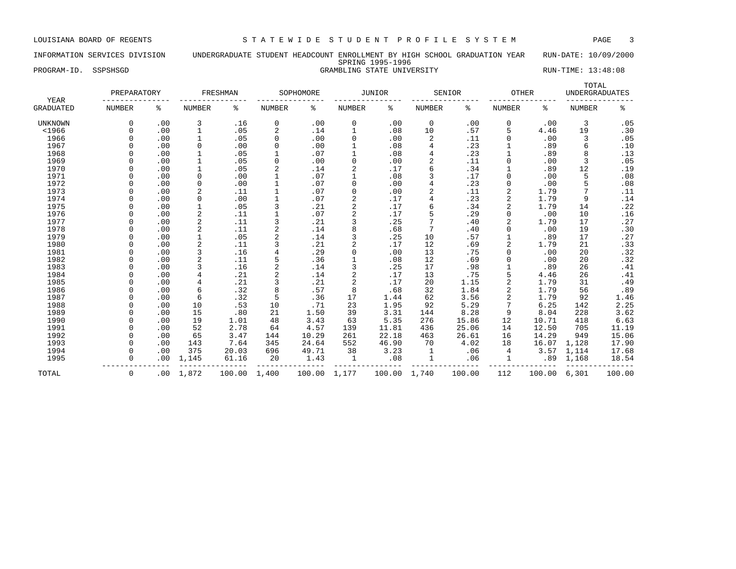LOUISIANA BOARD OF REGENTS — STATEWIDE STUDENT PROFILE SYSTEM

INFORMATION SERVICES DIVISION — UNDERGRADUATE STUDENT HEADCOUNT ENROLLMENT BY HIGH SCHOOL GRADUATION YEAR — RUN-DATE: 10/09/2000

SPRING 1995-1996

PROGRAM-ID. SSPSHSGD — GRAMBLING STATE UNIVERSITY — RUN-TIME: 13:48:08

| YEAR | PREPARATORY | | FRESHMAN | | SOPHOMORE | | JUNIOR | | SENIOR | | OTHER | | TOTAL UNDERGRADUATES | |
|---|---|---|---|---|---|---|---|---|---|---|---|---|---|---|
| GRADUATED | NUMBER | % | NUMBER | % | NUMBER | % | NUMBER | % | NUMBER | % | NUMBER | % | NUMBER | % |
| UNKNOWN | 0 | .00 | 3 | .16 | 0 | .00 | 0 | .00 | 0 | .00 | 0 | .00 | 3 | .05 |
| <1966 | 0 | .00 | 1 | .05 | 2 | .14 | 1 | .08 | 10 | .57 | 5 | 4.46 | 19 | .30 |
| 1966 | 0 | .00 | 1 | .05 | 0 | .00 | 0 | .00 | 2 | .11 | 0 | .00 | 3 | .05 |
| 1967 | 0 | .00 | 0 | .00 | 0 | .00 | 1 | .08 | 4 | .23 | 1 | .89 | 6 | .10 |
| 1968 | 0 | .00 | 1 | .05 | 1 | .07 | 1 | .08 | 4 | .23 | 1 | .89 | 8 | .13 |
| 1969 | 0 | .00 | 1 | .05 | 0 | .00 | 0 | .00 | 2 | .11 | 0 | .00 | 3 | .05 |
| 1970 | 0 | .00 | 1 | .05 | 2 | .14 | 2 | .17 | 6 | .34 | 1 | .89 | 12 | .19 |
| 1971 | 0 | .00 | 0 | .00 | 1 | .07 | 1 | .08 | 3 | .17 | 0 | .00 | 5 | .08 |
| 1972 | 0 | .00 | 0 | .00 | 1 | .07 | 0 | .00 | 4 | .23 | 0 | .00 | 5 | .08 |
| 1973 | 0 | .00 | 2 | .11 | 1 | .07 | 0 | .00 | 2 | .11 | 2 | 1.79 | 7 | .11 |
| 1974 | 0 | .00 | 0 | .00 | 1 | .07 | 2 | .17 | 4 | .23 | 2 | 1.79 | 9 | .14 |
| 1975 | 0 | .00 | 1 | .05 | 3 | .21 | 2 | .17 | 6 | .34 | 2 | 1.79 | 14 | .22 |
| 1976 | 0 | .00 | 2 | .11 | 1 | .07 | 2 | .17 | 5 | .29 | 0 | .00 | 10 | .16 |
| 1977 | 0 | .00 | 2 | .11 | 3 | .21 | 3 | .25 | 7 | .40 | 2 | 1.79 | 17 | .27 |
| 1978 | 0 | .00 | 2 | .11 | 2 | .14 | 8 | .68 | 7 | .40 | 0 | .00 | 19 | .30 |
| 1979 | 0 | .00 | 1 | .05 | 2 | .14 | 3 | .25 | 10 | .57 | 1 | .89 | 17 | .27 |
| 1980 | 0 | .00 | 2 | .11 | 3 | .21 | 2 | .17 | 12 | .69 | 2 | 1.79 | 21 | .33 |
| 1981 | 0 | .00 | 3 | .16 | 4 | .29 | 0 | .00 | 13 | .75 | 0 | .00 | 20 | .32 |
| 1982 | 0 | .00 | 2 | .11 | 5 | .36 | 1 | .08 | 12 | .69 | 0 | .00 | 20 | .32 |
| 1983 | 0 | .00 | 3 | .16 | 2 | .14 | 3 | .25 | 17 | .98 | 1 | .89 | 26 | .41 |
| 1984 | 0 | .00 | 4 | .21 | 2 | .14 | 2 | .17 | 13 | .75 | 5 | 4.46 | 26 | .41 |
| 1985 | 0 | .00 | 4 | .21 | 3 | .21 | 2 | .17 | 20 | 1.15 | 2 | 1.79 | 31 | .49 |
| 1986 | 0 | .00 | 6 | .32 | 8 | .57 | 8 | .68 | 32 | 1.84 | 2 | 1.79 | 56 | .89 |
| 1987 | 0 | .00 | 6 | .32 | 5 | .36 | 17 | 1.44 | 62 | 3.56 | 2 | 1.79 | 92 | 1.46 |
| 1988 | 0 | .00 | 10 | .53 | 10 | .71 | 23 | 1.95 | 92 | 5.29 | 7 | 6.25 | 142 | 2.25 |
| 1989 | 0 | .00 | 15 | .80 | 21 | 1.50 | 39 | 3.31 | 144 | 8.28 | 9 | 8.04 | 228 | 3.62 |
| 1990 | 0 | .00 | 19 | 1.01 | 48 | 3.43 | 63 | 5.35 | 276 | 15.86 | 12 | 10.71 | 418 | 6.63 |
| 1991 | 0 | .00 | 52 | 2.78 | 64 | 4.57 | 139 | 11.81 | 436 | 25.06 | 14 | 12.50 | 705 | 11.19 |
| 1992 | 0 | .00 | 65 | 3.47 | 144 | 10.29 | 261 | 22.18 | 463 | 26.61 | 16 | 14.29 | 949 | 15.06 |
| 1993 | 0 | .00 | 143 | 7.64 | 345 | 24.64 | 552 | 46.90 | 70 | 4.02 | 18 | 16.07 | 1,128 | 17.90 |
| 1994 | 0 | .00 | 375 | 20.03 | 696 | 49.71 | 38 | 3.23 | 1 | .06 | 4 | 3.57 | 1,114 | 17.68 |
| 1995 | 0 | .00 | 1,145 | 61.16 | 20 | 1.43 | 1 | .08 | 1 | .06 | 1 | .89 | 1,168 | 18.54 |
| TOTAL | 0 | .00 | 1,872 | 100.00 | 1,400 | 100.00 | 1,177 | 100.00 | 1,740 | 100.00 | 112 | 100.00 | 6,301 | 100.00 |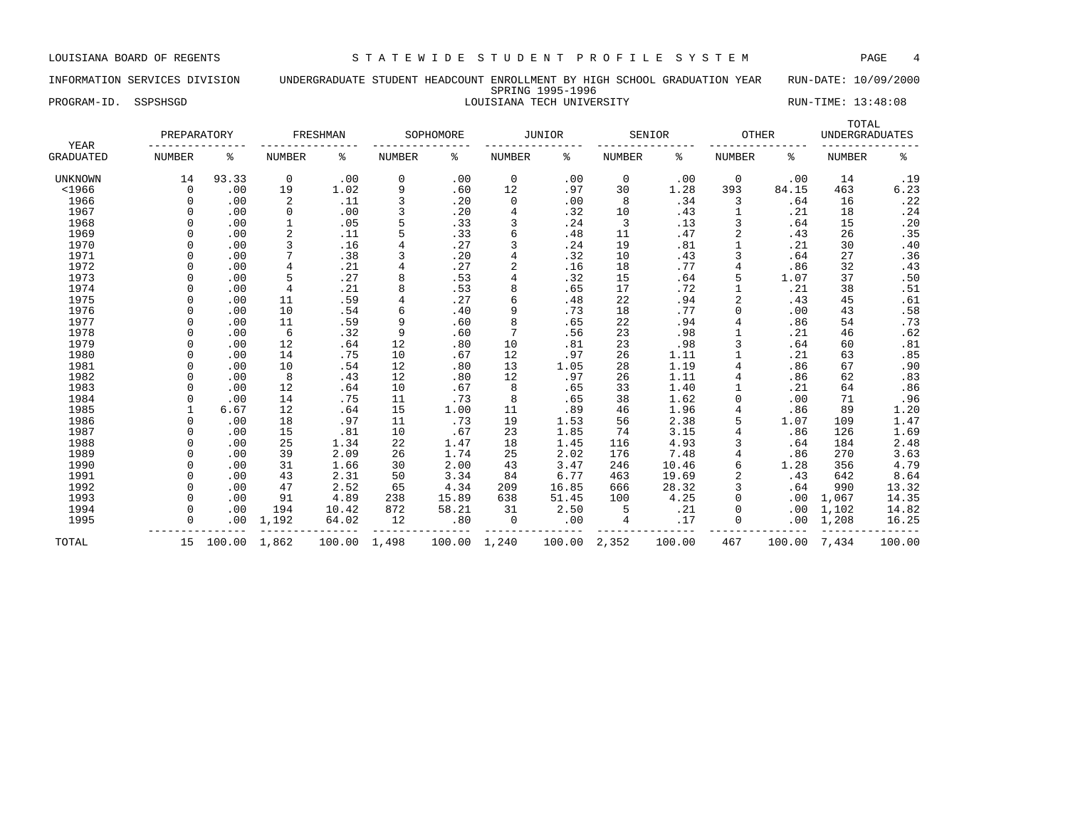LOUISIANA BOARD OF REGENTS — STATEWIDE STUDENT PROFILE SYSTEM

INFORMATION SERVICES DIVISION — UNDERGRADUATE STUDENT HEADCOUNT ENROLLMENT BY HIGH SCHOOL GRADUATION YEAR — RUN-DATE: 10/09/2000

SPRING 1995-1996

PROGRAM-ID. SSPSHSGD — LOUISIANA TECH UNIVERSITY — RUN-TIME: 13:48:08

| YEAR | PREPARATORY | | FRESHMAN | | SOPHOMORE | | JUNIOR | | SENIOR | | OTHER | | TOTAL UNDERGRADUATES | |
|---|---|---|---|---|---|---|---|---|---|---|---|---|---|---|
| GRADUATED | NUMBER | % | NUMBER | % | NUMBER | % | NUMBER | % | NUMBER | % | NUMBER | % | NUMBER | % |
| UNKNOWN | 14 | 93.33 | 0 | .00 | 0 | .00 | 0 | .00 | 0 | .00 | 0 | .00 | 14 | .19 |
| <1966 | 0 | .00 | 19 | 1.02 | 9 | .60 | 12 | .97 | 30 | 1.28 | 393 | 84.15 | 463 | 6.23 |
| 1966 | 0 | .00 | 2 | .11 | 3 | .20 | 0 | .00 | 8 | .34 | 3 | .64 | 16 | .22 |
| 1967 | 0 | .00 | 0 | .00 | 3 | .20 | 4 | .32 | 10 | .43 | 1 | .21 | 18 | .24 |
| 1968 | 0 | .00 | 1 | .05 | 5 | .33 | 3 | .24 | 3 | .13 | 3 | .64 | 15 | .20 |
| 1969 | 0 | .00 | 2 | .11 | 5 | .33 | 6 | .48 | 11 | .47 | 2 | .43 | 26 | .35 |
| 1970 | 0 | .00 | 3 | .16 | 4 | .27 | 3 | .24 | 19 | .81 | 1 | .21 | 30 | .40 |
| 1971 | 0 | .00 | 7 | .38 | 3 | .20 | 4 | .32 | 10 | .43 | 3 | .64 | 27 | .36 |
| 1972 | 0 | .00 | 4 | .21 | 4 | .27 | 2 | .16 | 18 | .77 | 4 | .86 | 32 | .43 |
| 1973 | 0 | .00 | 5 | .27 | 8 | .53 | 4 | .32 | 15 | .64 | 5 | 1.07 | 37 | .50 |
| 1974 | 0 | .00 | 4 | .21 | 8 | .53 | 8 | .65 | 17 | .72 | 1 | .21 | 38 | .51 |
| 1975 | 0 | .00 | 11 | .59 | 4 | .27 | 6 | .48 | 22 | .94 | 2 | .43 | 45 | .61 |
| 1976 | 0 | .00 | 10 | .54 | 6 | .40 | 9 | .73 | 18 | .77 | 0 | .00 | 43 | .58 |
| 1977 | 0 | .00 | 11 | .59 | 9 | .60 | 8 | .65 | 22 | .94 | 4 | .86 | 54 | .73 |
| 1978 | 0 | .00 | 6 | .32 | 9 | .60 | 7 | .56 | 23 | .98 | 1 | .21 | 46 | .62 |
| 1979 | 0 | .00 | 12 | .64 | 12 | .80 | 10 | .81 | 23 | .98 | 3 | .64 | 60 | .81 |
| 1980 | 0 | .00 | 14 | .75 | 10 | .67 | 12 | .97 | 26 | 1.11 | 1 | .21 | 63 | .85 |
| 1981 | 0 | .00 | 10 | .54 | 12 | .80 | 13 | 1.05 | 28 | 1.19 | 4 | .86 | 67 | .90 |
| 1982 | 0 | .00 | 8 | .43 | 12 | .80 | 12 | .97 | 26 | 1.11 | 4 | .86 | 62 | .83 |
| 1983 | 0 | .00 | 12 | .64 | 10 | .67 | 8 | .65 | 33 | 1.40 | 1 | .21 | 64 | .86 |
| 1984 | 0 | .00 | 14 | .75 | 11 | .73 | 8 | .65 | 38 | 1.62 | 0 | .00 | 71 | .96 |
| 1985 | 1 | 6.67 | 12 | .64 | 15 | 1.00 | 11 | .89 | 46 | 1.96 | 4 | .86 | 89 | 1.20 |
| 1986 | 0 | .00 | 18 | .97 | 11 | .73 | 19 | 1.53 | 56 | 2.38 | 5 | 1.07 | 109 | 1.47 |
| 1987 | 0 | .00 | 15 | .81 | 10 | .67 | 23 | 1.85 | 74 | 3.15 | 4 | .86 | 126 | 1.69 |
| 1988 | 0 | .00 | 25 | 1.34 | 22 | 1.47 | 18 | 1.45 | 116 | 4.93 | 3 | .64 | 184 | 2.48 |
| 1989 | 0 | .00 | 39 | 2.09 | 26 | 1.74 | 25 | 2.02 | 176 | 7.48 | 4 | .86 | 270 | 3.63 |
| 1990 | 0 | .00 | 31 | 1.66 | 30 | 2.00 | 43 | 3.47 | 246 | 10.46 | 6 | 1.28 | 356 | 4.79 |
| 1991 | 0 | .00 | 43 | 2.31 | 50 | 3.34 | 84 | 6.77 | 463 | 19.69 | 2 | .43 | 642 | 8.64 |
| 1992 | 0 | .00 | 47 | 2.52 | 65 | 4.34 | 209 | 16.85 | 666 | 28.32 | 3 | .64 | 990 | 13.32 |
| 1993 | 0 | .00 | 91 | 4.89 | 238 | 15.89 | 638 | 51.45 | 100 | 4.25 | 0 | .00 | 1,067 | 14.35 |
| 1994 | 0 | .00 | 194 | 10.42 | 872 | 58.21 | 31 | 2.50 | 5 | .21 | 0 | .00 | 1,102 | 14.82 |
| 1995 | 0 | .00 | 1,192 | 64.02 | 12 | .80 | 0 | .00 | 4 | .17 | 0 | .00 | 1,208 | 16.25 |
| TOTAL | 15 | 100.00 | 1,862 | 100.00 | 1,498 | 100.00 | 1,240 | 100.00 | 2,352 | 100.00 | 467 | 100.00 | 7,434 | 100.00 |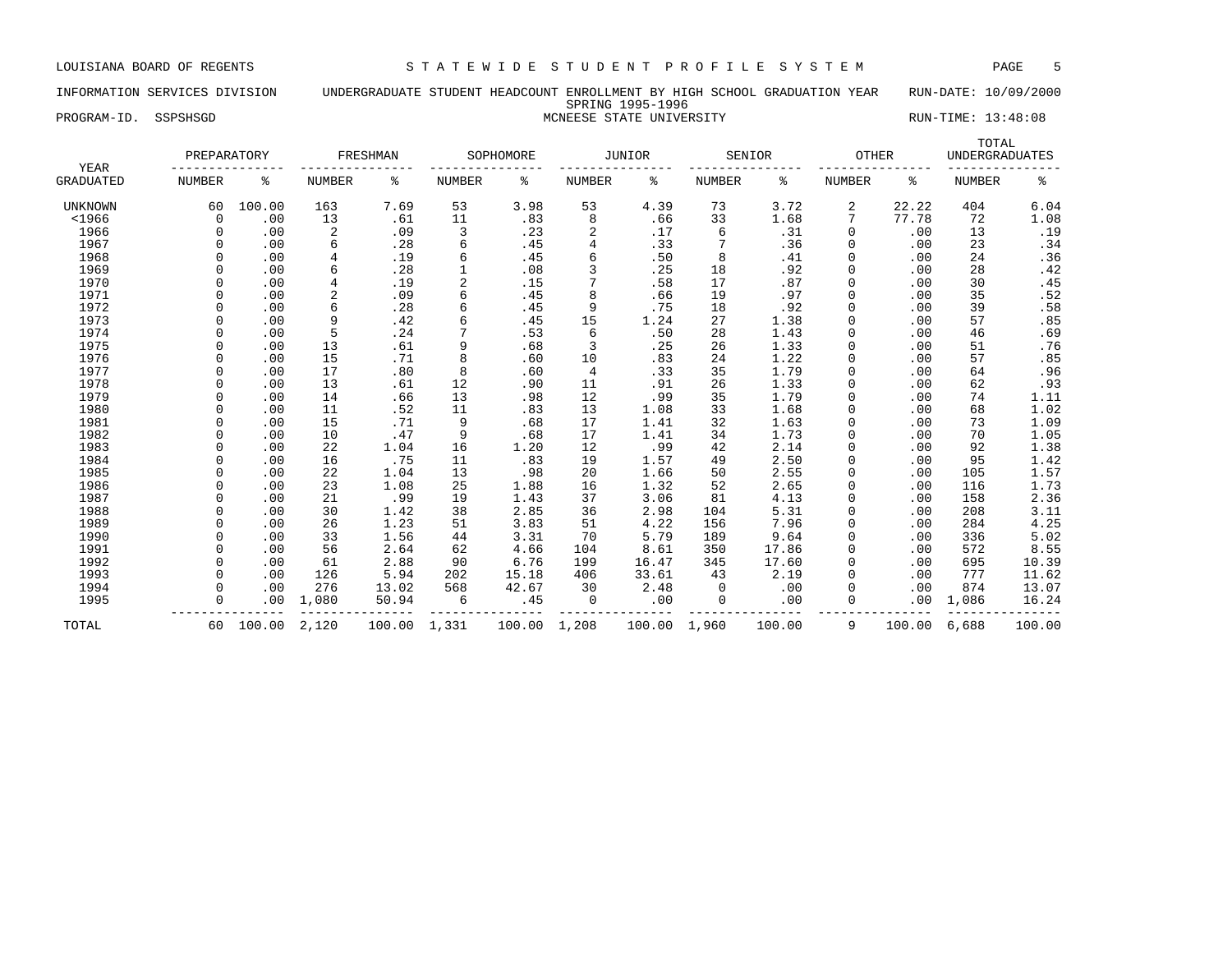LOUISIANA BOARD OF REGENTS — STATEWIDE STUDENT PROFILE SYSTEM

INFORMATION SERVICES DIVISION — UNDERGRADUATE STUDENT HEADCOUNT ENROLLMENT BY HIGH SCHOOL GRADUATION YEAR — RUN-DATE: 10/09/2000

SPRING 1995-1996

PROGRAM-ID. SSPSHSGD — MCNEESE STATE UNIVERSITY — RUN-TIME: 13:48:08

| YEAR GRADUATED | PREPARATORY NUMBER | PREPARATORY % | FRESHMAN NUMBER | FRESHMAN % | SOPHOMORE NUMBER | SOPHOMORE % | JUNIOR NUMBER | JUNIOR % | SENIOR NUMBER | SENIOR % | OTHER NUMBER | OTHER % | TOTAL UNDERGRADUATES NUMBER | TOTAL UNDERGRADUATES % |
|---|---|---|---|---|---|---|---|---|---|---|---|---|---|---|
| UNKNOWN | 60 | 100.00 | 163 | 7.69 | 53 | 3.98 | 53 | 4.39 | 73 | 3.72 | 2 | 22.22 | 404 | 6.04 |
| <1966 | 0 | .00 | 13 | .61 | 11 | .83 | 8 | .66 | 33 | 1.68 | 7 | 77.78 | 72 | 1.08 |
| 1966 | 0 | .00 | 2 | .09 | 3 | .23 | 2 | .17 | 6 | .31 | 0 | .00 | 13 | .19 |
| 1967 | 0 | .00 | 6 | .28 | 6 | .45 | 4 | .33 | 7 | .36 | 0 | .00 | 23 | .34 |
| 1968 | 0 | .00 | 4 | .19 | 6 | .45 | 6 | .50 | 8 | .41 | 0 | .00 | 24 | .36 |
| 1969 | 0 | .00 | 6 | .28 | 1 | .08 | 3 | .25 | 18 | .92 | 0 | .00 | 28 | .42 |
| 1970 | 0 | .00 | 4 | .19 | 2 | .15 | 7 | .58 | 17 | .87 | 0 | .00 | 30 | .45 |
| 1971 | 0 | .00 | 2 | .09 | 6 | .45 | 8 | .66 | 19 | .97 | 0 | .00 | 35 | .52 |
| 1972 | 0 | .00 | 6 | .28 | 6 | .45 | 9 | .75 | 18 | .92 | 0 | .00 | 39 | .58 |
| 1973 | 0 | .00 | 9 | .42 | 6 | .45 | 15 | 1.24 | 27 | 1.38 | 0 | .00 | 57 | .85 |
| 1974 | 0 | .00 | 5 | .24 | 7 | .53 | 6 | .50 | 28 | 1.43 | 0 | .00 | 46 | .69 |
| 1975 | 0 | .00 | 13 | .61 | 9 | .68 | 3 | .25 | 26 | 1.33 | 0 | .00 | 51 | .76 |
| 1976 | 0 | .00 | 15 | .71 | 8 | .60 | 10 | .83 | 24 | 1.22 | 0 | .00 | 57 | .85 |
| 1977 | 0 | .00 | 17 | .80 | 8 | .60 | 4 | .33 | 35 | 1.79 | 0 | .00 | 64 | .96 |
| 1978 | 0 | .00 | 13 | .61 | 12 | .90 | 11 | .91 | 26 | 1.33 | 0 | .00 | 62 | .93 |
| 1979 | 0 | .00 | 14 | .66 | 13 | .98 | 12 | .99 | 35 | 1.79 | 0 | .00 | 74 | 1.11 |
| 1980 | 0 | .00 | 11 | .52 | 11 | .83 | 13 | 1.08 | 33 | 1.68 | 0 | .00 | 68 | 1.02 |
| 1981 | 0 | .00 | 15 | .71 | 9 | .68 | 17 | 1.41 | 32 | 1.63 | 0 | .00 | 73 | 1.09 |
| 1982 | 0 | .00 | 10 | .47 | 9 | .68 | 17 | 1.41 | 34 | 1.73 | 0 | .00 | 70 | 1.05 |
| 1983 | 0 | .00 | 22 | 1.04 | 16 | 1.20 | 12 | .99 | 42 | 2.14 | 0 | .00 | 92 | 1.38 |
| 1984 | 0 | .00 | 16 | .75 | 11 | .83 | 19 | 1.57 | 49 | 2.50 | 0 | .00 | 95 | 1.42 |
| 1985 | 0 | .00 | 22 | 1.04 | 13 | .98 | 20 | 1.66 | 50 | 2.55 | 0 | .00 | 105 | 1.57 |
| 1986 | 0 | .00 | 23 | 1.08 | 25 | 1.88 | 16 | 1.32 | 52 | 2.65 | 0 | .00 | 116 | 1.73 |
| 1987 | 0 | .00 | 21 | .99 | 19 | 1.43 | 37 | 3.06 | 81 | 4.13 | 0 | .00 | 158 | 2.36 |
| 1988 | 0 | .00 | 30 | 1.42 | 38 | 2.85 | 36 | 2.98 | 104 | 5.31 | 0 | .00 | 208 | 3.11 |
| 1989 | 0 | .00 | 26 | 1.23 | 51 | 3.83 | 51 | 4.22 | 156 | 7.96 | 0 | .00 | 284 | 4.25 |
| 1990 | 0 | .00 | 33 | 1.56 | 44 | 3.31 | 70 | 5.79 | 189 | 9.64 | 0 | .00 | 336 | 5.02 |
| 1991 | 0 | .00 | 56 | 2.64 | 62 | 4.66 | 104 | 8.61 | 350 | 17.86 | 0 | .00 | 572 | 8.55 |
| 1992 | 0 | .00 | 61 | 2.88 | 90 | 6.76 | 199 | 16.47 | 345 | 17.60 | 0 | .00 | 695 | 10.39 |
| 1993 | 0 | .00 | 126 | 5.94 | 202 | 15.18 | 406 | 33.61 | 43 | 2.19 | 0 | .00 | 777 | 11.62 |
| 1994 | 0 | .00 | 276 | 13.02 | 568 | 42.67 | 30 | 2.48 | 0 | .00 | 0 | .00 | 874 | 13.07 |
| 1995 | 0 | .00 | 1,080 | 50.94 | 6 | .45 | 0 | .00 | 0 | .00 | 0 | .00 | 1,086 | 16.24 |
| TOTAL | 60 | 100.00 | 2,120 | 100.00 | 1,331 | 100.00 | 1,208 | 100.00 | 1,960 | 100.00 | 9 | 100.00 | 6,688 | 100.00 |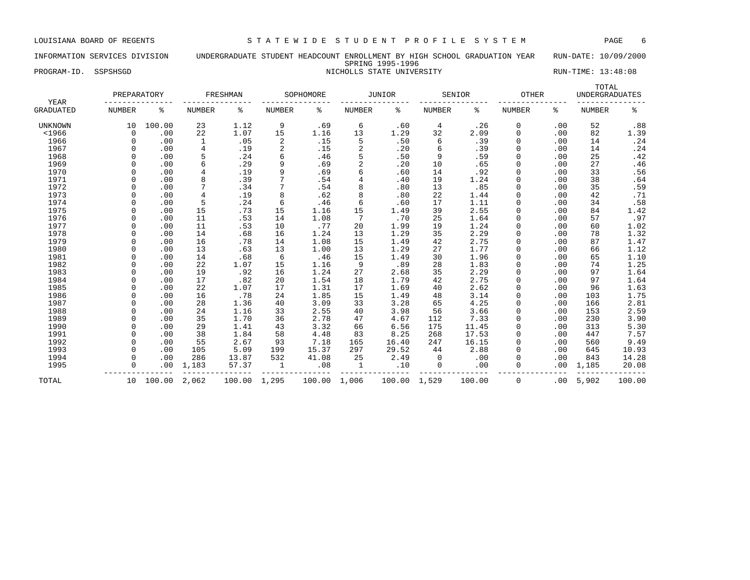LOUISIANA BOARD OF REGENTS — STATEWIDE STUDENT PROFILE SYSTEM

INFORMATION SERVICES DIVISION — UNDERGRADUATE STUDENT HEADCOUNT ENROLLMENT BY HIGH SCHOOL GRADUATION YEAR — RUN-DATE: 10/09/2000

SPRING 1995-1996

PROGRAM-ID. SSPSHSGD — NICHOLLS STATE UNIVERSITY — RUN-TIME: 13:48:08

| YEAR GRADUATED | PREPARATORY NUMBER | PREPARATORY % | FRESHMAN NUMBER | FRESHMAN % | SOPHOMORE NUMBER | SOPHOMORE % | JUNIOR NUMBER | JUNIOR % | SENIOR NUMBER | SENIOR % | OTHER NUMBER | OTHER % | TOTAL UNDERGRADUATES NUMBER | TOTAL UNDERGRADUATES % |
|---|---|---|---|---|---|---|---|---|---|---|---|---|---|---|
| UNKNOWN | 10 | 100.00 | 23 | 1.12 | 9 | .69 | 6 | .60 | 4 | .26 | 0 | .00 | 52 | .88 |
| <1966 | 0 | .00 | 22 | 1.07 | 15 | 1.16 | 13 | 1.29 | 32 | 2.09 | 0 | .00 | 82 | 1.39 |
| 1966 | 0 | .00 | 1 | .05 | 2 | .15 | 5 | .50 | 6 | .39 | 0 | .00 | 14 | .24 |
| 1967 | 0 | .00 | 4 | .19 | 2 | .15 | 2 | .20 | 6 | .39 | 0 | .00 | 14 | .24 |
| 1968 | 0 | .00 | 5 | .24 | 6 | .46 | 5 | .50 | 9 | .59 | 0 | .00 | 25 | .42 |
| 1969 | 0 | .00 | 6 | .29 | 9 | .69 | 2 | .20 | 10 | .65 | 0 | .00 | 27 | .46 |
| 1970 | 0 | .00 | 4 | .19 | 9 | .69 | 6 | .60 | 14 | .92 | 0 | .00 | 33 | .56 |
| 1971 | 0 | .00 | 8 | .39 | 7 | .54 | 4 | .40 | 19 | 1.24 | 0 | .00 | 38 | .64 |
| 1972 | 0 | .00 | 7 | .34 | 7 | .54 | 8 | .80 | 13 | .85 | 0 | .00 | 35 | .59 |
| 1973 | 0 | .00 | 4 | .19 | 8 | .62 | 8 | .80 | 22 | 1.44 | 0 | .00 | 42 | .71 |
| 1974 | 0 | .00 | 5 | .24 | 6 | .46 | 6 | .60 | 17 | 1.11 | 0 | .00 | 34 | .58 |
| 1975 | 0 | .00 | 15 | .73 | 15 | 1.16 | 15 | 1.49 | 39 | 2.55 | 0 | .00 | 84 | 1.42 |
| 1976 | 0 | .00 | 11 | .53 | 14 | 1.08 | 7 | .70 | 25 | 1.64 | 0 | .00 | 57 | .97 |
| 1977 | 0 | .00 | 11 | .53 | 10 | .77 | 20 | 1.99 | 19 | 1.24 | 0 | .00 | 60 | 1.02 |
| 1978 | 0 | .00 | 14 | .68 | 16 | 1.24 | 13 | 1.29 | 35 | 2.29 | 0 | .00 | 78 | 1.32 |
| 1979 | 0 | .00 | 16 | .78 | 14 | 1.08 | 15 | 1.49 | 42 | 2.75 | 0 | .00 | 87 | 1.47 |
| 1980 | 0 | .00 | 13 | .63 | 13 | 1.00 | 13 | 1.29 | 27 | 1.77 | 0 | .00 | 66 | 1.12 |
| 1981 | 0 | .00 | 14 | .68 | 6 | .46 | 15 | 1.49 | 30 | 1.96 | 0 | .00 | 65 | 1.10 |
| 1982 | 0 | .00 | 22 | 1.07 | 15 | 1.16 | 9 | .89 | 28 | 1.83 | 0 | .00 | 74 | 1.25 |
| 1983 | 0 | .00 | 19 | .92 | 16 | 1.24 | 27 | 2.68 | 35 | 2.29 | 0 | .00 | 97 | 1.64 |
| 1984 | 0 | .00 | 17 | .82 | 20 | 1.54 | 18 | 1.79 | 42 | 2.75 | 0 | .00 | 97 | 1.64 |
| 1985 | 0 | .00 | 22 | 1.07 | 17 | 1.31 | 17 | 1.69 | 40 | 2.62 | 0 | .00 | 96 | 1.63 |
| 1986 | 0 | .00 | 16 | .78 | 24 | 1.85 | 15 | 1.49 | 48 | 3.14 | 0 | .00 | 103 | 1.75 |
| 1987 | 0 | .00 | 28 | 1.36 | 40 | 3.09 | 33 | 3.28 | 65 | 4.25 | 0 | .00 | 166 | 2.81 |
| 1988 | 0 | .00 | 24 | 1.16 | 33 | 2.55 | 40 | 3.98 | 56 | 3.66 | 0 | .00 | 153 | 2.59 |
| 1989 | 0 | .00 | 35 | 1.70 | 36 | 2.78 | 47 | 4.67 | 112 | 7.33 | 0 | .00 | 230 | 3.90 |
| 1990 | 0 | .00 | 29 | 1.41 | 43 | 3.32 | 66 | 6.56 | 175 | 11.45 | 0 | .00 | 313 | 5.30 |
| 1991 | 0 | .00 | 38 | 1.84 | 58 | 4.48 | 83 | 8.25 | 268 | 17.53 | 0 | .00 | 447 | 7.57 |
| 1992 | 0 | .00 | 55 | 2.67 | 93 | 7.18 | 165 | 16.40 | 247 | 16.15 | 0 | .00 | 560 | 9.49 |
| 1993 | 0 | .00 | 105 | 5.09 | 199 | 15.37 | 297 | 29.52 | 44 | 2.88 | 0 | .00 | 645 | 10.93 |
| 1994 | 0 | .00 | 286 | 13.87 | 532 | 41.08 | 25 | 2.49 | 0 | .00 | 0 | .00 | 843 | 14.28 |
| 1995 | 0 | .00 | 1,183 | 57.37 | 1 | .08 | 1 | .10 | 0 | .00 | 0 | .00 | 1,185 | 20.08 |
| TOTAL | 10 | 100.00 | 2,062 | 100.00 | 1,295 | 100.00 | 1,006 | 100.00 | 1,529 | 100.00 | 0 | .00 | 5,902 | 100.00 |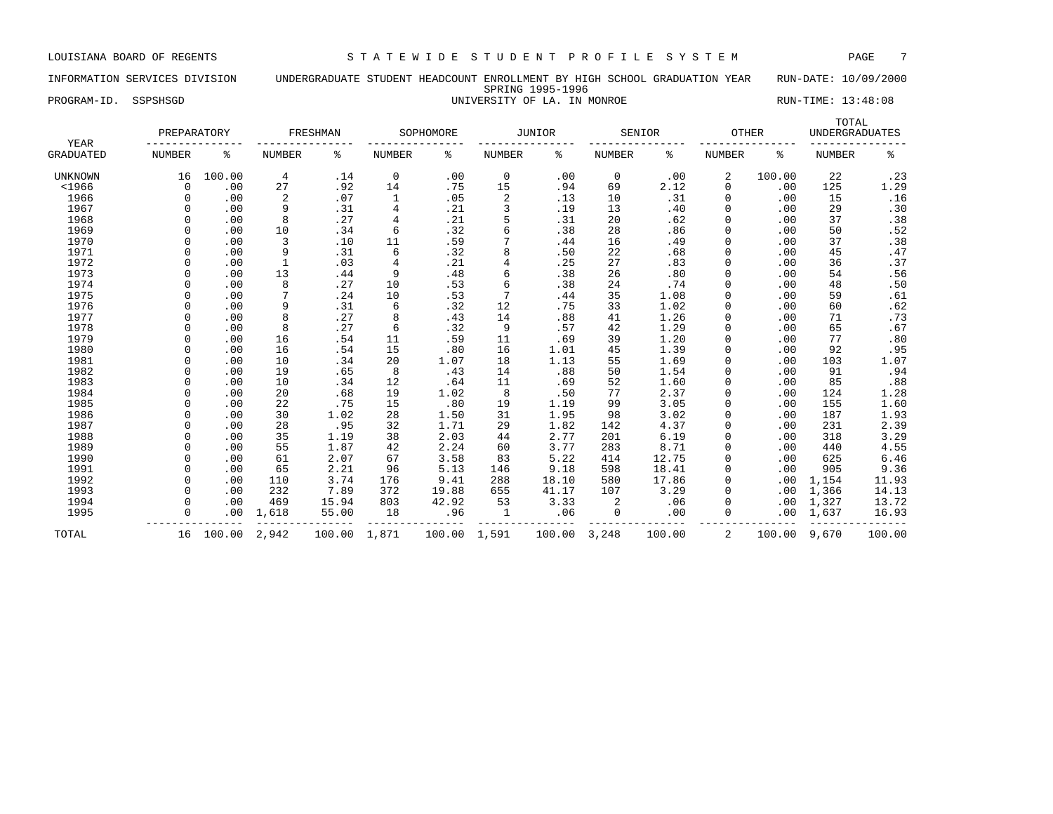LOUISIANA BOARD OF REGENTS — STATEWIDE STUDENT PROFILE SYSTEM

INFORMATION SERVICES DIVISION — UNDERGRADUATE STUDENT HEADCOUNT ENROLLMENT BY HIGH SCHOOL GRADUATION YEAR — RUN-DATE: 10/09/2000

SPRING 1995-1996

PROGRAM-ID. SSPSHSGD — UNIVERSITY OF LA. IN MONROE — RUN-TIME: 13:48:08

| YEAR | PREPARATORY | | FRESHMAN | | SOPHOMORE | | JUNIOR | | SENIOR | | OTHER | | TOTAL UNDERGRADUATES | |
|---|---|---|---|---|---|---|---|---|---|---|---|---|---|---|
| GRADUATED | NUMBER | % | NUMBER | % | NUMBER | % | NUMBER | % | NUMBER | % | NUMBER | % | NUMBER | % |
| UNKNOWN | 16 | 100.00 | 4 | .14 | 0 | .00 | 0 | .00 | 0 | .00 | 2 | 100.00 | 22 | .23 |
| <1966 | 0 | .00 | 27 | .92 | 14 | .75 | 15 | .94 | 69 | 2.12 | 0 | .00 | 125 | 1.29 |
| 1966 | 0 | .00 | 2 | .07 | 1 | .05 | 2 | .13 | 10 | .31 | 0 | .00 | 15 | .16 |
| 1967 | 0 | .00 | 9 | .31 | 4 | .21 | 3 | .19 | 13 | .40 | 0 | .00 | 29 | .30 |
| 1968 | 0 | .00 | 8 | .27 | 4 | .21 | 5 | .31 | 20 | .62 | 0 | .00 | 37 | .38 |
| 1969 | 0 | .00 | 10 | .34 | 6 | .32 | 6 | .38 | 28 | .86 | 0 | .00 | 50 | .52 |
| 1970 | 0 | .00 | 3 | .10 | 11 | .59 | 7 | .44 | 16 | .49 | 0 | .00 | 37 | .38 |
| 1971 | 0 | .00 | 9 | .31 | 6 | .32 | 8 | .50 | 22 | .68 | 0 | .00 | 45 | .47 |
| 1972 | 0 | .00 | 1 | .03 | 4 | .21 | 4 | .25 | 27 | .83 | 0 | .00 | 36 | .37 |
| 1973 | 0 | .00 | 13 | .44 | 9 | .48 | 6 | .38 | 26 | .80 | 0 | .00 | 54 | .56 |
| 1974 | 0 | .00 | 8 | .27 | 10 | .53 | 6 | .38 | 24 | .74 | 0 | .00 | 48 | .50 |
| 1975 | 0 | .00 | 7 | .24 | 10 | .53 | 7 | .44 | 35 | 1.08 | 0 | .00 | 59 | .61 |
| 1976 | 0 | .00 | 9 | .31 | 6 | .32 | 12 | .75 | 33 | 1.02 | 0 | .00 | 60 | .62 |
| 1977 | 0 | .00 | 8 | .27 | 8 | .43 | 14 | .88 | 41 | 1.26 | 0 | .00 | 71 | .73 |
| 1978 | 0 | .00 | 8 | .27 | 6 | .32 | 9 | .57 | 42 | 1.29 | 0 | .00 | 65 | .67 |
| 1979 | 0 | .00 | 16 | .54 | 11 | .59 | 11 | .69 | 39 | 1.20 | 0 | .00 | 77 | .80 |
| 1980 | 0 | .00 | 16 | .54 | 15 | .80 | 16 | 1.01 | 45 | 1.39 | 0 | .00 | 92 | .95 |
| 1981 | 0 | .00 | 10 | .34 | 20 | 1.07 | 18 | 1.13 | 55 | 1.69 | 0 | .00 | 103 | 1.07 |
| 1982 | 0 | .00 | 19 | .65 | 8 | .43 | 14 | .88 | 50 | 1.54 | 0 | .00 | 91 | .94 |
| 1983 | 0 | .00 | 10 | .34 | 12 | .64 | 11 | .69 | 52 | 1.60 | 0 | .00 | 85 | .88 |
| 1984 | 0 | .00 | 20 | .68 | 19 | 1.02 | 8 | .50 | 77 | 2.37 | 0 | .00 | 124 | 1.28 |
| 1985 | 0 | .00 | 22 | .75 | 15 | .80 | 19 | 1.19 | 99 | 3.05 | 0 | .00 | 155 | 1.60 |
| 1986 | 0 | .00 | 30 | 1.02 | 28 | 1.50 | 31 | 1.95 | 98 | 3.02 | 0 | .00 | 187 | 1.93 |
| 1987 | 0 | .00 | 28 | .95 | 32 | 1.71 | 29 | 1.82 | 142 | 4.37 | 0 | .00 | 231 | 2.39 |
| 1988 | 0 | .00 | 35 | 1.19 | 38 | 2.03 | 44 | 2.77 | 201 | 6.19 | 0 | .00 | 318 | 3.29 |
| 1989 | 0 | .00 | 55 | 1.87 | 42 | 2.24 | 60 | 3.77 | 283 | 8.71 | 0 | .00 | 440 | 4.55 |
| 1990 | 0 | .00 | 61 | 2.07 | 67 | 3.58 | 83 | 5.22 | 414 | 12.75 | 0 | .00 | 625 | 6.46 |
| 1991 | 0 | .00 | 65 | 2.21 | 96 | 5.13 | 146 | 9.18 | 598 | 18.41 | 0 | .00 | 905 | 9.36 |
| 1992 | 0 | .00 | 110 | 3.74 | 176 | 9.41 | 288 | 18.10 | 580 | 17.86 | 0 | .00 | 1,154 | 11.93 |
| 1993 | 0 | .00 | 232 | 7.89 | 372 | 19.88 | 655 | 41.17 | 107 | 3.29 | 0 | .00 | 1,366 | 14.13 |
| 1994 | 0 | .00 | 469 | 15.94 | 803 | 42.92 | 53 | 3.33 | 2 | .06 | 0 | .00 | 1,327 | 13.72 |
| 1995 | 0 | .00 | 1,618 | 55.00 | 18 | .96 | 1 | .06 | 0 | .00 | 0 | .00 | 1,637 | 16.93 |
| TOTAL | 16 | 100.00 | 2,942 | 100.00 | 1,871 | 100.00 | 1,591 | 100.00 | 3,248 | 100.00 | 2 | 100.00 | 9,670 | 100.00 |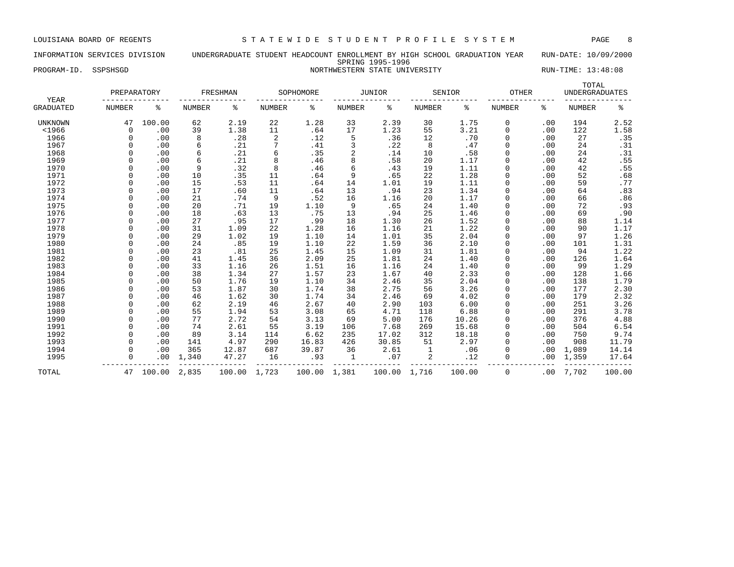LOUISIANA BOARD OF REGENTS — STATEWIDE STUDENT PROFILE SYSTEM

INFORMATION SERVICES DIVISION — UNDERGRADUATE STUDENT HEADCOUNT ENROLLMENT BY HIGH SCHOOL GRADUATION YEAR — RUN-DATE: 10/09/2000

SPRING 1995-1996

PROGRAM-ID. SSPSHSGD — NORTHWESTERN STATE UNIVERSITY — RUN-TIME: 13:48:08

| YEAR | PREPARATORY | | FRESHMAN | | SOPHOMORE | | JUNIOR | | SENIOR | | OTHER | | TOTAL UNDERGRADUATES | |
|---|---|---|---|---|---|---|---|---|---|---|---|---|---|---|
| GRADUATED | NUMBER | % | NUMBER | % | NUMBER | % | NUMBER | % | NUMBER | % | NUMBER | % | NUMBER | % |
| UNKNOWN | 47 | 100.00 | 62 | 2.19 | 22 | 1.28 | 33 | 2.39 | 30 | 1.75 | 0 | .00 | 194 | 2.52 |
| <1966 | 0 | .00 | 39 | 1.38 | 11 | .64 | 17 | 1.23 | 55 | 3.21 | 0 | .00 | 122 | 1.58 |
| 1966 | 0 | .00 | 8 | .28 | 2 | .12 | 5 | .36 | 12 | .70 | 0 | .00 | 27 | .35 |
| 1967 | 0 | .00 | 6 | .21 | 7 | .41 | 3 | .22 | 8 | .47 | 0 | .00 | 24 | .31 |
| 1968 | 0 | .00 | 6 | .21 | 6 | .35 | 2 | .14 | 10 | .58 | 0 | .00 | 24 | .31 |
| 1969 | 0 | .00 | 6 | .21 | 8 | .46 | 8 | .58 | 20 | 1.17 | 0 | .00 | 42 | .55 |
| 1970 | 0 | .00 | 9 | .32 | 8 | .46 | 6 | .43 | 19 | 1.11 | 0 | .00 | 42 | .55 |
| 1971 | 0 | .00 | 10 | .35 | 11 | .64 | 9 | .65 | 22 | 1.28 | 0 | .00 | 52 | .68 |
| 1972 | 0 | .00 | 15 | .53 | 11 | .64 | 14 | 1.01 | 19 | 1.11 | 0 | .00 | 59 | .77 |
| 1973 | 0 | .00 | 17 | .60 | 11 | .64 | 13 | .94 | 23 | 1.34 | 0 | .00 | 64 | .83 |
| 1974 | 0 | .00 | 21 | .74 | 9 | .52 | 16 | 1.16 | 20 | 1.17 | 0 | .00 | 66 | .86 |
| 1975 | 0 | .00 | 20 | .71 | 19 | 1.10 | 9 | .65 | 24 | 1.40 | 0 | .00 | 72 | .93 |
| 1976 | 0 | .00 | 18 | .63 | 13 | .75 | 13 | .94 | 25 | 1.46 | 0 | .00 | 69 | .90 |
| 1977 | 0 | .00 | 27 | .95 | 17 | .99 | 18 | 1.30 | 26 | 1.52 | 0 | .00 | 88 | 1.14 |
| 1978 | 0 | .00 | 31 | 1.09 | 22 | 1.28 | 16 | 1.16 | 21 | 1.22 | 0 | .00 | 90 | 1.17 |
| 1979 | 0 | .00 | 29 | 1.02 | 19 | 1.10 | 14 | 1.01 | 35 | 2.04 | 0 | .00 | 97 | 1.26 |
| 1980 | 0 | .00 | 24 | .85 | 19 | 1.10 | 22 | 1.59 | 36 | 2.10 | 0 | .00 | 101 | 1.31 |
| 1981 | 0 | .00 | 23 | .81 | 25 | 1.45 | 15 | 1.09 | 31 | 1.81 | 0 | .00 | 94 | 1.22 |
| 1982 | 0 | .00 | 41 | 1.45 | 36 | 2.09 | 25 | 1.81 | 24 | 1.40 | 0 | .00 | 126 | 1.64 |
| 1983 | 0 | .00 | 33 | 1.16 | 26 | 1.51 | 16 | 1.16 | 24 | 1.40 | 0 | .00 | 99 | 1.29 |
| 1984 | 0 | .00 | 38 | 1.34 | 27 | 1.57 | 23 | 1.67 | 40 | 2.33 | 0 | .00 | 128 | 1.66 |
| 1985 | 0 | .00 | 50 | 1.76 | 19 | 1.10 | 34 | 2.46 | 35 | 2.04 | 0 | .00 | 138 | 1.79 |
| 1986 | 0 | .00 | 53 | 1.87 | 30 | 1.74 | 38 | 2.75 | 56 | 3.26 | 0 | .00 | 177 | 2.30 |
| 1987 | 0 | .00 | 46 | 1.62 | 30 | 1.74 | 34 | 2.46 | 69 | 4.02 | 0 | .00 | 179 | 2.32 |
| 1988 | 0 | .00 | 62 | 2.19 | 46 | 2.67 | 40 | 2.90 | 103 | 6.00 | 0 | .00 | 251 | 3.26 |
| 1989 | 0 | .00 | 55 | 1.94 | 53 | 3.08 | 65 | 4.71 | 118 | 6.88 | 0 | .00 | 291 | 3.78 |
| 1990 | 0 | .00 | 77 | 2.72 | 54 | 3.13 | 69 | 5.00 | 176 | 10.26 | 0 | .00 | 376 | 4.88 |
| 1991 | 0 | .00 | 74 | 2.61 | 55 | 3.19 | 106 | 7.68 | 269 | 15.68 | 0 | .00 | 504 | 6.54 |
| 1992 | 0 | .00 | 89 | 3.14 | 114 | 6.62 | 235 | 17.02 | 312 | 18.18 | 0 | .00 | 750 | 9.74 |
| 1993 | 0 | .00 | 141 | 4.97 | 290 | 16.83 | 426 | 30.85 | 51 | 2.97 | 0 | .00 | 908 | 11.79 |
| 1994 | 0 | .00 | 365 | 12.87 | 687 | 39.87 | 36 | 2.61 | 1 | .06 | 0 | .00 | 1,089 | 14.14 |
| 1995 | 0 | .00 | 1,340 | 47.27 | 16 | .93 | 1 | .07 | 2 | .12 | 0 | .00 | 1,359 | 17.64 |
| TOTAL | 47 | 100.00 | 2,835 | 100.00 | 1,723 | 100.00 | 1,381 | 100.00 | 1,716 | 100.00 | 0 | .00 | 7,702 | 100.00 |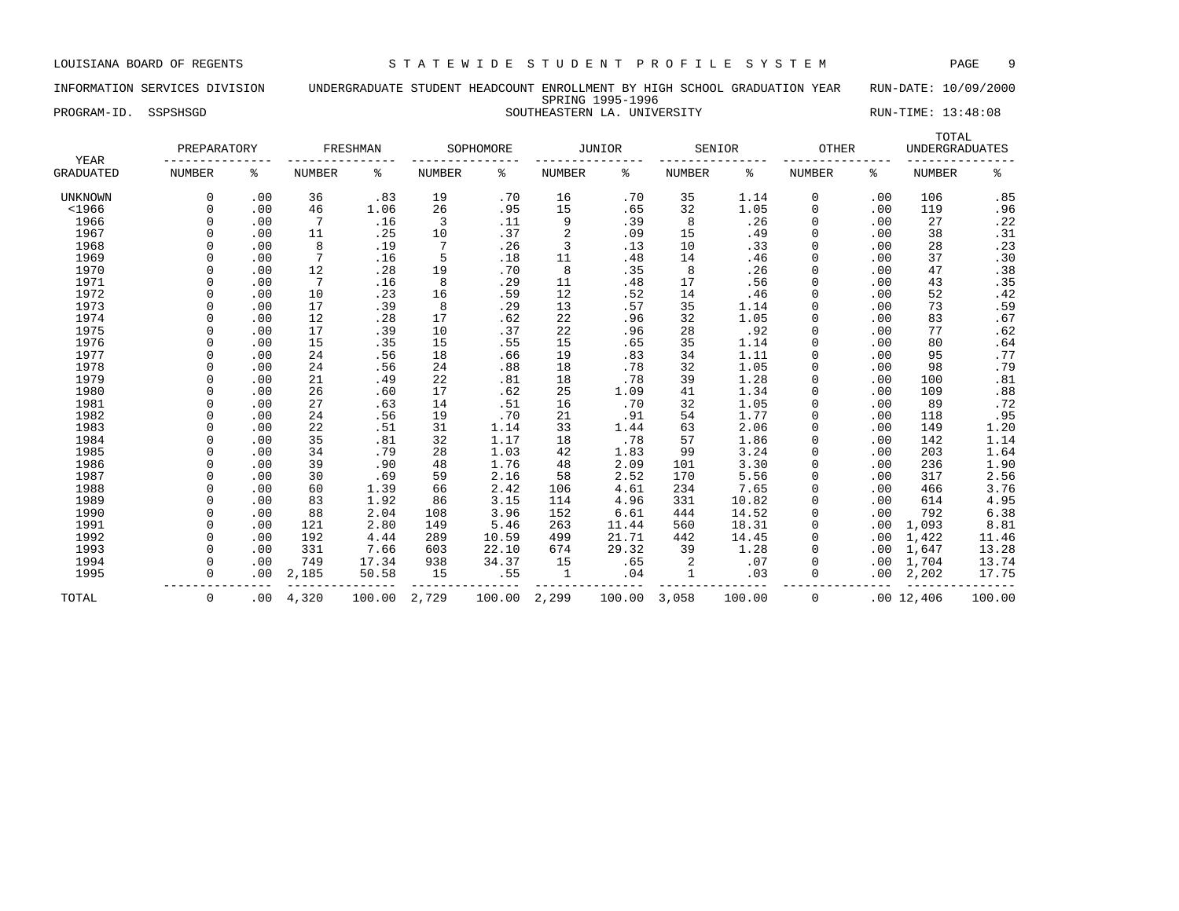LOUISIANA BOARD OF REGENTS — STATEWIDE STUDENT PROFILE SYSTEM

INFORMATION SERVICES DIVISION — UNDERGRADUATE STUDENT HEADCOUNT ENROLLMENT BY HIGH SCHOOL GRADUATION YEAR — RUN-DATE: 10/09/2000

SPRING 1995-1996

PROGRAM-ID. SSPSHSGD — SOUTHEASTERN LA. UNIVERSITY — RUN-TIME: 13:48:08

| YEAR | PREPARATORY | | FRESHMAN | | SOPHOMORE | | JUNIOR | | SENIOR | | OTHER | | TOTAL UNDERGRADUATES | |
|---|---|---|---|---|---|---|---|---|---|---|---|---|---|---|
| GRADUATED | NUMBER | % | NUMBER | % | NUMBER | % | NUMBER | % | NUMBER | % | NUMBER | % | NUMBER | % |
| UNKNOWN | 0 | .00 | 36 | .83 | 19 | .70 | 16 | .70 | 35 | 1.14 | 0 | .00 | 106 | .85 |
| <1966 | 0 | .00 | 46 | 1.06 | 26 | .95 | 15 | .65 | 32 | 1.05 | 0 | .00 | 119 | .96 |
| 1966 | 0 | .00 | 7 | .16 | 3 | .11 | 9 | .39 | 8 | .26 | 0 | .00 | 27 | .22 |
| 1967 | 0 | .00 | 11 | .25 | 10 | .37 | 2 | .09 | 15 | .49 | 0 | .00 | 38 | .31 |
| 1968 | 0 | .00 | 8 | .19 | 7 | .26 | 3 | .13 | 10 | .33 | 0 | .00 | 28 | .23 |
| 1969 | 0 | .00 | 7 | .16 | 5 | .18 | 11 | .48 | 14 | .46 | 0 | .00 | 37 | .30 |
| 1970 | 0 | .00 | 12 | .28 | 19 | .70 | 8 | .35 | 8 | .26 | 0 | .00 | 47 | .38 |
| 1971 | 0 | .00 | 7 | .16 | 8 | .29 | 11 | .48 | 17 | .56 | 0 | .00 | 43 | .35 |
| 1972 | 0 | .00 | 10 | .23 | 16 | .59 | 12 | .52 | 14 | .46 | 0 | .00 | 52 | .42 |
| 1973 | 0 | .00 | 17 | .39 | 8 | .29 | 13 | .57 | 35 | 1.14 | 0 | .00 | 73 | .59 |
| 1974 | 0 | .00 | 12 | .28 | 17 | .62 | 22 | .96 | 32 | 1.05 | 0 | .00 | 83 | .67 |
| 1975 | 0 | .00 | 17 | .39 | 10 | .37 | 22 | .96 | 28 | .92 | 0 | .00 | 77 | .62 |
| 1976 | 0 | .00 | 15 | .35 | 15 | .55 | 15 | .65 | 35 | 1.14 | 0 | .00 | 80 | .64 |
| 1977 | 0 | .00 | 24 | .56 | 18 | .66 | 19 | .83 | 34 | 1.11 | 0 | .00 | 95 | .77 |
| 1978 | 0 | .00 | 24 | .56 | 24 | .88 | 18 | .78 | 32 | 1.05 | 0 | .00 | 98 | .79 |
| 1979 | 0 | .00 | 21 | .49 | 22 | .81 | 18 | .78 | 39 | 1.28 | 0 | .00 | 100 | .81 |
| 1980 | 0 | .00 | 26 | .60 | 17 | .62 | 25 | 1.09 | 41 | 1.34 | 0 | .00 | 109 | .88 |
| 1981 | 0 | .00 | 27 | .63 | 14 | .51 | 16 | .70 | 32 | 1.05 | 0 | .00 | 89 | .72 |
| 1982 | 0 | .00 | 24 | .56 | 19 | .70 | 21 | .91 | 54 | 1.77 | 0 | .00 | 118 | .95 |
| 1983 | 0 | .00 | 22 | .51 | 31 | 1.14 | 33 | 1.44 | 63 | 2.06 | 0 | .00 | 149 | 1.20 |
| 1984 | 0 | .00 | 35 | .81 | 32 | 1.17 | 18 | .78 | 57 | 1.86 | 0 | .00 | 142 | 1.14 |
| 1985 | 0 | .00 | 34 | .79 | 28 | 1.03 | 42 | 1.83 | 99 | 3.24 | 0 | .00 | 203 | 1.64 |
| 1986 | 0 | .00 | 39 | .90 | 48 | 1.76 | 48 | 2.09 | 101 | 3.30 | 0 | .00 | 236 | 1.90 |
| 1987 | 0 | .00 | 30 | .69 | 59 | 2.16 | 58 | 2.52 | 170 | 5.56 | 0 | .00 | 317 | 2.56 |
| 1988 | 0 | .00 | 60 | 1.39 | 66 | 2.42 | 106 | 4.61 | 234 | 7.65 | 0 | .00 | 466 | 3.76 |
| 1989 | 0 | .00 | 83 | 1.92 | 86 | 3.15 | 114 | 4.96 | 331 | 10.82 | 0 | .00 | 614 | 4.95 |
| 1990 | 0 | .00 | 88 | 2.04 | 108 | 3.96 | 152 | 6.61 | 444 | 14.52 | 0 | .00 | 792 | 6.38 |
| 1991 | 0 | .00 | 121 | 2.80 | 149 | 5.46 | 263 | 11.44 | 560 | 18.31 | 0 | .00 | 1,093 | 8.81 |
| 1992 | 0 | .00 | 192 | 4.44 | 289 | 10.59 | 499 | 21.71 | 442 | 14.45 | 0 | .00 | 1,422 | 11.46 |
| 1993 | 0 | .00 | 331 | 7.66 | 603 | 22.10 | 674 | 29.32 | 39 | 1.28 | 0 | .00 | 1,647 | 13.28 |
| 1994 | 0 | .00 | 749 | 17.34 | 938 | 34.37 | 15 | .65 | 2 | .07 | 0 | .00 | 1,704 | 13.74 |
| 1995 | 0 | .00 | 2,185 | 50.58 | 15 | .55 | 1 | .04 | 1 | .03 | 0 | .00 | 2,202 | 17.75 |
| TOTAL | 0 | .00 | 4,320 | 100.00 | 2,729 | 100.00 | 2,299 | 100.00 | 3,058 | 100.00 | 0 | .00 | 12,406 | 100.00 |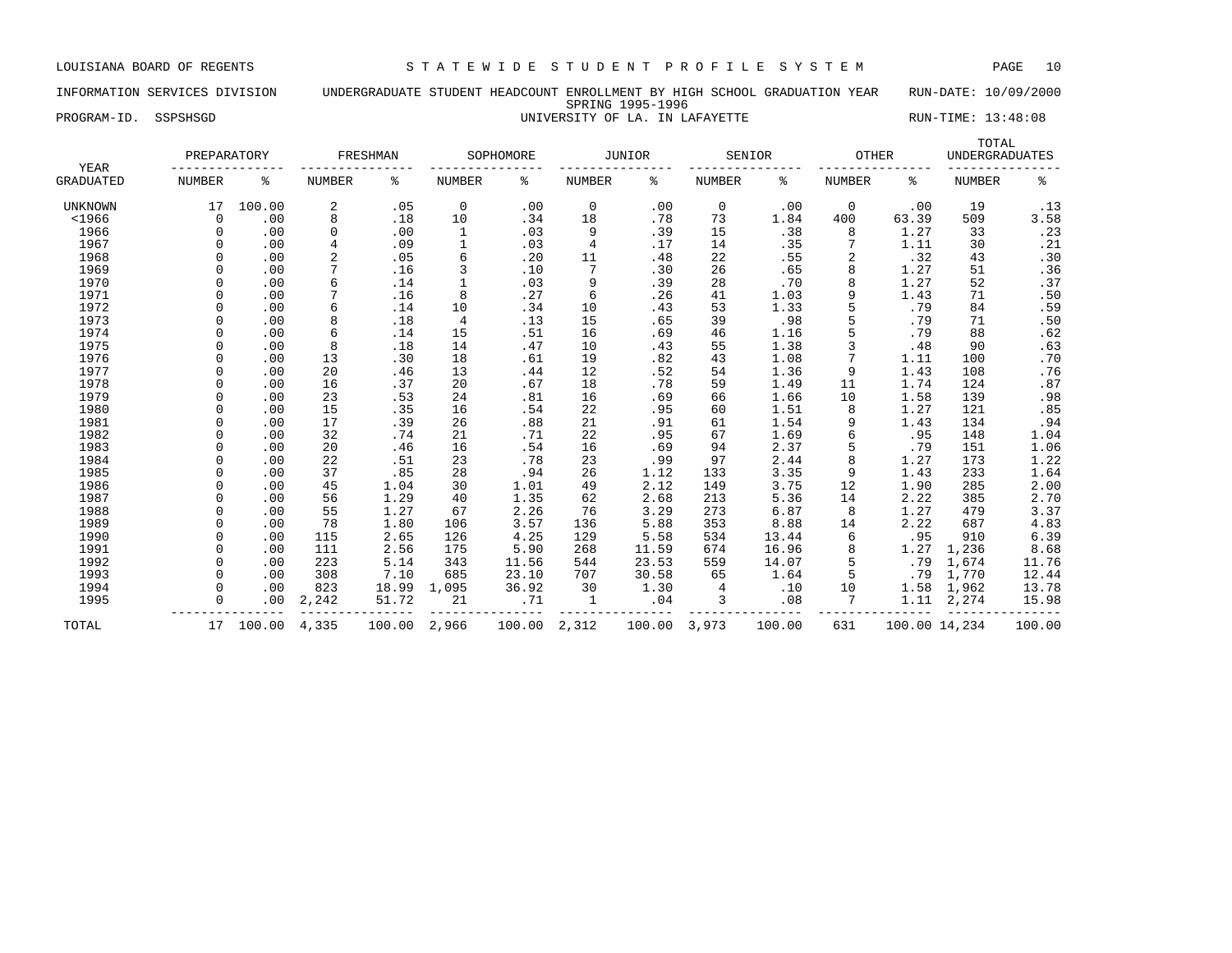LOUISIANA BOARD OF REGENTS — STATEWIDE STUDENT PROFILE SYSTEM

INFORMATION SERVICES DIVISION — UNDERGRADUATE STUDENT HEADCOUNT ENROLLMENT BY HIGH SCHOOL GRADUATION YEAR — RUN-DATE: 10/09/2000

SPRING 1995-1996

PROGRAM-ID. SSPSHSGD — UNIVERSITY OF LA. IN LAFAYETTE — RUN-TIME: 13:48:08

| YEAR GRADUATED | PREPARATORY NUMBER | PREPARATORY % | FRESHMAN NUMBER | FRESHMAN % | SOPHOMORE NUMBER | SOPHOMORE % | JUNIOR NUMBER | JUNIOR % | SENIOR NUMBER | SENIOR % | OTHER NUMBER | OTHER % | TOTAL UNDERGRADUATES NUMBER | TOTAL UNDERGRADUATES % |
|---|---|---|---|---|---|---|---|---|---|---|---|---|---|---|
| UNKNOWN | 17 | 100.00 | 2 | .05 | 0 | .00 | 0 | .00 | 0 | .00 | 0 | .00 | 19 | .13 |
| <1966 | 0 | .00 | 8 | .18 | 10 | .34 | 18 | .78 | 73 | 1.84 | 400 | 63.39 | 509 | 3.58 |
| 1966 | 0 | .00 | 0 | .00 | 1 | .03 | 9 | .39 | 15 | .38 | 8 | 1.27 | 33 | .23 |
| 1967 | 0 | .00 | 4 | .09 | 1 | .03 | 4 | .17 | 14 | .35 | 7 | 1.11 | 30 | .21 |
| 1968 | 0 | .00 | 2 | .05 | 6 | .20 | 11 | .48 | 22 | .55 | 2 | .32 | 43 | .30 |
| 1969 | 0 | .00 | 7 | .16 | 3 | .10 | 7 | .30 | 26 | .65 | 8 | 1.27 | 51 | .36 |
| 1970 | 0 | .00 | 6 | .14 | 1 | .03 | 9 | .39 | 28 | .70 | 8 | 1.27 | 52 | .37 |
| 1971 | 0 | .00 | 7 | .16 | 8 | .27 | 6 | .26 | 41 | 1.03 | 9 | 1.43 | 71 | .50 |
| 1972 | 0 | .00 | 6 | .14 | 10 | .34 | 10 | .43 | 53 | 1.33 | 5 | .79 | 84 | .59 |
| 1973 | 0 | .00 | 8 | .18 | 4 | .13 | 15 | .65 | 39 | .98 | 5 | .79 | 71 | .50 |
| 1974 | 0 | .00 | 6 | .14 | 15 | .51 | 16 | .69 | 46 | 1.16 | 5 | .79 | 88 | .62 |
| 1975 | 0 | .00 | 8 | .18 | 14 | .47 | 10 | .43 | 55 | 1.38 | 3 | .48 | 90 | .63 |
| 1976 | 0 | .00 | 13 | .30 | 18 | .61 | 19 | .82 | 43 | 1.08 | 7 | 1.11 | 100 | .70 |
| 1977 | 0 | .00 | 20 | .46 | 13 | .44 | 12 | .52 | 54 | 1.36 | 9 | 1.43 | 108 | .76 |
| 1978 | 0 | .00 | 16 | .37 | 20 | .67 | 18 | .78 | 59 | 1.49 | 11 | 1.74 | 124 | .87 |
| 1979 | 0 | .00 | 23 | .53 | 24 | .81 | 16 | .69 | 66 | 1.66 | 10 | 1.58 | 139 | .98 |
| 1980 | 0 | .00 | 15 | .35 | 16 | .54 | 22 | .95 | 60 | 1.51 | 8 | 1.27 | 121 | .85 |
| 1981 | 0 | .00 | 17 | .39 | 26 | .88 | 21 | .91 | 61 | 1.54 | 9 | 1.43 | 134 | .94 |
| 1982 | 0 | .00 | 32 | .74 | 21 | .71 | 22 | .95 | 67 | 1.69 | 6 | .95 | 148 | 1.04 |
| 1983 | 0 | .00 | 20 | .46 | 16 | .54 | 16 | .69 | 94 | 2.37 | 5 | .79 | 151 | 1.06 |
| 1984 | 0 | .00 | 22 | .51 | 23 | .78 | 23 | .99 | 97 | 2.44 | 8 | 1.27 | 173 | 1.22 |
| 1985 | 0 | .00 | 37 | .85 | 28 | .94 | 26 | 1.12 | 133 | 3.35 | 9 | 1.43 | 233 | 1.64 |
| 1986 | 0 | .00 | 45 | 1.04 | 30 | 1.01 | 49 | 2.12 | 149 | 3.75 | 12 | 1.90 | 285 | 2.00 |
| 1987 | 0 | .00 | 56 | 1.29 | 40 | 1.35 | 62 | 2.68 | 213 | 5.36 | 14 | 2.22 | 385 | 2.70 |
| 1988 | 0 | .00 | 55 | 1.27 | 67 | 2.26 | 76 | 3.29 | 273 | 6.87 | 8 | 1.27 | 479 | 3.37 |
| 1989 | 0 | .00 | 78 | 1.80 | 106 | 3.57 | 136 | 5.88 | 353 | 8.88 | 14 | 2.22 | 687 | 4.83 |
| 1990 | 0 | .00 | 115 | 2.65 | 126 | 4.25 | 129 | 5.58 | 534 | 13.44 | 6 | .95 | 910 | 6.39 |
| 1991 | 0 | .00 | 111 | 2.56 | 175 | 5.90 | 268 | 11.59 | 674 | 16.96 | 8 | 1.27 | 1,236 | 8.68 |
| 1992 | 0 | .00 | 223 | 5.14 | 343 | 11.56 | 544 | 23.53 | 559 | 14.07 | 5 | .79 | 1,674 | 11.76 |
| 1993 | 0 | .00 | 308 | 7.10 | 685 | 23.10 | 707 | 30.58 | 65 | 1.64 | 5 | .79 | 1,770 | 12.44 |
| 1994 | 0 | .00 | 823 | 18.99 | 1,095 | 36.92 | 30 | 1.30 | 4 | .10 | 10 | 1.58 | 1,962 | 13.78 |
| 1995 | 0 | .00 | 2,242 | 51.72 | 21 | .71 | 1 | .04 | 3 | .08 | 7 | 1.11 | 2,274 | 15.98 |
| TOTAL | 17 | 100.00 | 4,335 | 100.00 | 2,966 | 100.00 | 2,312 | 100.00 | 3,973 | 100.00 | 631 | 100.00 | 14,234 | 100.00 |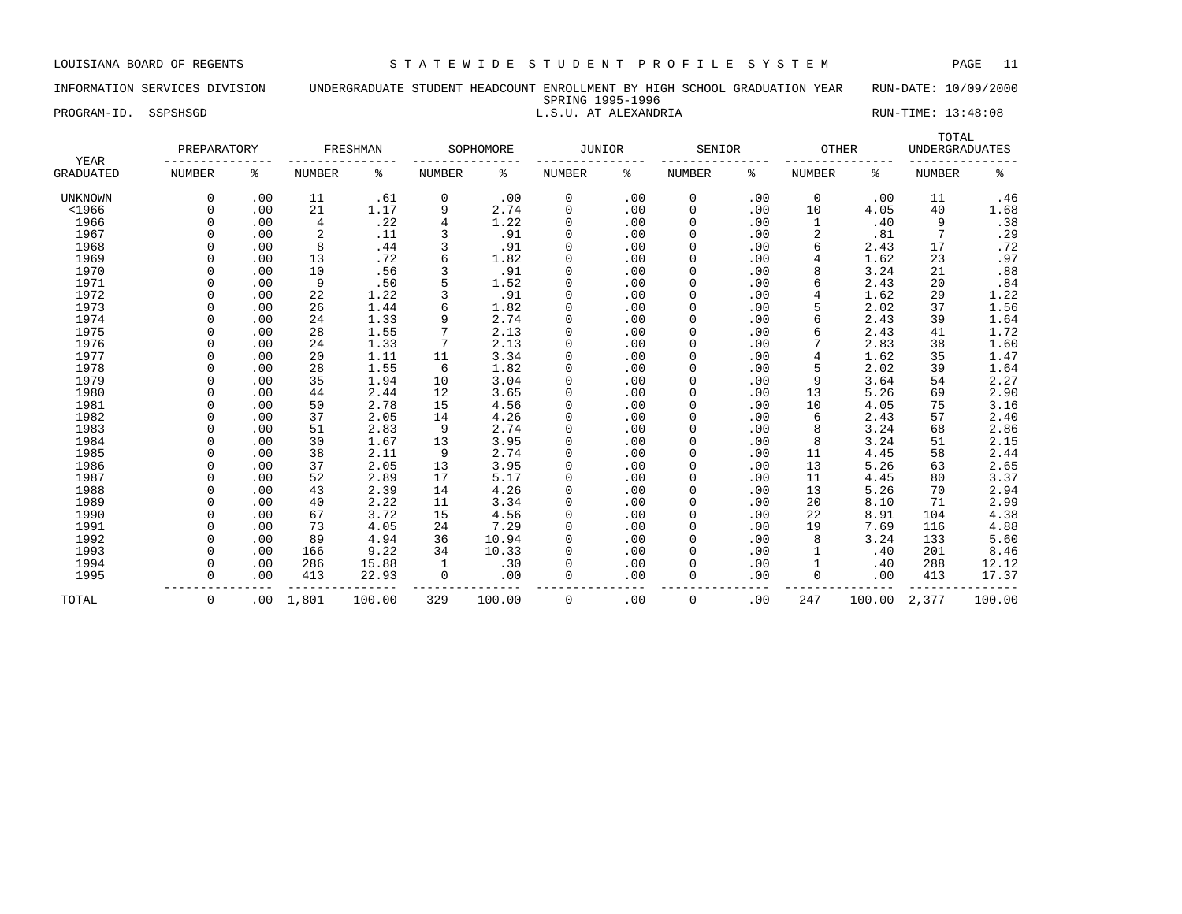LOUISIANA BOARD OF REGENTS — STATEWIDE STUDENT PROFILE SYSTEM

INFORMATION SERVICES DIVISION — UNDERGRADUATE STUDENT HEADCOUNT ENROLLMENT BY HIGH SCHOOL GRADUATION YEAR — RUN-DATE: 10/09/2000

SPRING 1995-1996

PROGRAM-ID. SSPSHSGD — L.S.U. AT ALEXANDRIA — RUN-TIME: 13:48:08

| YEAR | PREPARATORY | | FRESHMAN | | SOPHOMORE | | JUNIOR | | SENIOR | | OTHER | | TOTAL UNDERGRADUATES | |
|---|---|---|---|---|---|---|---|---|---|---|---|---|---|---|
| GRADUATED | NUMBER | % | NUMBER | % | NUMBER | % | NUMBER | % | NUMBER | % | NUMBER | % | NUMBER | % |
| UNKNOWN | 0 | .00 | 11 | .61 | 0 | .00 | 0 | .00 | 0 | .00 | 0 | .00 | 11 | .46 |
| <1966 | 0 | .00 | 21 | 1.17 | 9 | 2.74 | 0 | .00 | 0 | .00 | 10 | 4.05 | 40 | 1.68 |
| 1966 | 0 | .00 | 4 | .22 | 4 | 1.22 | 0 | .00 | 0 | .00 | 1 | .40 | 9 | .38 |
| 1967 | 0 | .00 | 2 | .11 | 3 | .91 | 0 | .00 | 0 | .00 | 2 | .81 | 7 | .29 |
| 1968 | 0 | .00 | 8 | .44 | 3 | .91 | 0 | .00 | 0 | .00 | 6 | 2.43 | 17 | .72 |
| 1969 | 0 | .00 | 13 | .72 | 6 | 1.82 | 0 | .00 | 0 | .00 | 4 | 1.62 | 23 | .97 |
| 1970 | 0 | .00 | 10 | .56 | 3 | .91 | 0 | .00 | 0 | .00 | 8 | 3.24 | 21 | .88 |
| 1971 | 0 | .00 | 9 | .50 | 5 | 1.52 | 0 | .00 | 0 | .00 | 6 | 2.43 | 20 | .84 |
| 1972 | 0 | .00 | 22 | 1.22 | 3 | .91 | 0 | .00 | 0 | .00 | 4 | 1.62 | 29 | 1.22 |
| 1973 | 0 | .00 | 26 | 1.44 | 6 | 1.82 | 0 | .00 | 0 | .00 | 5 | 2.02 | 37 | 1.56 |
| 1974 | 0 | .00 | 24 | 1.33 | 9 | 2.74 | 0 | .00 | 0 | .00 | 6 | 2.43 | 39 | 1.64 |
| 1975 | 0 | .00 | 28 | 1.55 | 7 | 2.13 | 0 | .00 | 0 | .00 | 6 | 2.43 | 41 | 1.72 |
| 1976 | 0 | .00 | 24 | 1.33 | 7 | 2.13 | 0 | .00 | 0 | .00 | 7 | 2.83 | 38 | 1.60 |
| 1977 | 0 | .00 | 20 | 1.11 | 11 | 3.34 | 0 | .00 | 0 | .00 | 4 | 1.62 | 35 | 1.47 |
| 1978 | 0 | .00 | 28 | 1.55 | 6 | 1.82 | 0 | .00 | 0 | .00 | 5 | 2.02 | 39 | 1.64 |
| 1979 | 0 | .00 | 35 | 1.94 | 10 | 3.04 | 0 | .00 | 0 | .00 | 9 | 3.64 | 54 | 2.27 |
| 1980 | 0 | .00 | 44 | 2.44 | 12 | 3.65 | 0 | .00 | 0 | .00 | 13 | 5.26 | 69 | 2.90 |
| 1981 | 0 | .00 | 50 | 2.78 | 15 | 4.56 | 0 | .00 | 0 | .00 | 10 | 4.05 | 75 | 3.16 |
| 1982 | 0 | .00 | 37 | 2.05 | 14 | 4.26 | 0 | .00 | 0 | .00 | 6 | 2.43 | 57 | 2.40 |
| 1983 | 0 | .00 | 51 | 2.83 | 9 | 2.74 | 0 | .00 | 0 | .00 | 8 | 3.24 | 68 | 2.86 |
| 1984 | 0 | .00 | 30 | 1.67 | 13 | 3.95 | 0 | .00 | 0 | .00 | 8 | 3.24 | 51 | 2.15 |
| 1985 | 0 | .00 | 38 | 2.11 | 9 | 2.74 | 0 | .00 | 0 | .00 | 11 | 4.45 | 58 | 2.44 |
| 1986 | 0 | .00 | 37 | 2.05 | 13 | 3.95 | 0 | .00 | 0 | .00 | 13 | 5.26 | 63 | 2.65 |
| 1987 | 0 | .00 | 52 | 2.89 | 17 | 5.17 | 0 | .00 | 0 | .00 | 11 | 4.45 | 80 | 3.37 |
| 1988 | 0 | .00 | 43 | 2.39 | 14 | 4.26 | 0 | .00 | 0 | .00 | 13 | 5.26 | 70 | 2.94 |
| 1989 | 0 | .00 | 40 | 2.22 | 11 | 3.34 | 0 | .00 | 0 | .00 | 20 | 8.10 | 71 | 2.99 |
| 1990 | 0 | .00 | 67 | 3.72 | 15 | 4.56 | 0 | .00 | 0 | .00 | 22 | 8.91 | 104 | 4.38 |
| 1991 | 0 | .00 | 73 | 4.05 | 24 | 7.29 | 0 | .00 | 0 | .00 | 19 | 7.69 | 116 | 4.88 |
| 1992 | 0 | .00 | 89 | 4.94 | 36 | 10.94 | 0 | .00 | 0 | .00 | 8 | 3.24 | 133 | 5.60 |
| 1993 | 0 | .00 | 166 | 9.22 | 34 | 10.33 | 0 | .00 | 0 | .00 | 1 | .40 | 201 | 8.46 |
| 1994 | 0 | .00 | 286 | 15.88 | 1 | .30 | 0 | .00 | 0 | .00 | 1 | .40 | 288 | 12.12 |
| 1995 | 0 | .00 | 413 | 22.93 | 0 | .00 | 0 | .00 | 0 | .00 | 0 | .00 | 413 | 17.37 |
| TOTAL | 0 | .00 | 1,801 | 100.00 | 329 | 100.00 | 0 | .00 | 0 | .00 | 247 | 100.00 | 2,377 | 100.00 |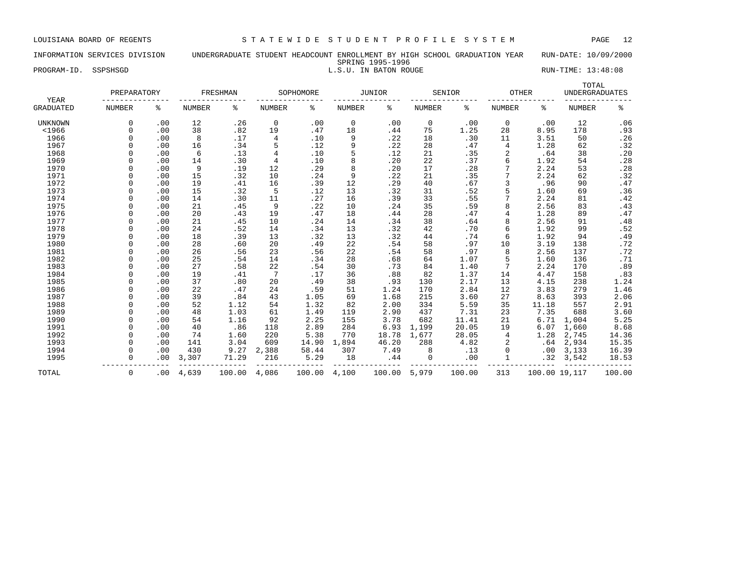LOUISIANA BOARD OF REGENTS — STATEWIDE STUDENT PROFILE SYSTEM

INFORMATION SERVICES DIVISION — UNDERGRADUATE STUDENT HEADCOUNT ENROLLMENT BY HIGH SCHOOL GRADUATION YEAR — RUN-DATE: 10/09/2000

SPRING 1995-1996

PROGRAM-ID. SSPSHSGD — L.S.U. IN BATON ROUGE — RUN-TIME: 13:48:08

| YEAR | PREPARATORY | | FRESHMAN | | SOPHOMORE | | JUNIOR | | SENIOR | | OTHER | | TOTAL UNDERGRADUATES | |
|---|---|---|---|---|---|---|---|---|---|---|---|---|---|---|
| GRADUATED | NUMBER | % | NUMBER | % | NUMBER | % | NUMBER | % | NUMBER | % | NUMBER | % | NUMBER | % |
| UNKNOWN | 0 | .00 | 12 | .26 | 0 | .00 | 0 | .00 | 0 | .00 | 0 | .00 | 12 | .06 |
| <1966 | 0 | .00 | 38 | .82 | 19 | .47 | 18 | .44 | 75 | 1.25 | 28 | 8.95 | 178 | .93 |
| 1966 | 0 | .00 | 8 | .17 | 4 | .10 | 9 | .22 | 18 | .30 | 11 | 3.51 | 50 | .26 |
| 1967 | 0 | .00 | 16 | .34 | 5 | .12 | 9 | .22 | 28 | .47 | 4 | 1.28 | 62 | .32 |
| 1968 | 0 | .00 | 6 | .13 | 4 | .10 | 5 | .12 | 21 | .35 | 2 | .64 | 38 | .20 |
| 1969 | 0 | .00 | 14 | .30 | 4 | .10 | 8 | .20 | 22 | .37 | 6 | 1.92 | 54 | .28 |
| 1970 | 0 | .00 | 9 | .19 | 12 | .29 | 8 | .20 | 17 | .28 | 7 | 2.24 | 53 | .28 |
| 1971 | 0 | .00 | 15 | .32 | 10 | .24 | 9 | .22 | 21 | .35 | 7 | 2.24 | 62 | .32 |
| 1972 | 0 | .00 | 19 | .41 | 16 | .39 | 12 | .29 | 40 | .67 | 3 | .96 | 90 | .47 |
| 1973 | 0 | .00 | 15 | .32 | 5 | .12 | 13 | .32 | 31 | .52 | 5 | 1.60 | 69 | .36 |
| 1974 | 0 | .00 | 14 | .30 | 11 | .27 | 16 | .39 | 33 | .55 | 7 | 2.24 | 81 | .42 |
| 1975 | 0 | .00 | 21 | .45 | 9 | .22 | 10 | .24 | 35 | .59 | 8 | 2.56 | 83 | .43 |
| 1976 | 0 | .00 | 20 | .43 | 19 | .47 | 18 | .44 | 28 | .47 | 4 | 1.28 | 89 | .47 |
| 1977 | 0 | .00 | 21 | .45 | 10 | .24 | 14 | .34 | 38 | .64 | 8 | 2.56 | 91 | .48 |
| 1978 | 0 | .00 | 24 | .52 | 14 | .34 | 13 | .32 | 42 | .70 | 6 | 1.92 | 99 | .52 |
| 1979 | 0 | .00 | 18 | .39 | 13 | .32 | 13 | .32 | 44 | .74 | 6 | 1.92 | 94 | .49 |
| 1980 | 0 | .00 | 28 | .60 | 20 | .49 | 22 | .54 | 58 | .97 | 10 | 3.19 | 138 | .72 |
| 1981 | 0 | .00 | 26 | .56 | 23 | .56 | 22 | .54 | 58 | .97 | 8 | 2.56 | 137 | .72 |
| 1982 | 0 | .00 | 25 | .54 | 14 | .34 | 28 | .68 | 64 | 1.07 | 5 | 1.60 | 136 | .71 |
| 1983 | 0 | .00 | 27 | .58 | 22 | .54 | 30 | .73 | 84 | 1.40 | 7 | 2.24 | 170 | .89 |
| 1984 | 0 | .00 | 19 | .41 | 7 | .17 | 36 | .88 | 82 | 1.37 | 14 | 4.47 | 158 | .83 |
| 1985 | 0 | .00 | 37 | .80 | 20 | .49 | 38 | .93 | 130 | 2.17 | 13 | 4.15 | 238 | 1.24 |
| 1986 | 0 | .00 | 22 | .47 | 24 | .59 | 51 | 1.24 | 170 | 2.84 | 12 | 3.83 | 279 | 1.46 |
| 1987 | 0 | .00 | 39 | .84 | 43 | 1.05 | 69 | 1.68 | 215 | 3.60 | 27 | 8.63 | 393 | 2.06 |
| 1988 | 0 | .00 | 52 | 1.12 | 54 | 1.32 | 82 | 2.00 | 334 | 5.59 | 35 | 11.18 | 557 | 2.91 |
| 1989 | 0 | .00 | 48 | 1.03 | 61 | 1.49 | 119 | 2.90 | 437 | 7.31 | 23 | 7.35 | 688 | 3.60 |
| 1990 | 0 | .00 | 54 | 1.16 | 92 | 2.25 | 155 | 3.78 | 682 | 11.41 | 21 | 6.71 | 1,004 | 5.25 |
| 1991 | 0 | .00 | 40 | .86 | 118 | 2.89 | 284 | 6.93 | 1,199 | 20.05 | 19 | 6.07 | 1,660 | 8.68 |
| 1992 | 0 | .00 | 74 | 1.60 | 220 | 5.38 | 770 | 18.78 | 1,677 | 28.05 | 4 | 1.28 | 2,745 | 14.36 |
| 1993 | 0 | .00 | 141 | 3.04 | 609 | 14.90 | 1,894 | 46.20 | 288 | 4.82 | 2 | .64 | 2,934 | 15.35 |
| 1994 | 0 | .00 | 430 | 9.27 | 2,388 | 58.44 | 307 | 7.49 | 8 | .13 | 0 | .00 | 3,133 | 16.39 |
| 1995 | 0 | .00 | 3,307 | 71.29 | 216 | 5.29 | 18 | .44 | 0 | .00 | 1 | .32 | 3,542 | 18.53 |
| TOTAL | 0 | .00 | 4,639 | 100.00 | 4,086 | 100.00 | 4,100 | 100.00 | 5,979 | 100.00 | 313 | 100.00 | 19,117 | 100.00 |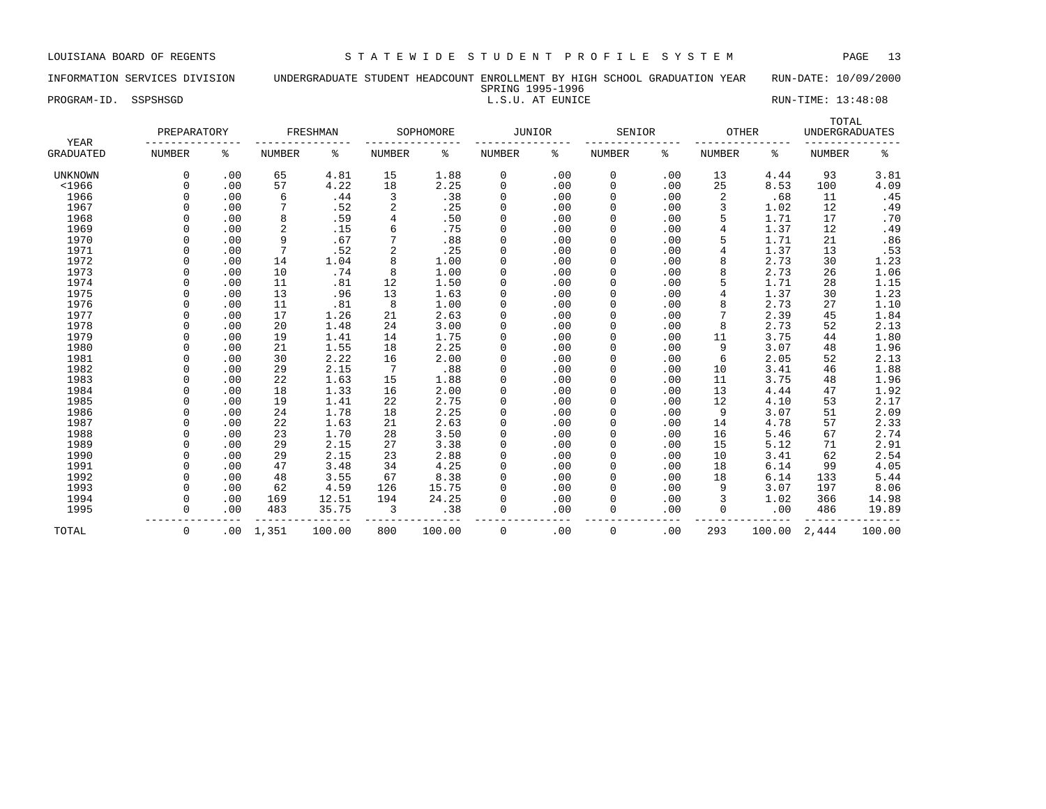LOUISIANA BOARD OF REGENTS — STATEWIDE STUDENT PROFILE SYSTEM

INFORMATION SERVICES DIVISION — UNDERGRADUATE STUDENT HEADCOUNT ENROLLMENT BY HIGH SCHOOL GRADUATION YEAR — RUN-DATE: 10/09/2000

SPRING 1995-1996

PROGRAM-ID. SSPSHSGD — L.S.U. AT EUNICE — RUN-TIME: 13:48:08

| YEAR GRADUATED | PREPARATORY NUMBER | PREPARATORY % | FRESHMAN NUMBER | FRESHMAN % | SOPHOMORE NUMBER | SOPHOMORE % | JUNIOR NUMBER | JUNIOR % | SENIOR NUMBER | SENIOR % | OTHER NUMBER | OTHER % | TOTAL UNDERGRADUATES NUMBER | TOTAL UNDERGRADUATES % |
|---|---|---|---|---|---|---|---|---|---|---|---|---|---|---|
| UNKNOWN | 0 | .00 | 65 | 4.81 | 15 | 1.88 | 0 | .00 | 0 | .00 | 13 | 4.44 | 93 | 3.81 |
| <1966 | 0 | .00 | 57 | 4.22 | 18 | 2.25 | 0 | .00 | 0 | .00 | 25 | 8.53 | 100 | 4.09 |
| 1966 | 0 | .00 | 6 | .44 | 3 | .38 | 0 | .00 | 0 | .00 | 2 | .68 | 11 | .45 |
| 1967 | 0 | .00 | 7 | .52 | 2 | .25 | 0 | .00 | 0 | .00 | 3 | 1.02 | 12 | .49 |
| 1968 | 0 | .00 | 8 | .59 | 4 | .50 | 0 | .00 | 0 | .00 | 5 | 1.71 | 17 | .70 |
| 1969 | 0 | .00 | 2 | .15 | 6 | .75 | 0 | .00 | 0 | .00 | 4 | 1.37 | 12 | .49 |
| 1970 | 0 | .00 | 9 | .67 | 7 | .88 | 0 | .00 | 0 | .00 | 5 | 1.71 | 21 | .86 |
| 1971 | 0 | .00 | 7 | .52 | 2 | .25 | 0 | .00 | 0 | .00 | 4 | 1.37 | 13 | .53 |
| 1972 | 0 | .00 | 14 | 1.04 | 8 | 1.00 | 0 | .00 | 0 | .00 | 8 | 2.73 | 30 | 1.23 |
| 1973 | 0 | .00 | 10 | .74 | 8 | 1.00 | 0 | .00 | 0 | .00 | 8 | 2.73 | 26 | 1.06 |
| 1974 | 0 | .00 | 11 | .81 | 12 | 1.50 | 0 | .00 | 0 | .00 | 5 | 1.71 | 28 | 1.15 |
| 1975 | 0 | .00 | 13 | .96 | 13 | 1.63 | 0 | .00 | 0 | .00 | 4 | 1.37 | 30 | 1.23 |
| 1976 | 0 | .00 | 11 | .81 | 8 | 1.00 | 0 | .00 | 0 | .00 | 8 | 2.73 | 27 | 1.10 |
| 1977 | 0 | .00 | 17 | 1.26 | 21 | 2.63 | 0 | .00 | 0 | .00 | 7 | 2.39 | 45 | 1.84 |
| 1978 | 0 | .00 | 20 | 1.48 | 24 | 3.00 | 0 | .00 | 0 | .00 | 8 | 2.73 | 52 | 2.13 |
| 1979 | 0 | .00 | 19 | 1.41 | 14 | 1.75 | 0 | .00 | 0 | .00 | 11 | 3.75 | 44 | 1.80 |
| 1980 | 0 | .00 | 21 | 1.55 | 18 | 2.25 | 0 | .00 | 0 | .00 | 9 | 3.07 | 48 | 1.96 |
| 1981 | 0 | .00 | 30 | 2.22 | 16 | 2.00 | 0 | .00 | 0 | .00 | 6 | 2.05 | 52 | 2.13 |
| 1982 | 0 | .00 | 29 | 2.15 | 7 | .88 | 0 | .00 | 0 | .00 | 10 | 3.41 | 46 | 1.88 |
| 1983 | 0 | .00 | 22 | 1.63 | 15 | 1.88 | 0 | .00 | 0 | .00 | 11 | 3.75 | 48 | 1.96 |
| 1984 | 0 | .00 | 18 | 1.33 | 16 | 2.00 | 0 | .00 | 0 | .00 | 13 | 4.44 | 47 | 1.92 |
| 1985 | 0 | .00 | 19 | 1.41 | 22 | 2.75 | 0 | .00 | 0 | .00 | 12 | 4.10 | 53 | 2.17 |
| 1986 | 0 | .00 | 24 | 1.78 | 18 | 2.25 | 0 | .00 | 0 | .00 | 9 | 3.07 | 51 | 2.09 |
| 1987 | 0 | .00 | 22 | 1.63 | 21 | 2.63 | 0 | .00 | 0 | .00 | 14 | 4.78 | 57 | 2.33 |
| 1988 | 0 | .00 | 23 | 1.70 | 28 | 3.50 | 0 | .00 | 0 | .00 | 16 | 5.46 | 67 | 2.74 |
| 1989 | 0 | .00 | 29 | 2.15 | 27 | 3.38 | 0 | .00 | 0 | .00 | 15 | 5.12 | 71 | 2.91 |
| 1990 | 0 | .00 | 29 | 2.15 | 23 | 2.88 | 0 | .00 | 0 | .00 | 10 | 3.41 | 62 | 2.54 |
| 1991 | 0 | .00 | 47 | 3.48 | 34 | 4.25 | 0 | .00 | 0 | .00 | 18 | 6.14 | 99 | 4.05 |
| 1992 | 0 | .00 | 48 | 3.55 | 67 | 8.38 | 0 | .00 | 0 | .00 | 18 | 6.14 | 133 | 5.44 |
| 1993 | 0 | .00 | 62 | 4.59 | 126 | 15.75 | 0 | .00 | 0 | .00 | 9 | 3.07 | 197 | 8.06 |
| 1994 | 0 | .00 | 169 | 12.51 | 194 | 24.25 | 0 | .00 | 0 | .00 | 3 | 1.02 | 366 | 14.98 |
| 1995 | 0 | .00 | 483 | 35.75 | 3 | .38 | 0 | .00 | 0 | .00 | 0 | .00 | 486 | 19.89 |
| TOTAL | 0 | .00 | 1,351 | 100.00 | 800 | 100.00 | 0 | .00 | 0 | .00 | 293 | 100.00 | 2,444 | 100.00 |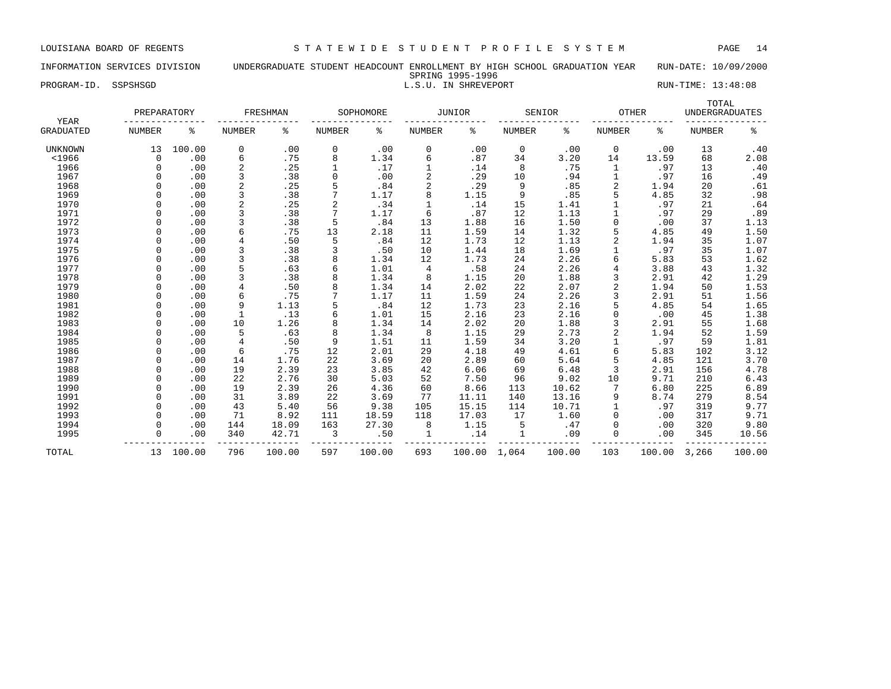LOUISIANA BOARD OF REGENTS — STATEWIDE STUDENT PROFILE SYSTEM

INFORMATION SERVICES DIVISION — UNDERGRADUATE STUDENT HEADCOUNT ENROLLMENT BY HIGH SCHOOL GRADUATION YEAR — RUN-DATE: 10/09/2000

SPRING 1995-1996

PROGRAM-ID. SSPSHSGD — L.S.U. IN SHREVEPORT — RUN-TIME: 13:48:08

| YEAR | PREPARATORY | | FRESHMAN | | SOPHOMORE | | JUNIOR | | SENIOR | | OTHER | | TOTAL UNDERGRADUATES | |
|---|---|---|---|---|---|---|---|---|---|---|---|---|---|---|
| GRADUATED | NUMBER | % | NUMBER | % | NUMBER | % | NUMBER | % | NUMBER | % | NUMBER | % | NUMBER | % |
| UNKNOWN | 13 | 100.00 | 0 | .00 | 0 | .00 | 0 | .00 | 0 | .00 | 0 | .00 | 13 | .40 |
| <1966 | 0 | .00 | 6 | .75 | 8 | 1.34 | 6 | .87 | 34 | 3.20 | 14 | 13.59 | 68 | 2.08 |
| 1966 | 0 | .00 | 2 | .25 | 1 | .17 | 1 | .14 | 8 | .75 | 1 | .97 | 13 | .40 |
| 1967 | 0 | .00 | 3 | .38 | 0 | .00 | 2 | .29 | 10 | .94 | 1 | .97 | 16 | .49 |
| 1968 | 0 | .00 | 2 | .25 | 5 | .84 | 2 | .29 | 9 | .85 | 2 | 1.94 | 20 | .61 |
| 1969 | 0 | .00 | 3 | .38 | 7 | 1.17 | 8 | 1.15 | 9 | .85 | 5 | 4.85 | 32 | .98 |
| 1970 | 0 | .00 | 2 | .25 | 2 | .34 | 1 | .14 | 15 | 1.41 | 1 | .97 | 21 | .64 |
| 1971 | 0 | .00 | 3 | .38 | 7 | 1.17 | 6 | .87 | 12 | 1.13 | 1 | .97 | 29 | .89 |
| 1972 | 0 | .00 | 3 | .38 | 5 | .84 | 13 | 1.88 | 16 | 1.50 | 0 | .00 | 37 | 1.13 |
| 1973 | 0 | .00 | 6 | .75 | 13 | 2.18 | 11 | 1.59 | 14 | 1.32 | 5 | 4.85 | 49 | 1.50 |
| 1974 | 0 | .00 | 4 | .50 | 5 | .84 | 12 | 1.73 | 12 | 1.13 | 2 | 1.94 | 35 | 1.07 |
| 1975 | 0 | .00 | 3 | .38 | 3 | .50 | 10 | 1.44 | 18 | 1.69 | 1 | .97 | 35 | 1.07 |
| 1976 | 0 | .00 | 3 | .38 | 8 | 1.34 | 12 | 1.73 | 24 | 2.26 | 6 | 5.83 | 53 | 1.62 |
| 1977 | 0 | .00 | 5 | .63 | 6 | 1.01 | 4 | .58 | 24 | 2.26 | 4 | 3.88 | 43 | 1.32 |
| 1978 | 0 | .00 | 3 | .38 | 8 | 1.34 | 8 | 1.15 | 20 | 1.88 | 3 | 2.91 | 42 | 1.29 |
| 1979 | 0 | .00 | 4 | .50 | 8 | 1.34 | 14 | 2.02 | 22 | 2.07 | 2 | 1.94 | 50 | 1.53 |
| 1980 | 0 | .00 | 6 | .75 | 7 | 1.17 | 11 | 1.59 | 24 | 2.26 | 3 | 2.91 | 51 | 1.56 |
| 1981 | 0 | .00 | 9 | 1.13 | 5 | .84 | 12 | 1.73 | 23 | 2.16 | 5 | 4.85 | 54 | 1.65 |
| 1982 | 0 | .00 | 1 | .13 | 6 | 1.01 | 15 | 2.16 | 23 | 2.16 | 0 | .00 | 45 | 1.38 |
| 1983 | 0 | .00 | 10 | 1.26 | 8 | 1.34 | 14 | 2.02 | 20 | 1.88 | 3 | 2.91 | 55 | 1.68 |
| 1984 | 0 | .00 | 5 | .63 | 8 | 1.34 | 8 | 1.15 | 29 | 2.73 | 2 | 1.94 | 52 | 1.59 |
| 1985 | 0 | .00 | 4 | .50 | 9 | 1.51 | 11 | 1.59 | 34 | 3.20 | 1 | .97 | 59 | 1.81 |
| 1986 | 0 | .00 | 6 | .75 | 12 | 2.01 | 29 | 4.18 | 49 | 4.61 | 6 | 5.83 | 102 | 3.12 |
| 1987 | 0 | .00 | 14 | 1.76 | 22 | 3.69 | 20 | 2.89 | 60 | 5.64 | 5 | 4.85 | 121 | 3.70 |
| 1988 | 0 | .00 | 19 | 2.39 | 23 | 3.85 | 42 | 6.06 | 69 | 6.48 | 3 | 2.91 | 156 | 4.78 |
| 1989 | 0 | .00 | 22 | 2.76 | 30 | 5.03 | 52 | 7.50 | 96 | 9.02 | 10 | 9.71 | 210 | 6.43 |
| 1990 | 0 | .00 | 19 | 2.39 | 26 | 4.36 | 60 | 8.66 | 113 | 10.62 | 7 | 6.80 | 225 | 6.89 |
| 1991 | 0 | .00 | 31 | 3.89 | 22 | 3.69 | 77 | 11.11 | 140 | 13.16 | 9 | 8.74 | 279 | 8.54 |
| 1992 | 0 | .00 | 43 | 5.40 | 56 | 9.38 | 105 | 15.15 | 114 | 10.71 | 1 | .97 | 319 | 9.77 |
| 1993 | 0 | .00 | 71 | 8.92 | 111 | 18.59 | 118 | 17.03 | 17 | 1.60 | 0 | .00 | 317 | 9.71 |
| 1994 | 0 | .00 | 144 | 18.09 | 163 | 27.30 | 8 | 1.15 | 5 | .47 | 0 | .00 | 320 | 9.80 |
| 1995 | 0 | .00 | 340 | 42.71 | 3 | .50 | 1 | .14 | 1 | .09 | 0 | .00 | 345 | 10.56 |
| TOTAL | 13 | 100.00 | 796 | 100.00 | 597 | 100.00 | 693 | 100.00 | 1,064 | 100.00 | 103 | 100.00 | 3,266 | 100.00 |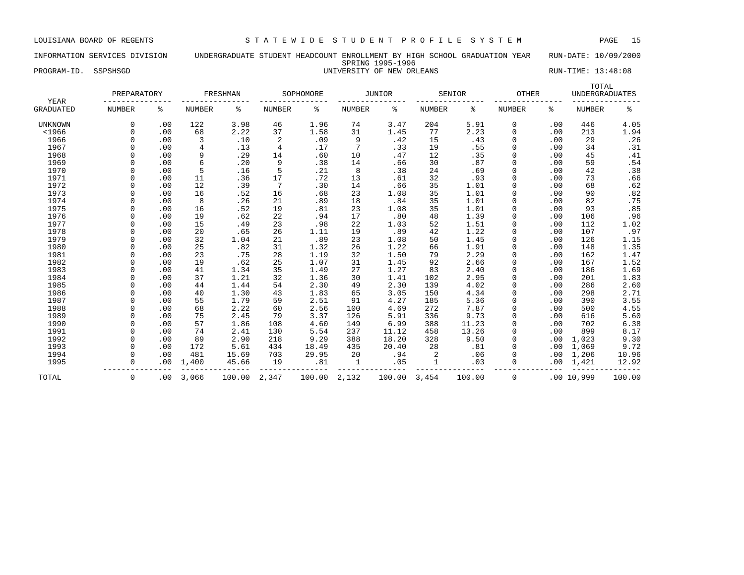LOUISIANA BOARD OF REGENTS — STATEWIDE STUDENT PROFILE SYSTEM

INFORMATION SERVICES DIVISION — UNDERGRADUATE STUDENT HEADCOUNT ENROLLMENT BY HIGH SCHOOL GRADUATION YEAR — RUN-DATE: 10/09/2000

SPRING 1995-1996

PROGRAM-ID. SSPSHSGD — UNIVERSITY OF NEW ORLEANS — RUN-TIME: 13:48:08

| YEAR | PREPARATORY | | FRESHMAN | | SOPHOMORE | | JUNIOR | | SENIOR | | OTHER | | TOTAL UNDERGRADUATES | |
|---|---|---|---|---|---|---|---|---|---|---|---|---|---|---|
| GRADUATED | NUMBER | % | NUMBER | % | NUMBER | % | NUMBER | % | NUMBER | % | NUMBER | % | NUMBER | % |
| UNKNOWN | 0 | .00 | 122 | 3.98 | 46 | 1.96 | 74 | 3.47 | 204 | 5.91 | 0 | .00 | 446 | 4.05 |
| <1966 | 0 | .00 | 68 | 2.22 | 37 | 1.58 | 31 | 1.45 | 77 | 2.23 | 0 | .00 | 213 | 1.94 |
| 1966 | 0 | .00 | 3 | .10 | 2 | .09 | 9 | .42 | 15 | .43 | 0 | .00 | 29 | .26 |
| 1967 | 0 | .00 | 4 | .13 | 4 | .17 | 7 | .33 | 19 | .55 | 0 | .00 | 34 | .31 |
| 1968 | 0 | .00 | 9 | .29 | 14 | .60 | 10 | .47 | 12 | .35 | 0 | .00 | 45 | .41 |
| 1969 | 0 | .00 | 6 | .20 | 9 | .38 | 14 | .66 | 30 | .87 | 0 | .00 | 59 | .54 |
| 1970 | 0 | .00 | 5 | .16 | 5 | .21 | 8 | .38 | 24 | .69 | 0 | .00 | 42 | .38 |
| 1971 | 0 | .00 | 11 | .36 | 17 | .72 | 13 | .61 | 32 | .93 | 0 | .00 | 73 | .66 |
| 1972 | 0 | .00 | 12 | .39 | 7 | .30 | 14 | .66 | 35 | 1.01 | 0 | .00 | 68 | .62 |
| 1973 | 0 | .00 | 16 | .52 | 16 | .68 | 23 | 1.08 | 35 | 1.01 | 0 | .00 | 90 | .82 |
| 1974 | 0 | .00 | 8 | .26 | 21 | .89 | 18 | .84 | 35 | 1.01 | 0 | .00 | 82 | .75 |
| 1975 | 0 | .00 | 16 | .52 | 19 | .81 | 23 | 1.08 | 35 | 1.01 | 0 | .00 | 93 | .85 |
| 1976 | 0 | .00 | 19 | .62 | 22 | .94 | 17 | .80 | 48 | 1.39 | 0 | .00 | 106 | .96 |
| 1977 | 0 | .00 | 15 | .49 | 23 | .98 | 22 | 1.03 | 52 | 1.51 | 0 | .00 | 112 | 1.02 |
| 1978 | 0 | .00 | 20 | .65 | 26 | 1.11 | 19 | .89 | 42 | 1.22 | 0 | .00 | 107 | .97 |
| 1979 | 0 | .00 | 32 | 1.04 | 21 | .89 | 23 | 1.08 | 50 | 1.45 | 0 | .00 | 126 | 1.15 |
| 1980 | 0 | .00 | 25 | .82 | 31 | 1.32 | 26 | 1.22 | 66 | 1.91 | 0 | .00 | 148 | 1.35 |
| 1981 | 0 | .00 | 23 | .75 | 28 | 1.19 | 32 | 1.50 | 79 | 2.29 | 0 | .00 | 162 | 1.47 |
| 1982 | 0 | .00 | 19 | .62 | 25 | 1.07 | 31 | 1.45 | 92 | 2.66 | 0 | .00 | 167 | 1.52 |
| 1983 | 0 | .00 | 41 | 1.34 | 35 | 1.49 | 27 | 1.27 | 83 | 2.40 | 0 | .00 | 186 | 1.69 |
| 1984 | 0 | .00 | 37 | 1.21 | 32 | 1.36 | 30 | 1.41 | 102 | 2.95 | 0 | .00 | 201 | 1.83 |
| 1985 | 0 | .00 | 44 | 1.44 | 54 | 2.30 | 49 | 2.30 | 139 | 4.02 | 0 | .00 | 286 | 2.60 |
| 1986 | 0 | .00 | 40 | 1.30 | 43 | 1.83 | 65 | 3.05 | 150 | 4.34 | 0 | .00 | 298 | 2.71 |
| 1987 | 0 | .00 | 55 | 1.79 | 59 | 2.51 | 91 | 4.27 | 185 | 5.36 | 0 | .00 | 390 | 3.55 |
| 1988 | 0 | .00 | 68 | 2.22 | 60 | 2.56 | 100 | 4.69 | 272 | 7.87 | 0 | .00 | 500 | 4.55 |
| 1989 | 0 | .00 | 75 | 2.45 | 79 | 3.37 | 126 | 5.91 | 336 | 9.73 | 0 | .00 | 616 | 5.60 |
| 1990 | 0 | .00 | 57 | 1.86 | 108 | 4.60 | 149 | 6.99 | 388 | 11.23 | 0 | .00 | 702 | 6.38 |
| 1991 | 0 | .00 | 74 | 2.41 | 130 | 5.54 | 237 | 11.12 | 458 | 13.26 | 0 | .00 | 899 | 8.17 |
| 1992 | 0 | .00 | 89 | 2.90 | 218 | 9.29 | 388 | 18.20 | 328 | 9.50 | 0 | .00 | 1,023 | 9.30 |
| 1993 | 0 | .00 | 172 | 5.61 | 434 | 18.49 | 435 | 20.40 | 28 | .81 | 0 | .00 | 1,069 | 9.72 |
| 1994 | 0 | .00 | 481 | 15.69 | 703 | 29.95 | 20 | .94 | 2 | .06 | 0 | .00 | 1,206 | 10.96 |
| 1995 | 0 | .00 | 1,400 | 45.66 | 19 | .81 | 1 | .05 | 1 | .03 | 0 | .00 | 1,421 | 12.92 |
| TOTAL | 0 | .00 | 3,066 | 100.00 | 2,347 | 100.00 | 2,132 | 100.00 | 3,454 | 100.00 | 0 | .00 | 10,999 | 100.00 |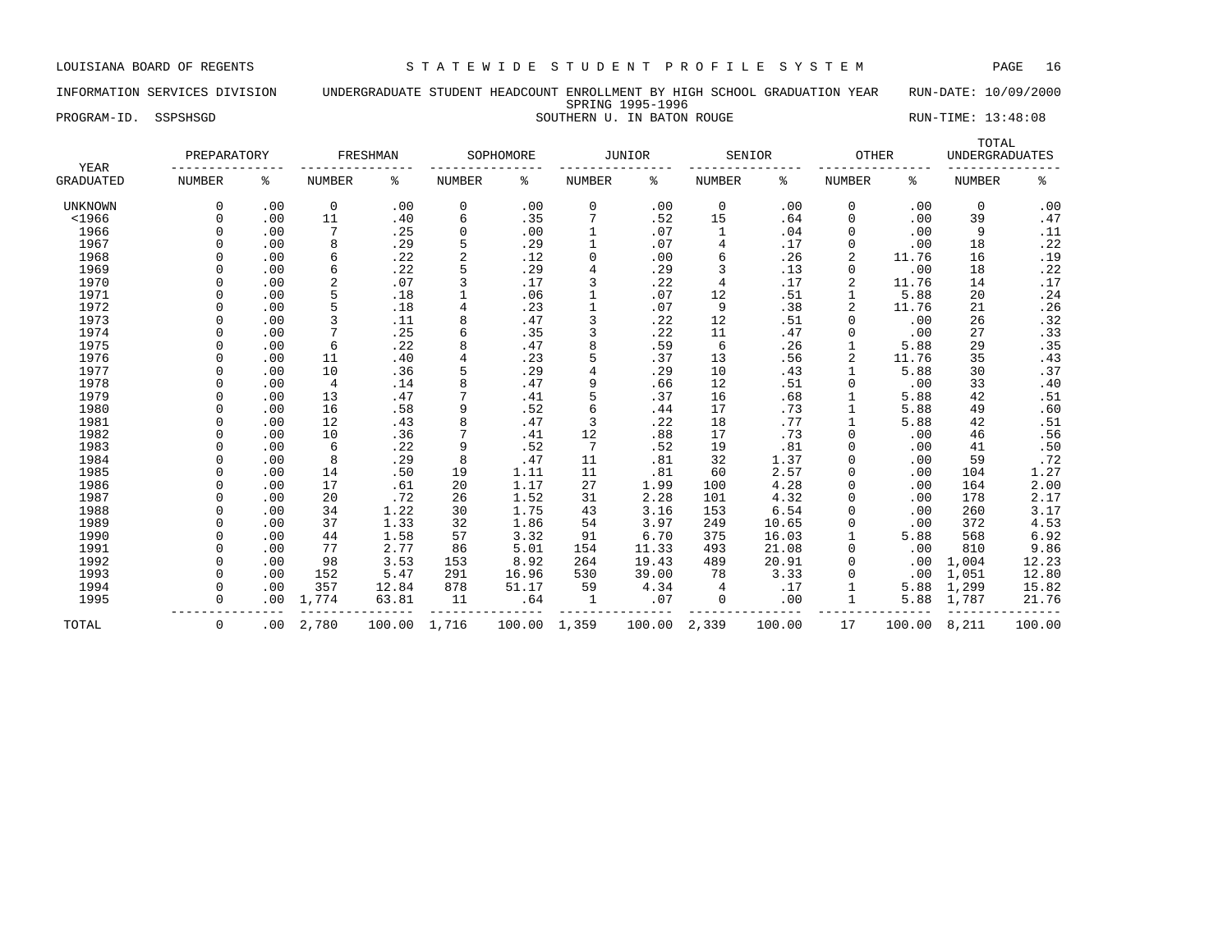LOUISIANA BOARD OF REGENTS — STATEWIDE STUDENT PROFILE SYSTEM

INFORMATION SERVICES DIVISION — UNDERGRADUATE STUDENT HEADCOUNT ENROLLMENT BY HIGH SCHOOL GRADUATION YEAR — RUN-DATE: 10/09/2000

SPRING 1995-1996

PROGRAM-ID. SSPSHSGD — SOUTHERN U. IN BATON ROUGE — RUN-TIME: 13:48:08

| YEAR | PREPARATORY | | FRESHMAN | | SOPHOMORE | | JUNIOR | | SENIOR | | OTHER | | TOTAL UNDERGRADUATES | |
|---|---|---|---|---|---|---|---|---|---|---|---|---|---|---|
| GRADUATED | NUMBER | % | NUMBER | % | NUMBER | % | NUMBER | % | NUMBER | % | NUMBER | % | NUMBER | % |
| UNKNOWN | 0 | .00 | 0 | .00 | 0 | .00 | 0 | .00 | 0 | .00 | 0 | .00 | 0 | .00 |
| <1966 | 0 | .00 | 11 | .40 | 6 | .35 | 7 | .52 | 15 | .64 | 0 | .00 | 39 | .47 |
| 1966 | 0 | .00 | 7 | .25 | 0 | .00 | 1 | .07 | 1 | .04 | 0 | .00 | 9 | .11 |
| 1967 | 0 | .00 | 8 | .29 | 5 | .29 | 1 | .07 | 4 | .17 | 0 | .00 | 18 | .22 |
| 1968 | 0 | .00 | 6 | .22 | 2 | .12 | 0 | .00 | 6 | .26 | 2 | 11.76 | 16 | .19 |
| 1969 | 0 | .00 | 6 | .22 | 5 | .29 | 4 | .29 | 3 | .13 | 0 | .00 | 18 | .22 |
| 1970 | 0 | .00 | 2 | .07 | 3 | .17 | 3 | .22 | 4 | .17 | 2 | 11.76 | 14 | .17 |
| 1971 | 0 | .00 | 5 | .18 | 1 | .06 | 1 | .07 | 12 | .51 | 1 | 5.88 | 20 | .24 |
| 1972 | 0 | .00 | 5 | .18 | 4 | .23 | 1 | .07 | 9 | .38 | 2 | 11.76 | 21 | .26 |
| 1973 | 0 | .00 | 3 | .11 | 8 | .47 | 3 | .22 | 12 | .51 | 0 | .00 | 26 | .32 |
| 1974 | 0 | .00 | 7 | .25 | 6 | .35 | 3 | .22 | 11 | .47 | 0 | .00 | 27 | .33 |
| 1975 | 0 | .00 | 6 | .22 | 8 | .47 | 8 | .59 | 6 | .26 | 1 | 5.88 | 29 | .35 |
| 1976 | 0 | .00 | 11 | .40 | 4 | .23 | 5 | .37 | 13 | .56 | 2 | 11.76 | 35 | .43 |
| 1977 | 0 | .00 | 10 | .36 | 5 | .29 | 4 | .29 | 10 | .43 | 1 | 5.88 | 30 | .37 |
| 1978 | 0 | .00 | 4 | .14 | 8 | .47 | 9 | .66 | 12 | .51 | 0 | .00 | 33 | .40 |
| 1979 | 0 | .00 | 13 | .47 | 7 | .41 | 5 | .37 | 16 | .68 | 1 | 5.88 | 42 | .51 |
| 1980 | 0 | .00 | 16 | .58 | 9 | .52 | 6 | .44 | 17 | .73 | 1 | 5.88 | 49 | .60 |
| 1981 | 0 | .00 | 12 | .43 | 8 | .47 | 3 | .22 | 18 | .77 | 1 | 5.88 | 42 | .51 |
| 1982 | 0 | .00 | 10 | .36 | 7 | .41 | 12 | .88 | 17 | .73 | 0 | .00 | 46 | .56 |
| 1983 | 0 | .00 | 6 | .22 | 9 | .52 | 7 | .52 | 19 | .81 | 0 | .00 | 41 | .50 |
| 1984 | 0 | .00 | 8 | .29 | 8 | .47 | 11 | .81 | 32 | 1.37 | 0 | .00 | 59 | .72 |
| 1985 | 0 | .00 | 14 | .50 | 19 | 1.11 | 11 | .81 | 60 | 2.57 | 0 | .00 | 104 | 1.27 |
| 1986 | 0 | .00 | 17 | .61 | 20 | 1.17 | 27 | 1.99 | 100 | 4.28 | 0 | .00 | 164 | 2.00 |
| 1987 | 0 | .00 | 20 | .72 | 26 | 1.52 | 31 | 2.28 | 101 | 4.32 | 0 | .00 | 178 | 2.17 |
| 1988 | 0 | .00 | 34 | 1.22 | 30 | 1.75 | 43 | 3.16 | 153 | 6.54 | 0 | .00 | 260 | 3.17 |
| 1989 | 0 | .00 | 37 | 1.33 | 32 | 1.86 | 54 | 3.97 | 249 | 10.65 | 0 | .00 | 372 | 4.53 |
| 1990 | 0 | .00 | 44 | 1.58 | 57 | 3.32 | 91 | 6.70 | 375 | 16.03 | 1 | 5.88 | 568 | 6.92 |
| 1991 | 0 | .00 | 77 | 2.77 | 86 | 5.01 | 154 | 11.33 | 493 | 21.08 | 0 | .00 | 810 | 9.86 |
| 1992 | 0 | .00 | 98 | 3.53 | 153 | 8.92 | 264 | 19.43 | 489 | 20.91 | 0 | .00 | 1,004 | 12.23 |
| 1993 | 0 | .00 | 152 | 5.47 | 291 | 16.96 | 530 | 39.00 | 78 | 3.33 | 0 | .00 | 1,051 | 12.80 |
| 1994 | 0 | .00 | 357 | 12.84 | 878 | 51.17 | 59 | 4.34 | 4 | .17 | 1 | 5.88 | 1,299 | 15.82 |
| 1995 | 0 | .00 | 1,774 | 63.81 | 11 | .64 | 1 | .07 | 0 | .00 | 1 | 5.88 | 1,787 | 21.76 |
| TOTAL | 0 | .00 | 2,780 | 100.00 | 1,716 | 100.00 | 1,359 | 100.00 | 2,339 | 100.00 | 17 | 100.00 | 8,211 | 100.00 |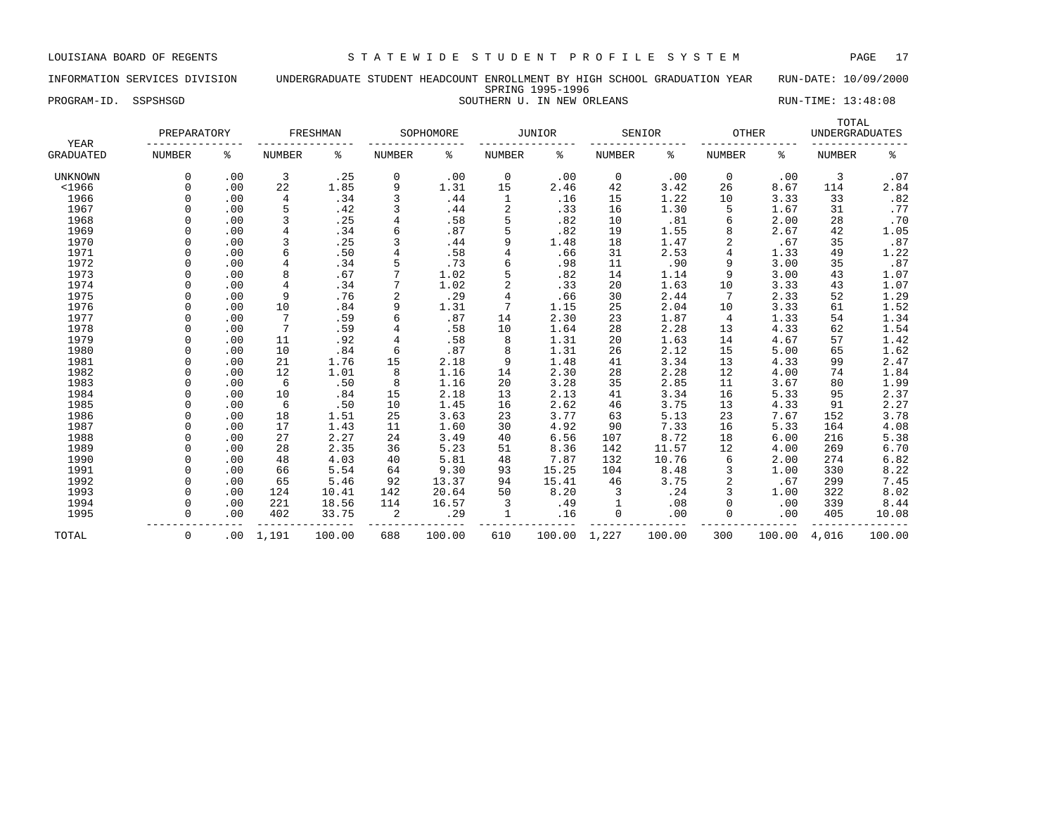LOUISIANA BOARD OF REGENTS — STATEWIDE STUDENT PROFILE SYSTEM

INFORMATION SERVICES DIVISION — UNDERGRADUATE STUDENT HEADCOUNT ENROLLMENT BY HIGH SCHOOL GRADUATION YEAR — RUN-DATE: 10/09/2000

SPRING 1995-1996

PROGRAM-ID. SSPSHSGD — SOUTHERN U. IN NEW ORLEANS — RUN-TIME: 13:48:08

| YEAR | PREPARATORY | | FRESHMAN | | SOPHOMORE | | JUNIOR | | SENIOR | | OTHER | | TOTAL UNDERGRADUATES | |
|---|---|---|---|---|---|---|---|---|---|---|---|---|---|---|
| GRADUATED | NUMBER | % | NUMBER | % | NUMBER | % | NUMBER | % | NUMBER | % | NUMBER | % | NUMBER | % |
| UNKNOWN | 0 | .00 | 3 | .25 | 0 | .00 | 0 | .00 | 0 | .00 | 0 | .00 | 3 | .07 |
| <1966 | 0 | .00 | 22 | 1.85 | 9 | 1.31 | 15 | 2.46 | 42 | 3.42 | 26 | 8.67 | 114 | 2.84 |
| 1966 | 0 | .00 | 4 | .34 | 3 | .44 | 1 | .16 | 15 | 1.22 | 10 | 3.33 | 33 | .82 |
| 1967 | 0 | .00 | 5 | .42 | 3 | .44 | 2 | .33 | 16 | 1.30 | 5 | 1.67 | 31 | .77 |
| 1968 | 0 | .00 | 3 | .25 | 4 | .58 | 5 | .82 | 10 | .81 | 6 | 2.00 | 28 | .70 |
| 1969 | 0 | .00 | 4 | .34 | 6 | .87 | 5 | .82 | 19 | 1.55 | 8 | 2.67 | 42 | 1.05 |
| 1970 | 0 | .00 | 3 | .25 | 3 | .44 | 9 | 1.48 | 18 | 1.47 | 2 | .67 | 35 | .87 |
| 1971 | 0 | .00 | 6 | .50 | 4 | .58 | 4 | .66 | 31 | 2.53 | 4 | 1.33 | 49 | 1.22 |
| 1972 | 0 | .00 | 4 | .34 | 5 | .73 | 6 | .98 | 11 | .90 | 9 | 3.00 | 35 | .87 |
| 1973 | 0 | .00 | 8 | .67 | 7 | 1.02 | 5 | .82 | 14 | 1.14 | 9 | 3.00 | 43 | 1.07 |
| 1974 | 0 | .00 | 4 | .34 | 7 | 1.02 | 2 | .33 | 20 | 1.63 | 10 | 3.33 | 43 | 1.07 |
| 1975 | 0 | .00 | 9 | .76 | 2 | .29 | 4 | .66 | 30 | 2.44 | 7 | 2.33 | 52 | 1.29 |
| 1976 | 0 | .00 | 10 | .84 | 9 | 1.31 | 7 | 1.15 | 25 | 2.04 | 10 | 3.33 | 61 | 1.52 |
| 1977 | 0 | .00 | 7 | .59 | 6 | .87 | 14 | 2.30 | 23 | 1.87 | 4 | 1.33 | 54 | 1.34 |
| 1978 | 0 | .00 | 7 | .59 | 4 | .58 | 10 | 1.64 | 28 | 2.28 | 13 | 4.33 | 62 | 1.54 |
| 1979 | 0 | .00 | 11 | .92 | 4 | .58 | 8 | 1.31 | 20 | 1.63 | 14 | 4.67 | 57 | 1.42 |
| 1980 | 0 | .00 | 10 | .84 | 6 | .87 | 8 | 1.31 | 26 | 2.12 | 15 | 5.00 | 65 | 1.62 |
| 1981 | 0 | .00 | 21 | 1.76 | 15 | 2.18 | 9 | 1.48 | 41 | 3.34 | 13 | 4.33 | 99 | 2.47 |
| 1982 | 0 | .00 | 12 | 1.01 | 8 | 1.16 | 14 | 2.30 | 28 | 2.28 | 12 | 4.00 | 74 | 1.84 |
| 1983 | 0 | .00 | 6 | .50 | 8 | 1.16 | 20 | 3.28 | 35 | 2.85 | 11 | 3.67 | 80 | 1.99 |
| 1984 | 0 | .00 | 10 | .84 | 15 | 2.18 | 13 | 2.13 | 41 | 3.34 | 16 | 5.33 | 95 | 2.37 |
| 1985 | 0 | .00 | 6 | .50 | 10 | 1.45 | 16 | 2.62 | 46 | 3.75 | 13 | 4.33 | 91 | 2.27 |
| 1986 | 0 | .00 | 18 | 1.51 | 25 | 3.63 | 23 | 3.77 | 63 | 5.13 | 23 | 7.67 | 152 | 3.78 |
| 1987 | 0 | .00 | 17 | 1.43 | 11 | 1.60 | 30 | 4.92 | 90 | 7.33 | 16 | 5.33 | 164 | 4.08 |
| 1988 | 0 | .00 | 27 | 2.27 | 24 | 3.49 | 40 | 6.56 | 107 | 8.72 | 18 | 6.00 | 216 | 5.38 |
| 1989 | 0 | .00 | 28 | 2.35 | 36 | 5.23 | 51 | 8.36 | 142 | 11.57 | 12 | 4.00 | 269 | 6.70 |
| 1990 | 0 | .00 | 48 | 4.03 | 40 | 5.81 | 48 | 7.87 | 132 | 10.76 | 6 | 2.00 | 274 | 6.82 |
| 1991 | 0 | .00 | 66 | 5.54 | 64 | 9.30 | 93 | 15.25 | 104 | 8.48 | 3 | 1.00 | 330 | 8.22 |
| 1992 | 0 | .00 | 65 | 5.46 | 92 | 13.37 | 94 | 15.41 | 46 | 3.75 | 2 | .67 | 299 | 7.45 |
| 1993 | 0 | .00 | 124 | 10.41 | 142 | 20.64 | 50 | 8.20 | 3 | .24 | 3 | 1.00 | 322 | 8.02 |
| 1994 | 0 | .00 | 221 | 18.56 | 114 | 16.57 | 3 | .49 | 1 | .08 | 0 | .00 | 339 | 8.44 |
| 1995 | 0 | .00 | 402 | 33.75 | 2 | .29 | 1 | .16 | 0 | .00 | 0 | .00 | 405 | 10.08 |
| TOTAL | 0 | .00 | 1,191 | 100.00 | 688 | 100.00 | 610 | 100.00 | 1,227 | 100.00 | 300 | 100.00 | 4,016 | 100.00 |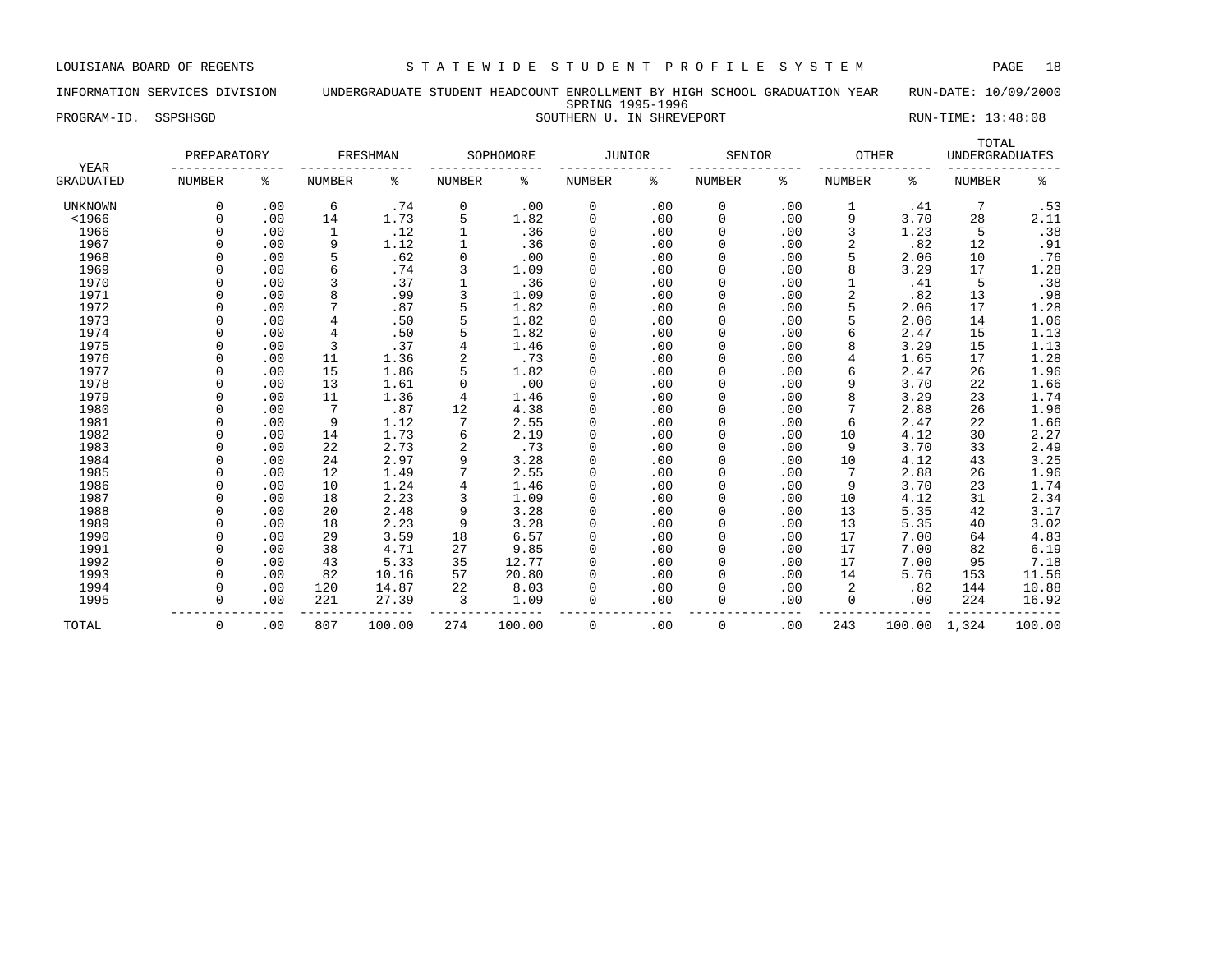LOUISIANA BOARD OF REGENTS — STATEWIDE STUDENT PROFILE SYSTEM

INFORMATION SERVICES DIVISION — UNDERGRADUATE STUDENT HEADCOUNT ENROLLMENT BY HIGH SCHOOL GRADUATION YEAR — RUN-DATE: 10/09/2000

SPRING 1995-1996

PROGRAM-ID. SSPSHSGD — SOUTHERN U. IN SHREVEPORT — RUN-TIME: 13:48:08

| YEAR | PREPARATORY | | FRESHMAN | | SOPHOMORE | | JUNIOR | | SENIOR | | OTHER | | TOTAL UNDERGRADUATES | |
|---|---|---|---|---|---|---|---|---|---|---|---|---|---|---|
| GRADUATED | NUMBER | % | NUMBER | % | NUMBER | % | NUMBER | % | NUMBER | % | NUMBER | % | NUMBER | % |
| UNKNOWN | 0 | .00 | 6 | .74 | 0 | .00 | 0 | .00 | 0 | .00 | 1 | .41 | 7 | .53 |
| <1966 | 0 | .00 | 14 | 1.73 | 5 | 1.82 | 0 | .00 | 0 | .00 | 9 | 3.70 | 28 | 2.11 |
| 1966 | 0 | .00 | 1 | .12 | 1 | .36 | 0 | .00 | 0 | .00 | 3 | 1.23 | 5 | .38 |
| 1967 | 0 | .00 | 9 | 1.12 | 1 | .36 | 0 | .00 | 0 | .00 | 2 | .82 | 12 | .91 |
| 1968 | 0 | .00 | 5 | .62 | 0 | .00 | 0 | .00 | 0 | .00 | 5 | 2.06 | 10 | .76 |
| 1969 | 0 | .00 | 6 | .74 | 3 | 1.09 | 0 | .00 | 0 | .00 | 8 | 3.29 | 17 | 1.28 |
| 1970 | 0 | .00 | 3 | .37 | 1 | .36 | 0 | .00 | 0 | .00 | 1 | .41 | 5 | .38 |
| 1971 | 0 | .00 | 8 | .99 | 3 | 1.09 | 0 | .00 | 0 | .00 | 2 | .82 | 13 | .98 |
| 1972 | 0 | .00 | 7 | .87 | 5 | 1.82 | 0 | .00 | 0 | .00 | 5 | 2.06 | 17 | 1.28 |
| 1973 | 0 | .00 | 4 | .50 | 5 | 1.82 | 0 | .00 | 0 | .00 | 5 | 2.06 | 14 | 1.06 |
| 1974 | 0 | .00 | 4 | .50 | 5 | 1.82 | 0 | .00 | 0 | .00 | 6 | 2.47 | 15 | 1.13 |
| 1975 | 0 | .00 | 3 | .37 | 4 | 1.46 | 0 | .00 | 0 | .00 | 8 | 3.29 | 15 | 1.13 |
| 1976 | 0 | .00 | 11 | 1.36 | 2 | .73 | 0 | .00 | 0 | .00 | 4 | 1.65 | 17 | 1.28 |
| 1977 | 0 | .00 | 15 | 1.86 | 5 | 1.82 | 0 | .00 | 0 | .00 | 6 | 2.47 | 26 | 1.96 |
| 1978 | 0 | .00 | 13 | 1.61 | 0 | .00 | 0 | .00 | 0 | .00 | 9 | 3.70 | 22 | 1.66 |
| 1979 | 0 | .00 | 11 | 1.36 | 4 | 1.46 | 0 | .00 | 0 | .00 | 8 | 3.29 | 23 | 1.74 |
| 1980 | 0 | .00 | 7 | .87 | 12 | 4.38 | 0 | .00 | 0 | .00 | 7 | 2.88 | 26 | 1.96 |
| 1981 | 0 | .00 | 9 | 1.12 | 7 | 2.55 | 0 | .00 | 0 | .00 | 6 | 2.47 | 22 | 1.66 |
| 1982 | 0 | .00 | 14 | 1.73 | 6 | 2.19 | 0 | .00 | 0 | .00 | 10 | 4.12 | 30 | 2.27 |
| 1983 | 0 | .00 | 22 | 2.73 | 2 | .73 | 0 | .00 | 0 | .00 | 9 | 3.70 | 33 | 2.49 |
| 1984 | 0 | .00 | 24 | 2.97 | 9 | 3.28 | 0 | .00 | 0 | .00 | 10 | 4.12 | 43 | 3.25 |
| 1985 | 0 | .00 | 12 | 1.49 | 7 | 2.55 | 0 | .00 | 0 | .00 | 7 | 2.88 | 26 | 1.96 |
| 1986 | 0 | .00 | 10 | 1.24 | 4 | 1.46 | 0 | .00 | 0 | .00 | 9 | 3.70 | 23 | 1.74 |
| 1987 | 0 | .00 | 18 | 2.23 | 3 | 1.09 | 0 | .00 | 0 | .00 | 10 | 4.12 | 31 | 2.34 |
| 1988 | 0 | .00 | 20 | 2.48 | 9 | 3.28 | 0 | .00 | 0 | .00 | 13 | 5.35 | 42 | 3.17 |
| 1989 | 0 | .00 | 18 | 2.23 | 9 | 3.28 | 0 | .00 | 0 | .00 | 13 | 5.35 | 40 | 3.02 |
| 1990 | 0 | .00 | 29 | 3.59 | 18 | 6.57 | 0 | .00 | 0 | .00 | 17 | 7.00 | 64 | 4.83 |
| 1991 | 0 | .00 | 38 | 4.71 | 27 | 9.85 | 0 | .00 | 0 | .00 | 17 | 7.00 | 82 | 6.19 |
| 1992 | 0 | .00 | 43 | 5.33 | 35 | 12.77 | 0 | .00 | 0 | .00 | 17 | 7.00 | 95 | 7.18 |
| 1993 | 0 | .00 | 82 | 10.16 | 57 | 20.80 | 0 | .00 | 0 | .00 | 14 | 5.76 | 153 | 11.56 |
| 1994 | 0 | .00 | 120 | 14.87 | 22 | 8.03 | 0 | .00 | 0 | .00 | 2 | .82 | 144 | 10.88 |
| 1995 | 0 | .00 | 221 | 27.39 | 3 | 1.09 | 0 | .00 | 0 | .00 | 0 | .00 | 224 | 16.92 |
| TOTAL | 0 | .00 | 807 | 100.00 | 274 | 100.00 | 0 | .00 | 0 | .00 | 243 | 100.00 | 1,324 | 100.00 |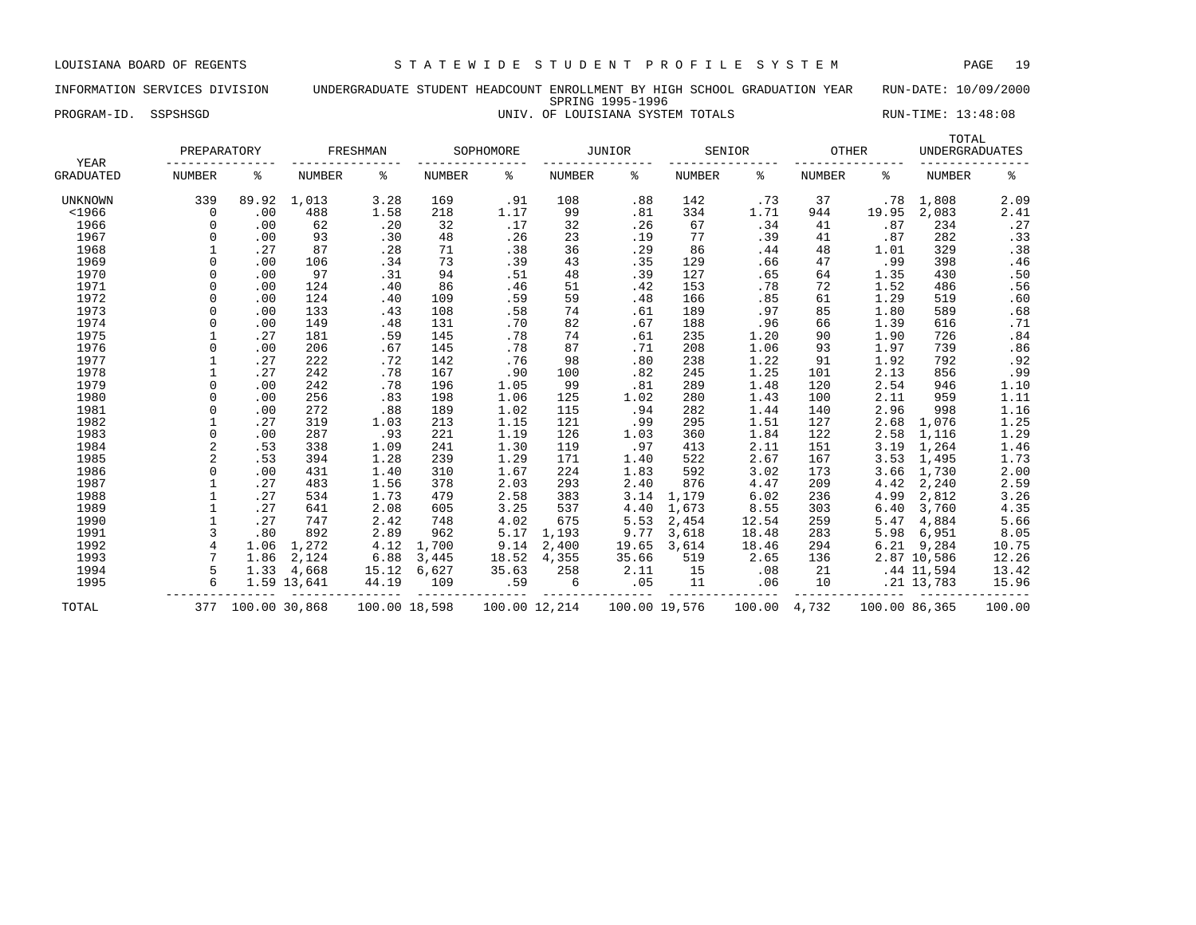LOUISIANA BOARD OF REGENTS — STATEWIDE STUDENT PROFILE SYSTEM

INFORMATION SERVICES DIVISION — UNDERGRADUATE STUDENT HEADCOUNT ENROLLMENT BY HIGH SCHOOL GRADUATION YEAR — RUN-DATE: 10/09/2000

SPRING 1995-1996

PROGRAM-ID. SSPSHSGD — UNIV. OF LOUISIANA SYSTEM TOTALS — RUN-TIME: 13:48:08

| YEAR | PREPARATORY | | FRESHMAN | | SOPHOMORE | | JUNIOR | | SENIOR | | OTHER | | TOTAL UNDERGRADUATES | |
|---|---|---|---|---|---|---|---|---|---|---|---|---|---|---|
| GRADUATED | NUMBER | % | NUMBER | % | NUMBER | % | NUMBER | % | NUMBER | % | NUMBER | % | NUMBER | % |
| UNKNOWN | 339 | 89.92 | 1,013 | 3.28 | 169 | .91 | 108 | .88 | 142 | .73 | 37 | .78 | 1,808 | 2.09 |
| <1966 | 0 | .00 | 488 | 1.58 | 218 | 1.17 | 99 | .81 | 334 | 1.71 | 944 | 19.95 | 2,083 | 2.41 |
| 1966 | 0 | .00 | 62 | .20 | 32 | .17 | 32 | .26 | 67 | .34 | 41 | .87 | 234 | .27 |
| 1967 | 0 | .00 | 93 | .30 | 48 | .26 | 23 | .19 | 77 | .39 | 41 | .87 | 282 | .33 |
| 1968 | 1 | .27 | 87 | .28 | 71 | .38 | 36 | .29 | 86 | .44 | 48 | 1.01 | 329 | .38 |
| 1969 | 0 | .00 | 106 | .34 | 73 | .39 | 43 | .35 | 129 | .66 | 47 | .99 | 398 | .46 |
| 1970 | 0 | .00 | 97 | .31 | 94 | .51 | 48 | .39 | 127 | .65 | 64 | 1.35 | 430 | .50 |
| 1971 | 0 | .00 | 124 | .40 | 86 | .46 | 51 | .42 | 153 | .78 | 72 | 1.52 | 486 | .56 |
| 1972 | 0 | .00 | 124 | .40 | 109 | .59 | 59 | .48 | 166 | .85 | 61 | 1.29 | 519 | .60 |
| 1973 | 0 | .00 | 133 | .43 | 108 | .58 | 74 | .61 | 189 | .97 | 85 | 1.80 | 589 | .68 |
| 1974 | 0 | .00 | 149 | .48 | 131 | .70 | 82 | .67 | 188 | .96 | 66 | 1.39 | 616 | .71 |
| 1975 | 1 | .27 | 181 | .59 | 145 | .78 | 74 | .61 | 235 | 1.20 | 90 | 1.90 | 726 | .84 |
| 1976 | 0 | .00 | 206 | .67 | 145 | .78 | 87 | .71 | 208 | 1.06 | 93 | 1.97 | 739 | .86 |
| 1977 | 1 | .27 | 222 | .72 | 142 | .76 | 98 | .80 | 238 | 1.22 | 91 | 1.92 | 792 | .92 |
| 1978 | 1 | .27 | 242 | .78 | 167 | .90 | 100 | .82 | 245 | 1.25 | 101 | 2.13 | 856 | .99 |
| 1979 | 0 | .00 | 242 | .78 | 196 | 1.05 | 99 | .81 | 289 | 1.48 | 120 | 2.54 | 946 | 1.10 |
| 1980 | 0 | .00 | 256 | .83 | 198 | 1.06 | 125 | 1.02 | 280 | 1.43 | 100 | 2.11 | 959 | 1.11 |
| 1981 | 0 | .00 | 272 | .88 | 189 | 1.02 | 115 | .94 | 282 | 1.44 | 140 | 2.96 | 998 | 1.16 |
| 1982 | 1 | .27 | 319 | 1.03 | 213 | 1.15 | 121 | .99 | 295 | 1.51 | 127 | 2.68 | 1,076 | 1.25 |
| 1983 | 0 | .00 | 287 | .93 | 221 | 1.19 | 126 | 1.03 | 360 | 1.84 | 122 | 2.58 | 1,116 | 1.29 |
| 1984 | 2 | .53 | 338 | 1.09 | 241 | 1.30 | 119 | .97 | 413 | 2.11 | 151 | 3.19 | 1,264 | 1.46 |
| 1985 | 2 | .53 | 394 | 1.28 | 239 | 1.29 | 171 | 1.40 | 522 | 2.67 | 167 | 3.53 | 1,495 | 1.73 |
| 1986 | 0 | .00 | 431 | 1.40 | 310 | 1.67 | 224 | 1.83 | 592 | 3.02 | 173 | 3.66 | 1,730 | 2.00 |
| 1987 | 1 | .27 | 483 | 1.56 | 378 | 2.03 | 293 | 2.40 | 876 | 4.47 | 209 | 4.42 | 2,240 | 2.59 |
| 1988 | 1 | .27 | 534 | 1.73 | 479 | 2.58 | 383 | 3.14 | 1,179 | 6.02 | 236 | 4.99 | 2,812 | 3.26 |
| 1989 | 1 | .27 | 641 | 2.08 | 605 | 3.25 | 537 | 4.40 | 1,673 | 8.55 | 303 | 6.40 | 3,760 | 4.35 |
| 1990 | 1 | .27 | 747 | 2.42 | 748 | 4.02 | 675 | 5.53 | 2,454 | 12.54 | 259 | 5.47 | 4,884 | 5.66 |
| 1991 | 3 | .80 | 892 | 2.89 | 962 | 5.17 | 1,193 | 9.77 | 3,618 | 18.48 | 283 | 5.98 | 6,951 | 8.05 |
| 1992 | 4 | 1.06 | 1,272 | 4.12 | 1,700 | 9.14 | 2,400 | 19.65 | 3,614 | 18.46 | 294 | 6.21 | 9,284 | 10.75 |
| 1993 | 7 | 1.86 | 2,124 | 6.88 | 3,445 | 18.52 | 4,355 | 35.66 | 519 | 2.65 | 136 | 2.87 | 10,586 | 12.26 |
| 1994 | 5 | 1.33 | 4,668 | 15.12 | 6,627 | 35.63 | 258 | 2.11 | 15 | .08 | 21 | .44 | 11,594 | 13.42 |
| 1995 | 6 | 1.59 | 13,641 | 44.19 | 109 | .59 | 6 | .05 | 11 | .06 | 10 | .21 | 13,783 | 15.96 |
| TOTAL | 377 | 100.00 | 30,868 | 100.00 | 18,598 | 100.00 | 12,214 | 100.00 | 19,576 | 100.00 | 4,732 | 100.00 | 86,365 | 100.00 |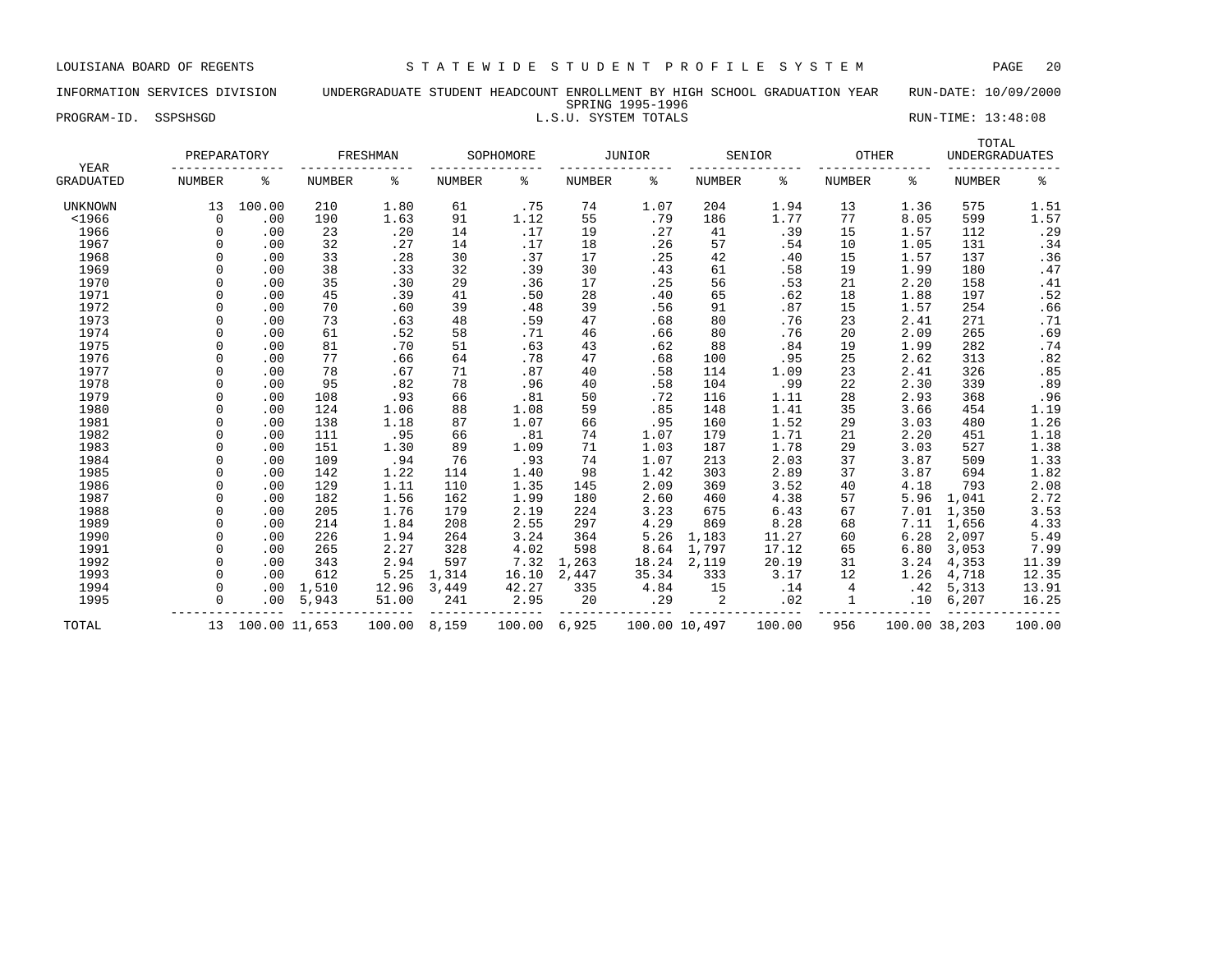LOUISIANA BOARD OF REGENTS — STATEWIDE STUDENT PROFILE SYSTEM

INFORMATION SERVICES DIVISION — UNDERGRADUATE STUDENT HEADCOUNT ENROLLMENT BY HIGH SCHOOL GRADUATION YEAR — RUN-DATE: 10/09/2000

SPRING 1995-1996

PROGRAM-ID. SSPSHSGD — L.S.U. SYSTEM TOTALS — RUN-TIME: 13:48:08

| YEAR GRADUATED | PREPARATORY NUMBER | PREPARATORY % | FRESHMAN NUMBER | FRESHMAN % | SOPHOMORE NUMBER | SOPHOMORE % | JUNIOR NUMBER | JUNIOR % | SENIOR NUMBER | SENIOR % | OTHER NUMBER | OTHER % | TOTAL UNDERGRADUATES NUMBER | TOTAL UNDERGRADUATES % |
|---|---|---|---|---|---|---|---|---|---|---|---|---|---|---|
| UNKNOWN | 13 | 100.00 | 210 | 1.80 | 61 | .75 | 74 | 1.07 | 204 | 1.94 | 13 | 1.36 | 575 | 1.51 |
| <1966 | 0 | .00 | 190 | 1.63 | 91 | 1.12 | 55 | .79 | 186 | 1.77 | 77 | 8.05 | 599 | 1.57 |
| 1966 | 0 | .00 | 23 | .20 | 14 | .17 | 19 | .27 | 41 | .39 | 15 | 1.57 | 112 | .29 |
| 1967 | 0 | .00 | 32 | .27 | 14 | .17 | 18 | .26 | 57 | .54 | 10 | 1.05 | 131 | .34 |
| 1968 | 0 | .00 | 33 | .28 | 30 | .37 | 17 | .25 | 42 | .40 | 15 | 1.57 | 137 | .36 |
| 1969 | 0 | .00 | 38 | .33 | 32 | .39 | 30 | .43 | 61 | .58 | 19 | 1.99 | 180 | .47 |
| 1970 | 0 | .00 | 35 | .30 | 29 | .36 | 17 | .25 | 56 | .53 | 21 | 2.20 | 158 | .41 |
| 1971 | 0 | .00 | 45 | .39 | 41 | .50 | 28 | .40 | 65 | .62 | 18 | 1.88 | 197 | .52 |
| 1972 | 0 | .00 | 70 | .60 | 39 | .48 | 39 | .56 | 91 | .87 | 15 | 1.57 | 254 | .66 |
| 1973 | 0 | .00 | 73 | .63 | 48 | .59 | 47 | .68 | 80 | .76 | 23 | 2.41 | 271 | .71 |
| 1974 | 0 | .00 | 61 | .52 | 58 | .71 | 46 | .66 | 80 | .76 | 20 | 2.09 | 265 | .69 |
| 1975 | 0 | .00 | 81 | .70 | 51 | .63 | 43 | .62 | 88 | .84 | 19 | 1.99 | 282 | .74 |
| 1976 | 0 | .00 | 77 | .66 | 64 | .78 | 47 | .68 | 100 | .95 | 25 | 2.62 | 313 | .82 |
| 1977 | 0 | .00 | 78 | .67 | 71 | .87 | 40 | .58 | 114 | 1.09 | 23 | 2.41 | 326 | .85 |
| 1978 | 0 | .00 | 95 | .82 | 78 | .96 | 40 | .58 | 104 | .99 | 22 | 2.30 | 339 | .89 |
| 1979 | 0 | .00 | 108 | .93 | 66 | .81 | 50 | .72 | 116 | 1.11 | 28 | 2.93 | 368 | .96 |
| 1980 | 0 | .00 | 124 | 1.06 | 88 | 1.08 | 59 | .85 | 148 | 1.41 | 35 | 3.66 | 454 | 1.19 |
| 1981 | 0 | .00 | 138 | 1.18 | 87 | 1.07 | 66 | .95 | 160 | 1.52 | 29 | 3.03 | 480 | 1.26 |
| 1982 | 0 | .00 | 111 | .95 | 66 | .81 | 74 | 1.07 | 179 | 1.71 | 21 | 2.20 | 451 | 1.18 |
| 1983 | 0 | .00 | 151 | 1.30 | 89 | 1.09 | 71 | 1.03 | 187 | 1.78 | 29 | 3.03 | 527 | 1.38 |
| 1984 | 0 | .00 | 109 | .94 | 76 | .93 | 74 | 1.07 | 213 | 2.03 | 37 | 3.87 | 509 | 1.33 |
| 1985 | 0 | .00 | 142 | 1.22 | 114 | 1.40 | 98 | 1.42 | 303 | 2.89 | 37 | 3.87 | 694 | 1.82 |
| 1986 | 0 | .00 | 129 | 1.11 | 110 | 1.35 | 145 | 2.09 | 369 | 3.52 | 40 | 4.18 | 793 | 2.08 |
| 1987 | 0 | .00 | 182 | 1.56 | 162 | 1.99 | 180 | 2.60 | 460 | 4.38 | 57 | 5.96 | 1,041 | 2.72 |
| 1988 | 0 | .00 | 205 | 1.76 | 179 | 2.19 | 224 | 3.23 | 675 | 6.43 | 67 | 7.01 | 1,350 | 3.53 |
| 1989 | 0 | .00 | 214 | 1.84 | 208 | 2.55 | 297 | 4.29 | 869 | 8.28 | 68 | 7.11 | 1,656 | 4.33 |
| 1990 | 0 | .00 | 226 | 1.94 | 264 | 3.24 | 364 | 5.26 | 1,183 | 11.27 | 60 | 6.28 | 2,097 | 5.49 |
| 1991 | 0 | .00 | 265 | 2.27 | 328 | 4.02 | 598 | 8.64 | 1,797 | 17.12 | 65 | 6.80 | 3,053 | 7.99 |
| 1992 | 0 | .00 | 343 | 2.94 | 597 | 7.32 | 1,263 | 18.24 | 2,119 | 20.19 | 31 | 3.24 | 4,353 | 11.39 |
| 1993 | 0 | .00 | 612 | 5.25 | 1,314 | 16.10 | 2,447 | 35.34 | 333 | 3.17 | 12 | 1.26 | 4,718 | 12.35 |
| 1994 | 0 | .00 | 1,510 | 12.96 | 3,449 | 42.27 | 335 | 4.84 | 15 | .14 | 4 | .42 | 5,313 | 13.91 |
| 1995 | 0 | .00 | 5,943 | 51.00 | 241 | 2.95 | 20 | .29 | 2 | .02 | 1 | .10 | 6,207 | 16.25 |
| TOTAL | 13 | 100.00 | 11,653 | 100.00 | 8,159 | 100.00 | 6,925 | 100.00 | 10,497 | 100.00 | 956 | 100.00 | 38,203 | 100.00 |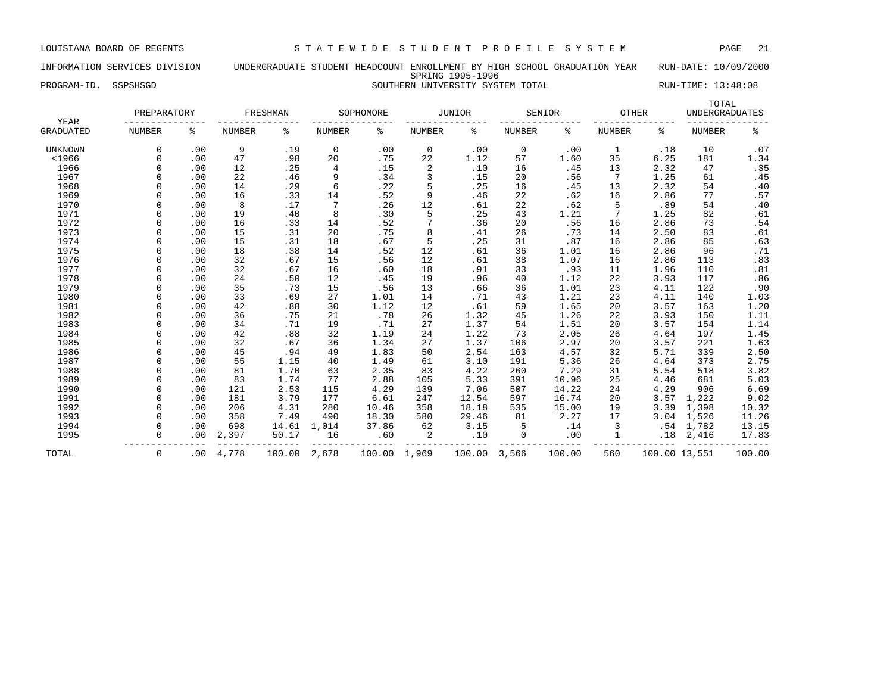LOUISIANA BOARD OF REGENTS — STATEWIDE STUDENT PROFILE SYSTEM

INFORMATION SERVICES DIVISION — UNDERGRADUATE STUDENT HEADCOUNT ENROLLMENT BY HIGH SCHOOL GRADUATION YEAR — RUN-DATE: 10/09/2000

SPRING 1995-1996

PROGRAM-ID. SSPSHSGD — SOUTHERN UNIVERSITY SYSTEM TOTAL — RUN-TIME: 13:48:08

| YEAR GRADUATED | PREPARATORY NUMBER | PREPARATORY % | FRESHMAN NUMBER | FRESHMAN % | SOPHOMORE NUMBER | SOPHOMORE % | JUNIOR NUMBER | JUNIOR % | SENIOR NUMBER | SENIOR % | OTHER NUMBER | OTHER % | TOTAL UNDERGRADUATES NUMBER | TOTAL UNDERGRADUATES % |
|---|---|---|---|---|---|---|---|---|---|---|---|---|---|---|
| UNKNOWN | 0 | .00 | 9 | .19 | 0 | .00 | 0 | .00 | 0 | .00 | 1 | .18 | 10 | .07 |
| <1966 | 0 | .00 | 47 | .98 | 20 | .75 | 22 | 1.12 | 57 | 1.60 | 35 | 6.25 | 181 | 1.34 |
| 1966 | 0 | .00 | 12 | .25 | 4 | .15 | 2 | .10 | 16 | .45 | 13 | 2.32 | 47 | .35 |
| 1967 | 0 | .00 | 22 | .46 | 9 | .34 | 3 | .15 | 20 | .56 | 7 | 1.25 | 61 | .45 |
| 1968 | 0 | .00 | 14 | .29 | 6 | .22 | 5 | .25 | 16 | .45 | 13 | 2.32 | 54 | .40 |
| 1969 | 0 | .00 | 16 | .33 | 14 | .52 | 9 | .46 | 22 | .62 | 16 | 2.86 | 77 | .57 |
| 1970 | 0 | .00 | 8 | .17 | 7 | .26 | 12 | .61 | 22 | .62 | 5 | .89 | 54 | .40 |
| 1971 | 0 | .00 | 19 | .40 | 8 | .30 | 5 | .25 | 43 | 1.21 | 7 | 1.25 | 82 | .61 |
| 1972 | 0 | .00 | 16 | .33 | 14 | .52 | 7 | .36 | 20 | .56 | 16 | 2.86 | 73 | .54 |
| 1973 | 0 | .00 | 15 | .31 | 20 | .75 | 8 | .41 | 26 | .73 | 14 | 2.50 | 83 | .61 |
| 1974 | 0 | .00 | 15 | .31 | 18 | .67 | 5 | .25 | 31 | .87 | 16 | 2.86 | 85 | .63 |
| 1975 | 0 | .00 | 18 | .38 | 14 | .52 | 12 | .61 | 36 | 1.01 | 16 | 2.86 | 96 | .71 |
| 1976 | 0 | .00 | 32 | .67 | 15 | .56 | 12 | .61 | 38 | 1.07 | 16 | 2.86 | 113 | .83 |
| 1977 | 0 | .00 | 32 | .67 | 16 | .60 | 18 | .91 | 33 | .93 | 11 | 1.96 | 110 | .81 |
| 1978 | 0 | .00 | 24 | .50 | 12 | .45 | 19 | .96 | 40 | 1.12 | 22 | 3.93 | 117 | .86 |
| 1979 | 0 | .00 | 35 | .73 | 15 | .56 | 13 | .66 | 36 | 1.01 | 23 | 4.11 | 122 | .90 |
| 1980 | 0 | .00 | 33 | .69 | 27 | 1.01 | 14 | .71 | 43 | 1.21 | 23 | 4.11 | 140 | 1.03 |
| 1981 | 0 | .00 | 42 | .88 | 30 | 1.12 | 12 | .61 | 59 | 1.65 | 20 | 3.57 | 163 | 1.20 |
| 1982 | 0 | .00 | 36 | .75 | 21 | .78 | 26 | 1.32 | 45 | 1.26 | 22 | 3.93 | 150 | 1.11 |
| 1983 | 0 | .00 | 34 | .71 | 19 | .71 | 27 | 1.37 | 54 | 1.51 | 20 | 3.57 | 154 | 1.14 |
| 1984 | 0 | .00 | 42 | .88 | 32 | 1.19 | 24 | 1.22 | 73 | 2.05 | 26 | 4.64 | 197 | 1.45 |
| 1985 | 0 | .00 | 32 | .67 | 36 | 1.34 | 27 | 1.37 | 106 | 2.97 | 20 | 3.57 | 221 | 1.63 |
| 1986 | 0 | .00 | 45 | .94 | 49 | 1.83 | 50 | 2.54 | 163 | 4.57 | 32 | 5.71 | 339 | 2.50 |
| 1987 | 0 | .00 | 55 | 1.15 | 40 | 1.49 | 61 | 3.10 | 191 | 5.36 | 26 | 4.64 | 373 | 2.75 |
| 1988 | 0 | .00 | 81 | 1.70 | 63 | 2.35 | 83 | 4.22 | 260 | 7.29 | 31 | 5.54 | 518 | 3.82 |
| 1989 | 0 | .00 | 83 | 1.74 | 77 | 2.88 | 105 | 5.33 | 391 | 10.96 | 25 | 4.46 | 681 | 5.03 |
| 1990 | 0 | .00 | 121 | 2.53 | 115 | 4.29 | 139 | 7.06 | 507 | 14.22 | 24 | 4.29 | 906 | 6.69 |
| 1991 | 0 | .00 | 181 | 3.79 | 177 | 6.61 | 247 | 12.54 | 597 | 16.74 | 20 | 3.57 | 1,222 | 9.02 |
| 1992 | 0 | .00 | 206 | 4.31 | 280 | 10.46 | 358 | 18.18 | 535 | 15.00 | 19 | 3.39 | 1,398 | 10.32 |
| 1993 | 0 | .00 | 358 | 7.49 | 490 | 18.30 | 580 | 29.46 | 81 | 2.27 | 17 | 3.04 | 1,526 | 11.26 |
| 1994 | 0 | .00 | 698 | 14.61 | 1,014 | 37.86 | 62 | 3.15 | 5 | .14 | 3 | .54 | 1,782 | 13.15 |
| 1995 | 0 | .00 | 2,397 | 50.17 | 16 | .60 | 2 | .10 | 0 | .00 | 1 | .18 | 2,416 | 17.83 |
| TOTAL | 0 | .00 | 4,778 | 100.00 | 2,678 | 100.00 | 1,969 | 100.00 | 3,566 | 100.00 | 560 | 100.00 | 13,551 | 100.00 |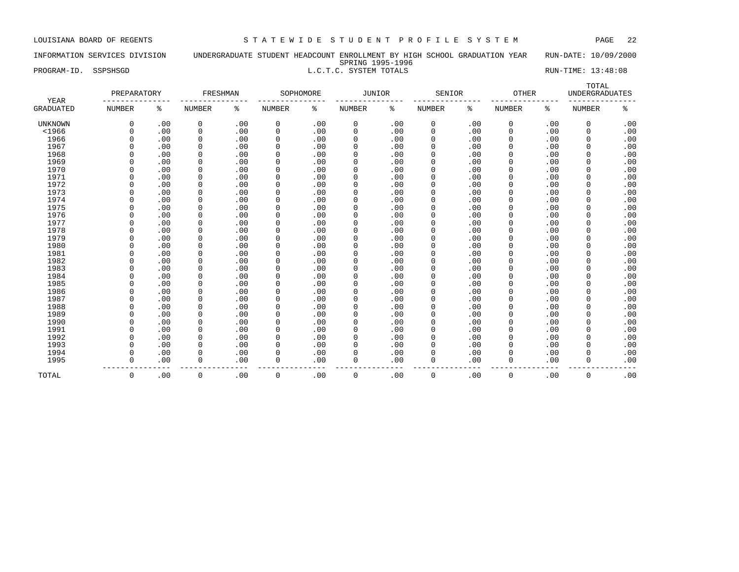LOUISIANA BOARD OF REGENTS — STATEWIDE STUDENT PROFILE SYSTEM

INFORMATION SERVICES DIVISION — UNDERGRADUATE STUDENT HEADCOUNT ENROLLMENT BY HIGH SCHOOL GRADUATION YEAR — RUN-DATE: 10/09/2000

SPRING 1995-1996

PROGRAM-ID. SSPSHSGD — L.C.T.C. SYSTEM TOTALS — RUN-TIME: 13:48:08

| YEAR | PREPARATORY | | FRESHMAN | | SOPHOMORE | | JUNIOR | | SENIOR | | OTHER | | TOTAL UNDERGRADUATES | |
|---|---|---|---|---|---|---|---|---|---|---|---|---|---|---|
| GRADUATED | NUMBER | % | NUMBER | % | NUMBER | % | NUMBER | % | NUMBER | % | NUMBER | % | NUMBER | % |
| UNKNOWN | 0 | .00 | 0 | .00 | 0 | .00 | 0 | .00 | 0 | .00 | 0 | .00 | 0 | .00 |
| <1966 | 0 | .00 | 0 | .00 | 0 | .00 | 0 | .00 | 0 | .00 | 0 | .00 | 0 | .00 |
| 1966 | 0 | .00 | 0 | .00 | 0 | .00 | 0 | .00 | 0 | .00 | 0 | .00 | 0 | .00 |
| 1967 | 0 | .00 | 0 | .00 | 0 | .00 | 0 | .00 | 0 | .00 | 0 | .00 | 0 | .00 |
| 1968 | 0 | .00 | 0 | .00 | 0 | .00 | 0 | .00 | 0 | .00 | 0 | .00 | 0 | .00 |
| 1969 | 0 | .00 | 0 | .00 | 0 | .00 | 0 | .00 | 0 | .00 | 0 | .00 | 0 | .00 |
| 1970 | 0 | .00 | 0 | .00 | 0 | .00 | 0 | .00 | 0 | .00 | 0 | .00 | 0 | .00 |
| 1971 | 0 | .00 | 0 | .00 | 0 | .00 | 0 | .00 | 0 | .00 | 0 | .00 | 0 | .00 |
| 1972 | 0 | .00 | 0 | .00 | 0 | .00 | 0 | .00 | 0 | .00 | 0 | .00 | 0 | .00 |
| 1973 | 0 | .00 | 0 | .00 | 0 | .00 | 0 | .00 | 0 | .00 | 0 | .00 | 0 | .00 |
| 1974 | 0 | .00 | 0 | .00 | 0 | .00 | 0 | .00 | 0 | .00 | 0 | .00 | 0 | .00 |
| 1975 | 0 | .00 | 0 | .00 | 0 | .00 | 0 | .00 | 0 | .00 | 0 | .00 | 0 | .00 |
| 1976 | 0 | .00 | 0 | .00 | 0 | .00 | 0 | .00 | 0 | .00 | 0 | .00 | 0 | .00 |
| 1977 | 0 | .00 | 0 | .00 | 0 | .00 | 0 | .00 | 0 | .00 | 0 | .00 | 0 | .00 |
| 1978 | 0 | .00 | 0 | .00 | 0 | .00 | 0 | .00 | 0 | .00 | 0 | .00 | 0 | .00 |
| 1979 | 0 | .00 | 0 | .00 | 0 | .00 | 0 | .00 | 0 | .00 | 0 | .00 | 0 | .00 |
| 1980 | 0 | .00 | 0 | .00 | 0 | .00 | 0 | .00 | 0 | .00 | 0 | .00 | 0 | .00 |
| 1981 | 0 | .00 | 0 | .00 | 0 | .00 | 0 | .00 | 0 | .00 | 0 | .00 | 0 | .00 |
| 1982 | 0 | .00 | 0 | .00 | 0 | .00 | 0 | .00 | 0 | .00 | 0 | .00 | 0 | .00 |
| 1983 | 0 | .00 | 0 | .00 | 0 | .00 | 0 | .00 | 0 | .00 | 0 | .00 | 0 | .00 |
| 1984 | 0 | .00 | 0 | .00 | 0 | .00 | 0 | .00 | 0 | .00 | 0 | .00 | 0 | .00 |
| 1985 | 0 | .00 | 0 | .00 | 0 | .00 | 0 | .00 | 0 | .00 | 0 | .00 | 0 | .00 |
| 1986 | 0 | .00 | 0 | .00 | 0 | .00 | 0 | .00 | 0 | .00 | 0 | .00 | 0 | .00 |
| 1987 | 0 | .00 | 0 | .00 | 0 | .00 | 0 | .00 | 0 | .00 | 0 | .00 | 0 | .00 |
| 1988 | 0 | .00 | 0 | .00 | 0 | .00 | 0 | .00 | 0 | .00 | 0 | .00 | 0 | .00 |
| 1989 | 0 | .00 | 0 | .00 | 0 | .00 | 0 | .00 | 0 | .00 | 0 | .00 | 0 | .00 |
| 1990 | 0 | .00 | 0 | .00 | 0 | .00 | 0 | .00 | 0 | .00 | 0 | .00 | 0 | .00 |
| 1991 | 0 | .00 | 0 | .00 | 0 | .00 | 0 | .00 | 0 | .00 | 0 | .00 | 0 | .00 |
| 1992 | 0 | .00 | 0 | .00 | 0 | .00 | 0 | .00 | 0 | .00 | 0 | .00 | 0 | .00 |
| 1993 | 0 | .00 | 0 | .00 | 0 | .00 | 0 | .00 | 0 | .00 | 0 | .00 | 0 | .00 |
| 1994 | 0 | .00 | 0 | .00 | 0 | .00 | 0 | .00 | 0 | .00 | 0 | .00 | 0 | .00 |
| 1995 | 0 | .00 | 0 | .00 | 0 | .00 | 0 | .00 | 0 | .00 | 0 | .00 | 0 | .00 |
| TOTAL | 0 | .00 | 0 | .00 | 0 | .00 | 0 | .00 | 0 | .00 | 0 | .00 | 0 | .00 |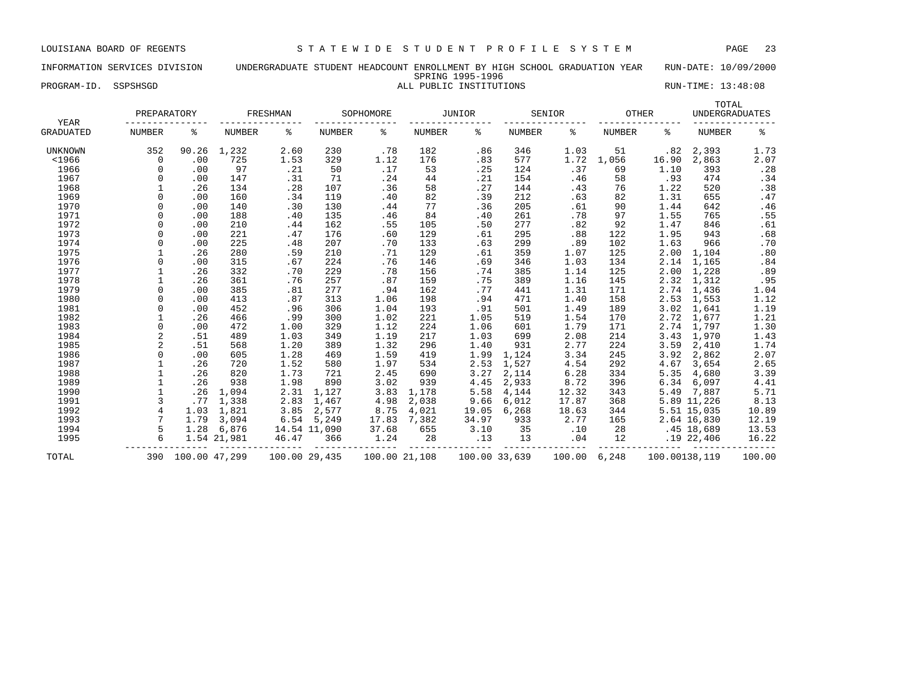LOUISIANA BOARD OF REGENTS — STATEWIDE STUDENT PROFILE SYSTEM

INFORMATION SERVICES DIVISION — UNDERGRADUATE STUDENT HEADCOUNT ENROLLMENT BY HIGH SCHOOL GRADUATION YEAR — RUN-DATE: 10/09/2000

SPRING 1995-1996

PROGRAM-ID. SSPSHSGD — ALL PUBLIC INSTITUTIONS — RUN-TIME: 13:48:08

| YEAR | PREPARATORY | | FRESHMAN | | SOPHOMORE | | JUNIOR | | SENIOR | | OTHER | | TOTAL UNDERGRADUATES | |
|---|---|---|---|---|---|---|---|---|---|---|---|---|---|---|
| GRADUATED | NUMBER | % | NUMBER | % | NUMBER | % | NUMBER | % | NUMBER | % | NUMBER | % | NUMBER | % |
| UNKNOWN | 352 | 90.26 | 1,232 | 2.60 | 230 | .78 | 182 | .86 | 346 | 1.03 | 51 | .82 | 2,393 | 1.73 |
| <1966 | 0 | .00 | 725 | 1.53 | 329 | 1.12 | 176 | .83 | 577 | 1.72 | 1,056 | 16.90 | 2,863 | 2.07 |
| 1966 | 0 | .00 | 97 | .21 | 50 | .17 | 53 | .25 | 124 | .37 | 69 | 1.10 | 393 | .28 |
| 1967 | 0 | .00 | 147 | .31 | 71 | .24 | 44 | .21 | 154 | .46 | 58 | .93 | 474 | .34 |
| 1968 | 1 | .26 | 134 | .28 | 107 | .36 | 58 | .27 | 144 | .43 | 76 | 1.22 | 520 | .38 |
| 1969 | 0 | .00 | 160 | .34 | 119 | .40 | 82 | .39 | 212 | .63 | 82 | 1.31 | 655 | .47 |
| 1970 | 0 | .00 | 140 | .30 | 130 | .44 | 77 | .36 | 205 | .61 | 90 | 1.44 | 642 | .46 |
| 1971 | 0 | .00 | 188 | .40 | 135 | .46 | 84 | .40 | 261 | .78 | 97 | 1.55 | 765 | .55 |
| 1972 | 0 | .00 | 210 | .44 | 162 | .55 | 105 | .50 | 277 | .82 | 92 | 1.47 | 846 | .61 |
| 1973 | 0 | .00 | 221 | .47 | 176 | .60 | 129 | .61 | 295 | .88 | 122 | 1.95 | 943 | .68 |
| 1974 | 0 | .00 | 225 | .48 | 207 | .70 | 133 | .63 | 299 | .89 | 102 | 1.63 | 966 | .70 |
| 1975 | 1 | .26 | 280 | .59 | 210 | .71 | 129 | .61 | 359 | 1.07 | 125 | 2.00 | 1,104 | .80 |
| 1976 | 0 | .00 | 315 | .67 | 224 | .76 | 146 | .69 | 346 | 1.03 | 134 | 2.14 | 1,165 | .84 |
| 1977 | 1 | .26 | 332 | .70 | 229 | .78 | 156 | .74 | 385 | 1.14 | 125 | 2.00 | 1,228 | .89 |
| 1978 | 1 | .26 | 361 | .76 | 257 | .87 | 159 | .75 | 389 | 1.16 | 145 | 2.32 | 1,312 | .95 |
| 1979 | 0 | .00 | 385 | .81 | 277 | .94 | 162 | .77 | 441 | 1.31 | 171 | 2.74 | 1,436 | 1.04 |
| 1980 | 0 | .00 | 413 | .87 | 313 | 1.06 | 198 | .94 | 471 | 1.40 | 158 | 2.53 | 1,553 | 1.12 |
| 1981 | 0 | .00 | 452 | .96 | 306 | 1.04 | 193 | .91 | 501 | 1.49 | 189 | 3.02 | 1,641 | 1.19 |
| 1982 | 1 | .26 | 466 | .99 | 300 | 1.02 | 221 | 1.05 | 519 | 1.54 | 170 | 2.72 | 1,677 | 1.21 |
| 1983 | 0 | .00 | 472 | 1.00 | 329 | 1.12 | 224 | 1.06 | 601 | 1.79 | 171 | 2.74 | 1,797 | 1.30 |
| 1984 | 2 | .51 | 489 | 1.03 | 349 | 1.19 | 217 | 1.03 | 699 | 2.08 | 214 | 3.43 | 1,970 | 1.43 |
| 1985 | 2 | .51 | 568 | 1.20 | 389 | 1.32 | 296 | 1.40 | 931 | 2.77 | 224 | 3.59 | 2,410 | 1.74 |
| 1986 | 0 | .00 | 605 | 1.28 | 469 | 1.59 | 419 | 1.99 | 1,124 | 3.34 | 245 | 3.92 | 2,862 | 2.07 |
| 1987 | 1 | .26 | 720 | 1.52 | 580 | 1.97 | 534 | 2.53 | 1,527 | 4.54 | 292 | 4.67 | 3,654 | 2.65 |
| 1988 | 1 | .26 | 820 | 1.73 | 721 | 2.45 | 690 | 3.27 | 2,114 | 6.28 | 334 | 5.35 | 4,680 | 3.39 |
| 1989 | 1 | .26 | 938 | 1.98 | 890 | 3.02 | 939 | 4.45 | 2,933 | 8.72 | 396 | 6.34 | 6,097 | 4.41 |
| 1990 | 1 | .26 | 1,094 | 2.31 | 1,127 | 3.83 | 1,178 | 5.58 | 4,144 | 12.32 | 343 | 5.49 | 7,887 | 5.71 |
| 1991 | 3 | .77 | 1,338 | 2.83 | 1,467 | 4.98 | 2,038 | 9.66 | 6,012 | 17.87 | 368 | 5.89 | 11,226 | 8.13 |
| 1992 | 4 | 1.03 | 1,821 | 3.85 | 2,577 | 8.75 | 4,021 | 19.05 | 6,268 | 18.63 | 344 | 5.51 | 15,035 | 10.89 |
| 1993 | 7 | 1.79 | 3,094 | 6.54 | 5,249 | 17.83 | 7,382 | 34.97 | 933 | 2.77 | 165 | 2.64 | 16,830 | 12.19 |
| 1994 | 5 | 1.28 | 6,876 | 14.54 | 11,090 | 37.68 | 655 | 3.10 | 35 | .10 | 28 | .45 | 18,689 | 13.53 |
| 1995 | 6 | 1.54 | 21,981 | 46.47 | 366 | 1.24 | 28 | .13 | 13 | .04 | 12 | .19 | 22,406 | 16.22 |
| TOTAL | 390 | 100.00 | 47,299 | 100.00 | 29,435 | 100.00 | 21,108 | 100.00 | 33,639 | 100.00 | 6,248 | 100.00 | 138,119 | 100.00 |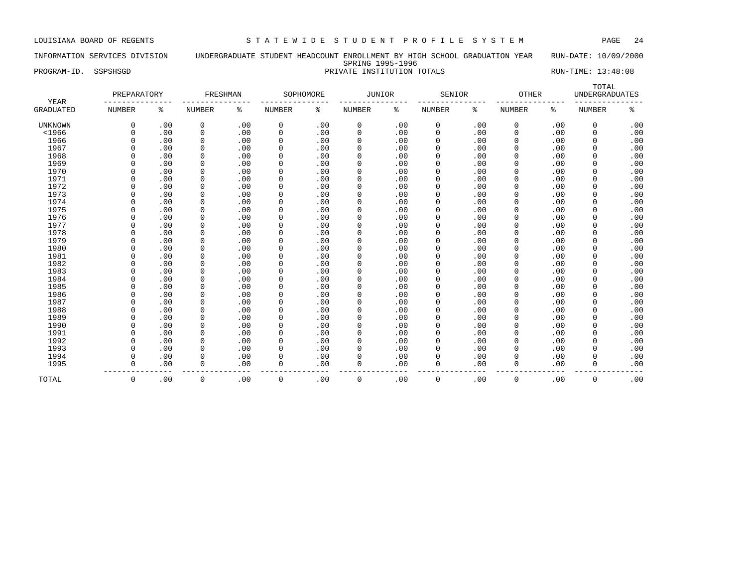LOUISIANA BOARD OF REGENTS — STATEWIDE STUDENT PROFILE SYSTEM

INFORMATION SERVICES DIVISION — UNDERGRADUATE STUDENT HEADCOUNT ENROLLMENT BY HIGH SCHOOL GRADUATION YEAR — RUN-DATE: 10/09/2000

SPRING 1995-1996

PROGRAM-ID. SSPSHSGD — PRIVATE INSTITUTION TOTALS — RUN-TIME: 13:48:08

| YEAR | PREPARATORY | | FRESHMAN | | SOPHOMORE | | JUNIOR | | SENIOR | | OTHER | | TOTAL UNDERGRADUATES | |
|---|---|---|---|---|---|---|---|---|---|---|---|---|---|---|
| GRADUATED | NUMBER | % | NUMBER | % | NUMBER | % | NUMBER | % | NUMBER | % | NUMBER | % | NUMBER | % |
| UNKNOWN | 0 | .00 | 0 | .00 | 0 | .00 | 0 | .00 | 0 | .00 | 0 | .00 | 0 | .00 |
| <1966 | 0 | .00 | 0 | .00 | 0 | .00 | 0 | .00 | 0 | .00 | 0 | .00 | 0 | .00 |
| 1966 | 0 | .00 | 0 | .00 | 0 | .00 | 0 | .00 | 0 | .00 | 0 | .00 | 0 | .00 |
| 1967 | 0 | .00 | 0 | .00 | 0 | .00 | 0 | .00 | 0 | .00 | 0 | .00 | 0 | .00 |
| 1968 | 0 | .00 | 0 | .00 | 0 | .00 | 0 | .00 | 0 | .00 | 0 | .00 | 0 | .00 |
| 1969 | 0 | .00 | 0 | .00 | 0 | .00 | 0 | .00 | 0 | .00 | 0 | .00 | 0 | .00 |
| 1970 | 0 | .00 | 0 | .00 | 0 | .00 | 0 | .00 | 0 | .00 | 0 | .00 | 0 | .00 |
| 1971 | 0 | .00 | 0 | .00 | 0 | .00 | 0 | .00 | 0 | .00 | 0 | .00 | 0 | .00 |
| 1972 | 0 | .00 | 0 | .00 | 0 | .00 | 0 | .00 | 0 | .00 | 0 | .00 | 0 | .00 |
| 1973 | 0 | .00 | 0 | .00 | 0 | .00 | 0 | .00 | 0 | .00 | 0 | .00 | 0 | .00 |
| 1974 | 0 | .00 | 0 | .00 | 0 | .00 | 0 | .00 | 0 | .00 | 0 | .00 | 0 | .00 |
| 1975 | 0 | .00 | 0 | .00 | 0 | .00 | 0 | .00 | 0 | .00 | 0 | .00 | 0 | .00 |
| 1976 | 0 | .00 | 0 | .00 | 0 | .00 | 0 | .00 | 0 | .00 | 0 | .00 | 0 | .00 |
| 1977 | 0 | .00 | 0 | .00 | 0 | .00 | 0 | .00 | 0 | .00 | 0 | .00 | 0 | .00 |
| 1978 | 0 | .00 | 0 | .00 | 0 | .00 | 0 | .00 | 0 | .00 | 0 | .00 | 0 | .00 |
| 1979 | 0 | .00 | 0 | .00 | 0 | .00 | 0 | .00 | 0 | .00 | 0 | .00 | 0 | .00 |
| 1980 | 0 | .00 | 0 | .00 | 0 | .00 | 0 | .00 | 0 | .00 | 0 | .00 | 0 | .00 |
| 1981 | 0 | .00 | 0 | .00 | 0 | .00 | 0 | .00 | 0 | .00 | 0 | .00 | 0 | .00 |
| 1982 | 0 | .00 | 0 | .00 | 0 | .00 | 0 | .00 | 0 | .00 | 0 | .00 | 0 | .00 |
| 1983 | 0 | .00 | 0 | .00 | 0 | .00 | 0 | .00 | 0 | .00 | 0 | .00 | 0 | .00 |
| 1984 | 0 | .00 | 0 | .00 | 0 | .00 | 0 | .00 | 0 | .00 | 0 | .00 | 0 | .00 |
| 1985 | 0 | .00 | 0 | .00 | 0 | .00 | 0 | .00 | 0 | .00 | 0 | .00 | 0 | .00 |
| 1986 | 0 | .00 | 0 | .00 | 0 | .00 | 0 | .00 | 0 | .00 | 0 | .00 | 0 | .00 |
| 1987 | 0 | .00 | 0 | .00 | 0 | .00 | 0 | .00 | 0 | .00 | 0 | .00 | 0 | .00 |
| 1988 | 0 | .00 | 0 | .00 | 0 | .00 | 0 | .00 | 0 | .00 | 0 | .00 | 0 | .00 |
| 1989 | 0 | .00 | 0 | .00 | 0 | .00 | 0 | .00 | 0 | .00 | 0 | .00 | 0 | .00 |
| 1990 | 0 | .00 | 0 | .00 | 0 | .00 | 0 | .00 | 0 | .00 | 0 | .00 | 0 | .00 |
| 1991 | 0 | .00 | 0 | .00 | 0 | .00 | 0 | .00 | 0 | .00 | 0 | .00 | 0 | .00 |
| 1992 | 0 | .00 | 0 | .00 | 0 | .00 | 0 | .00 | 0 | .00 | 0 | .00 | 0 | .00 |
| 1993 | 0 | .00 | 0 | .00 | 0 | .00 | 0 | .00 | 0 | .00 | 0 | .00 | 0 | .00 |
| 1994 | 0 | .00 | 0 | .00 | 0 | .00 | 0 | .00 | 0 | .00 | 0 | .00 | 0 | .00 |
| 1995 | 0 | .00 | 0 | .00 | 0 | .00 | 0 | .00 | 0 | .00 | 0 | .00 | 0 | .00 |
| TOTAL | 0 | .00 | 0 | .00 | 0 | .00 | 0 | .00 | 0 | .00 | 0 | .00 | 0 | .00 |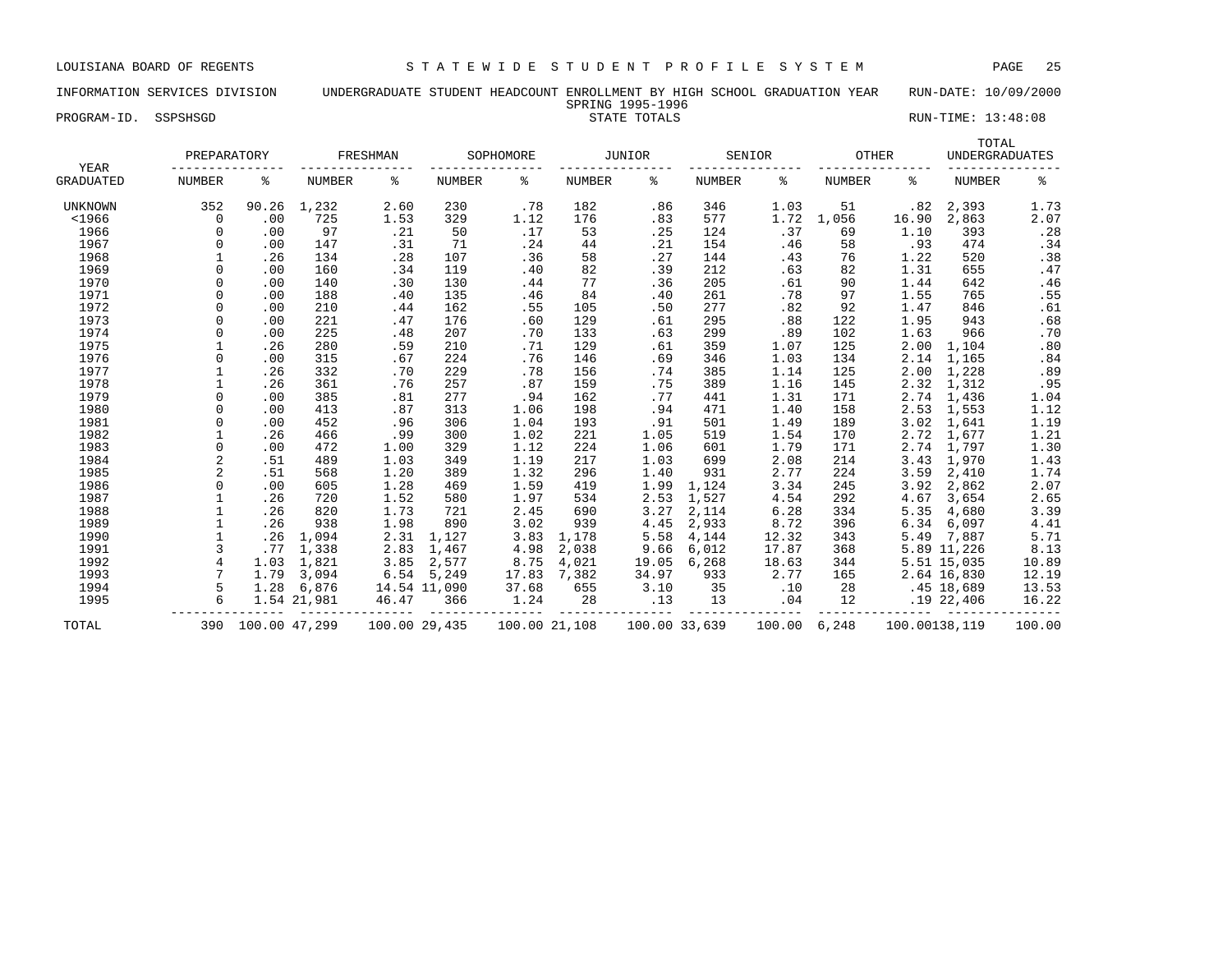LOUISIANA BOARD OF REGENTS — STATEWIDE STUDENT PROFILE SYSTEM

INFORMATION SERVICES DIVISION — UNDERGRADUATE STUDENT HEADCOUNT ENROLLMENT BY HIGH SCHOOL GRADUATION YEAR — RUN-DATE: 10/09/2000

SPRING 1995-1996

PROGRAM-ID. SSPSHSGD — STATE TOTALS — RUN-TIME: 13:48:08

| YEAR | PREPARATORY | | FRESHMAN | | SOPHOMORE | | JUNIOR | | SENIOR | | OTHER | | TOTAL UNDERGRADUATES | |
|---|---|---|---|---|---|---|---|---|---|---|---|---|---|---|
| GRADUATED | NUMBER | % | NUMBER | % | NUMBER | % | NUMBER | % | NUMBER | % | NUMBER | % | NUMBER | % |
| UNKNOWN | 352 | 90.26 | 1,232 | 2.60 | 230 | .78 | 182 | .86 | 346 | 1.03 | 51 | .82 | 2,393 | 1.73 |
| <1966 | 0 | .00 | 725 | 1.53 | 329 | 1.12 | 176 | .83 | 577 | 1.72 | 1,056 | 16.90 | 2,863 | 2.07 |
| 1966 | 0 | .00 | 97 | .21 | 50 | .17 | 53 | .25 | 124 | .37 | 69 | 1.10 | 393 | .28 |
| 1967 | 0 | .00 | 147 | .31 | 71 | .24 | 44 | .21 | 154 | .46 | 58 | .93 | 474 | .34 |
| 1968 | 1 | .26 | 134 | .28 | 107 | .36 | 58 | .27 | 144 | .43 | 76 | 1.22 | 520 | .38 |
| 1969 | 0 | .00 | 160 | .34 | 119 | .40 | 82 | .39 | 212 | .63 | 82 | 1.31 | 655 | .47 |
| 1970 | 0 | .00 | 140 | .30 | 130 | .44 | 77 | .36 | 205 | .61 | 90 | 1.44 | 642 | .46 |
| 1971 | 0 | .00 | 188 | .40 | 135 | .46 | 84 | .40 | 261 | .78 | 97 | 1.55 | 765 | .55 |
| 1972 | 0 | .00 | 210 | .44 | 162 | .55 | 105 | .50 | 277 | .82 | 92 | 1.47 | 846 | .61 |
| 1973 | 0 | .00 | 221 | .47 | 176 | .60 | 129 | .61 | 295 | .88 | 122 | 1.95 | 943 | .68 |
| 1974 | 0 | .00 | 225 | .48 | 207 | .70 | 133 | .63 | 299 | .89 | 102 | 1.63 | 966 | .70 |
| 1975 | 1 | .26 | 280 | .59 | 210 | .71 | 129 | .61 | 359 | 1.07 | 125 | 2.00 | 1,104 | .80 |
| 1976 | 0 | .00 | 315 | .67 | 224 | .76 | 146 | .69 | 346 | 1.03 | 134 | 2.14 | 1,165 | .84 |
| 1977 | 1 | .26 | 332 | .70 | 229 | .78 | 156 | .74 | 385 | 1.14 | 125 | 2.00 | 1,228 | .89 |
| 1978 | 1 | .26 | 361 | .76 | 257 | .87 | 159 | .75 | 389 | 1.16 | 145 | 2.32 | 1,312 | .95 |
| 1979 | 0 | .00 | 385 | .81 | 277 | .94 | 162 | .77 | 441 | 1.31 | 171 | 2.74 | 1,436 | 1.04 |
| 1980 | 0 | .00 | 413 | .87 | 313 | 1.06 | 198 | .94 | 471 | 1.40 | 158 | 2.53 | 1,553 | 1.12 |
| 1981 | 0 | .00 | 452 | .96 | 306 | 1.04 | 193 | .91 | 501 | 1.49 | 189 | 3.02 | 1,641 | 1.19 |
| 1982 | 1 | .26 | 466 | .99 | 300 | 1.02 | 221 | 1.05 | 519 | 1.54 | 170 | 2.72 | 1,677 | 1.21 |
| 1983 | 0 | .00 | 472 | 1.00 | 329 | 1.12 | 224 | 1.06 | 601 | 1.79 | 171 | 2.74 | 1,797 | 1.30 |
| 1984 | 2 | .51 | 489 | 1.03 | 349 | 1.19 | 217 | 1.03 | 699 | 2.08 | 214 | 3.43 | 1,970 | 1.43 |
| 1985 | 2 | .51 | 568 | 1.20 | 389 | 1.32 | 296 | 1.40 | 931 | 2.77 | 224 | 3.59 | 2,410 | 1.74 |
| 1986 | 0 | .00 | 605 | 1.28 | 469 | 1.59 | 419 | 1.99 | 1,124 | 3.34 | 245 | 3.92 | 2,862 | 2.07 |
| 1987 | 1 | .26 | 720 | 1.52 | 580 | 1.97 | 534 | 2.53 | 1,527 | 4.54 | 292 | 4.67 | 3,654 | 2.65 |
| 1988 | 1 | .26 | 820 | 1.73 | 721 | 2.45 | 690 | 3.27 | 2,114 | 6.28 | 334 | 5.35 | 4,680 | 3.39 |
| 1989 | 1 | .26 | 938 | 1.98 | 890 | 3.02 | 939 | 4.45 | 2,933 | 8.72 | 396 | 6.34 | 6,097 | 4.41 |
| 1990 | 1 | .26 | 1,094 | 2.31 | 1,127 | 3.83 | 1,178 | 5.58 | 4,144 | 12.32 | 343 | 5.49 | 7,887 | 5.71 |
| 1991 | 3 | .77 | 1,338 | 2.83 | 1,467 | 4.98 | 2,038 | 9.66 | 6,012 | 17.87 | 368 | 5.89 | 11,226 | 8.13 |
| 1992 | 4 | 1.03 | 1,821 | 3.85 | 2,577 | 8.75 | 4,021 | 19.05 | 6,268 | 18.63 | 344 | 5.51 | 15,035 | 10.89 |
| 1993 | 7 | 1.79 | 3,094 | 6.54 | 5,249 | 17.83 | 7,382 | 34.97 | 933 | 2.77 | 165 | 2.64 | 16,830 | 12.19 |
| 1994 | 5 | 1.28 | 6,876 | 14.54 | 11,090 | 37.68 | 655 | 3.10 | 35 | .10 | 28 | .45 | 18,689 | 13.53 |
| 1995 | 6 | 1.54 | 21,981 | 46.47 | 366 | 1.24 | 28 | .13 | 13 | .04 | 12 | .19 | 22,406 | 16.22 |
| TOTAL | 390 | 100.00 | 47,299 | 100.00 | 29,435 | 100.00 | 21,108 | 100.00 | 33,639 | 100.00 | 6,248 | 100.00 | 138,119 | 100.00 |